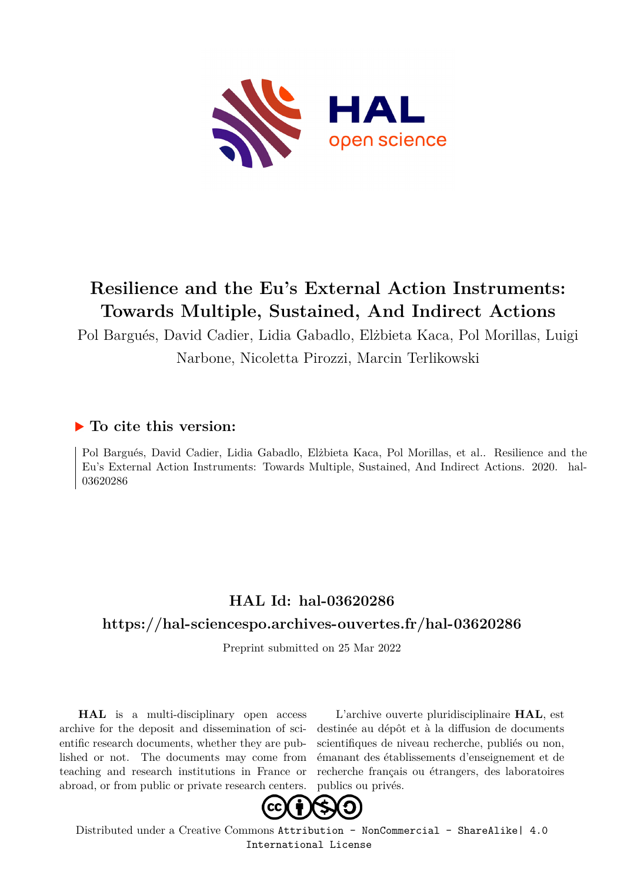# Resilience and the Eu's External Action Instruments: Towards Multiple, Sustained, And Indirect Actions

Pol Bargués, David Cadier, Lidia Gabadlo, Elżbieta Kaca, Pol Morillas, Luigi Narbone, Nicoletta Pirozzi, Marcin Terlikowski

## ▶ To cite this version:

Pol Bargués, David Cadier, Lidia Gabadlo, Elżbieta Kaca, Pol Morillas, et al.. Resilience and the Eu's External Action Instruments: Towards Multiple, Sustained, And Indirect Actions. 2020. hal-03620286

## HAL Id: hal-03620286

## https://hal-sciencespo.archives-ouvertes.fr/hal-03620286

Preprint submitted on 25 Mar 2022

**HAL** is a multi-disciplinary open access archive for the deposit and dissemination of scientific research documents, whether they are published or not. The documents may come from teaching and research institutions in France or abroad, or from public or private research centers.

L'archive ouverte pluridisciplinaire **HAL**, est destinée au dépôt et à la diffusion de documents scientifiques de niveau recherche, publiés ou non, émanant des établissements d'enseignement et de recherche français ou étrangers, des laboratoires publics ou privés.

Distributed under a Creative Commons Attribution - NonCommercial - ShareAlike| 4.0 International License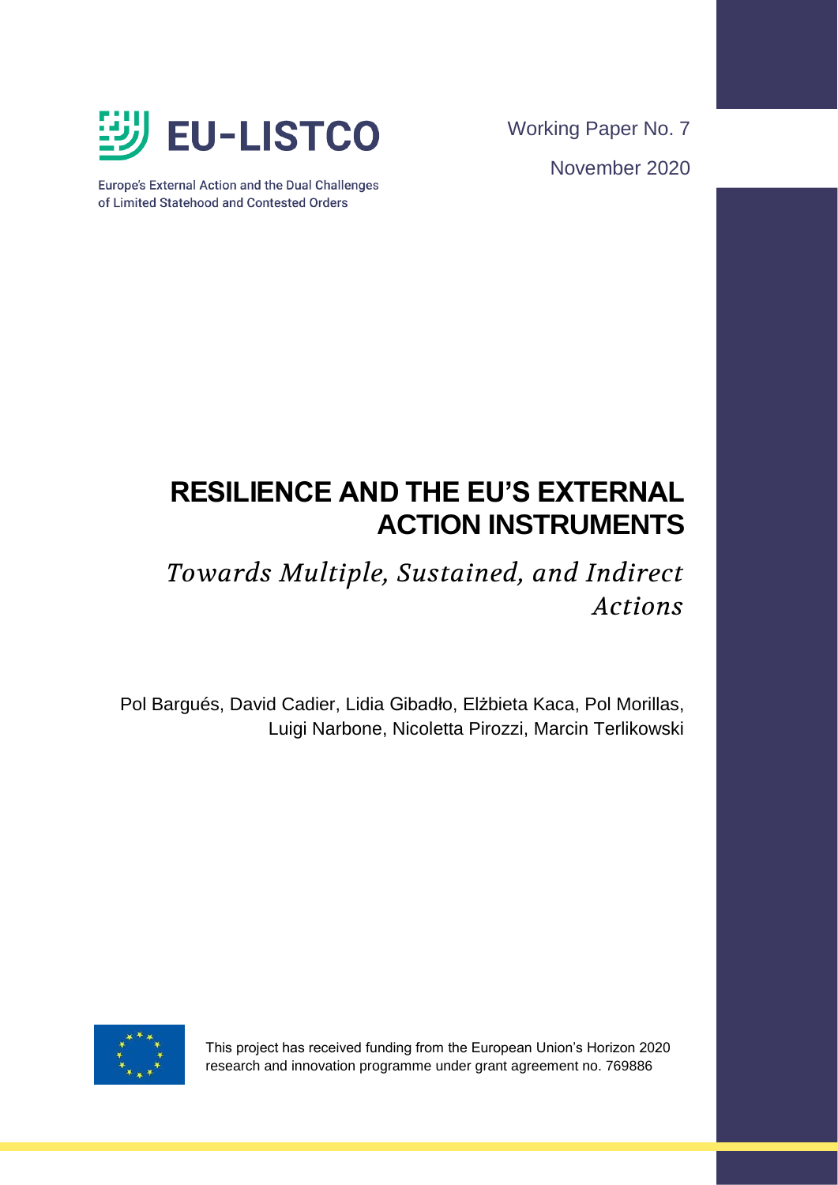EU-LISTCO

Europe's External Action and the Dual Challenges of Limited Statehood and Contested Orders

Working Paper No. 7

November 2020

# RESILIENCE AND THE EU'S EXTERNAL ACTION INSTRUMENTS

## *Towards Multiple, Sustained, and Indirect Actions*

Pol Bargués, David Cadier, Lidia Gibadło, Elżbieta Kaca, Pol Morillas, Luigi Narbone, Nicoletta Pirozzi, Marcin Terlikowski

This project has received funding from the European Union's Horizon 2020 research and innovation programme under grant agreement no. 769886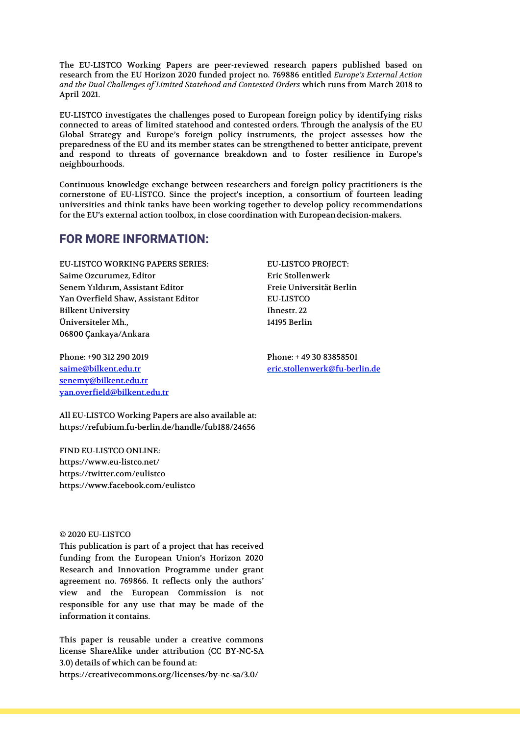The EU-LISTCO Working Papers are peer-reviewed research papers published based on research from the EU Horizon 2020 funded project no. 769886 entitled *Europe's External Action and the Dual Challenges of Limited Statehood and Contested Orders* which runs from March 2018 to April 2021.

EU-LISTCO investigates the challenges posed to European foreign policy by identifying risks connected to areas of limited statehood and contested orders. Through the analysis of the EU Global Strategy and Europe's foreign policy instruments, the project assesses how the preparedness of the EU and its member states can be strengthened to better anticipate, prevent and respond to threats of governance breakdown and to foster resilience in Europe's neighbourhoods.

Continuous knowledge exchange between researchers and foreign policy practitioners is the cornerstone of EU-LISTCO. Since the project's inception, a consortium of fourteen leading universities and think tanks have been working together to develop policy recommendations for the EU's external action toolbox, in close coordination with European decision-makers.

## FOR MORE INFORMATION:

EU-LISTCO WORKING PAPERS SERIES:
Saime Ozcurumez, Editor
Senem Yıldırım, Assistant Editor
Yan Overfield Shaw, Assistant Editor
Bilkent University
Üniversiteler Mh.,
06800 Çankaya/Ankara

Phone: +90 312 290 2019
saime@bilkent.edu.tr
senemy@bilkent.edu.tr
yan.overfield@bilkent.edu.tr

EU-LISTCO PROJECT:
Eric Stollenwerk
Freie Universität Berlin
EU-LISTCO
Ihnestr. 22
14195 Berlin

Phone: + 49 30 83858501
eric.stollenwerk@fu-berlin.de

All EU-LISTCO Working Papers are also available at:
https://refubium.fu-berlin.de/handle/fub188/24656

FIND EU-LISTCO ONLINE:
https://www.eu-listco.net/
https://twitter.com/eulistco
https://www.facebook.com/eulistco

© 2020 EU-LISTCO
This publication is part of a project that has received funding from the European Union's Horizon 2020 Research and Innovation Programme under grant agreement no. 769866. It reflects only the authors' view and the European Commission is not responsible for any use that may be made of the information it contains.

This paper is reusable under a creative commons license ShareAlike under attribution (CC BY-NC-SA 3.0) details of which can be found at:
https://creativecommons.org/licenses/by-nc-sa/3.0/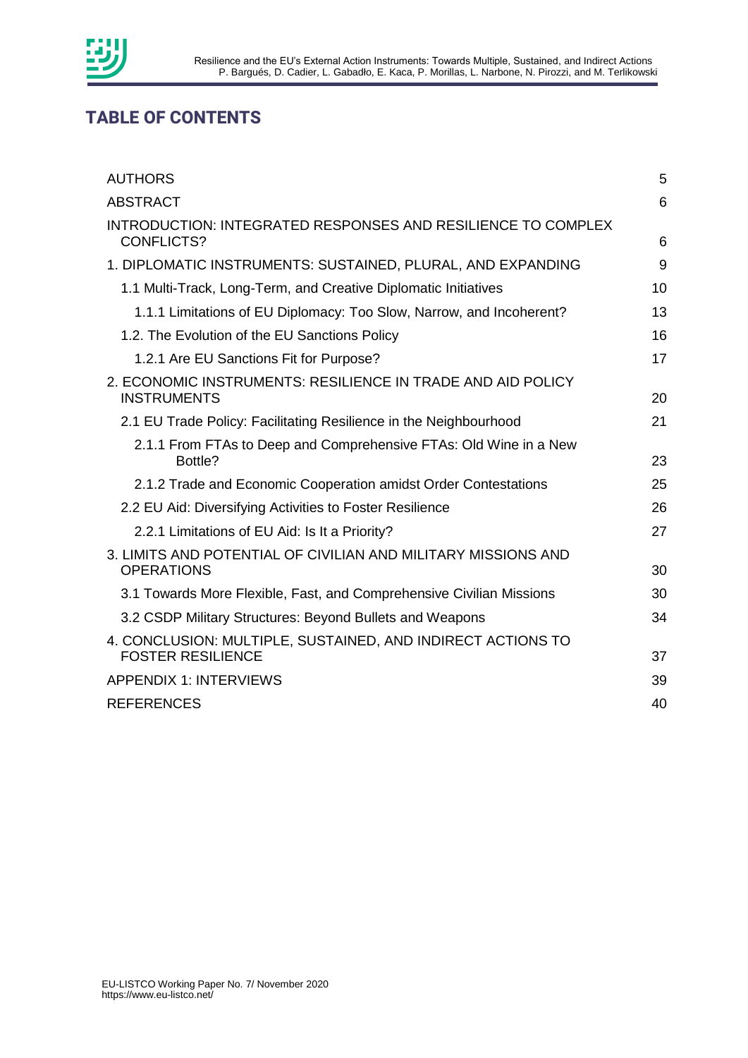## TABLE OF CONTENTS

| | |
|---|---|
| AUTHORS | 5 |
| ABSTRACT | 6 |
| INTRODUCTION: INTEGRATED RESPONSES AND RESILIENCE TO COMPLEX CONFLICTS? | 6 |
| 1. DIPLOMATIC INSTRUMENTS: SUSTAINED, PLURAL, AND EXPANDING | 9 |
| 1.1 Multi-Track, Long-Term, and Creative Diplomatic Initiatives | 10 |
| 1.1.1 Limitations of EU Diplomacy: Too Slow, Narrow, and Incoherent? | 13 |
| 1.2. The Evolution of the EU Sanctions Policy | 16 |
| 1.2.1 Are EU Sanctions Fit for Purpose? | 17 |
| 2. ECONOMIC INSTRUMENTS: RESILIENCE IN TRADE AND AID POLICY INSTRUMENTS | 20 |
| 2.1 EU Trade Policy: Facilitating Resilience in the Neighbourhood | 21 |
| 2.1.1 From FTAs to Deep and Comprehensive FTAs: Old Wine in a New Bottle? | 23 |
| 2.1.2 Trade and Economic Cooperation amidst Order Contestations | 25 |
| 2.2 EU Aid: Diversifying Activities to Foster Resilience | 26 |
| 2.2.1 Limitations of EU Aid: Is It a Priority? | 27 |
| 3. LIMITS AND POTENTIAL OF CIVILIAN AND MILITARY MISSIONS AND OPERATIONS | 30 |
| 3.1 Towards More Flexible, Fast, and Comprehensive Civilian Missions | 30 |
| 3.2 CSDP Military Structures: Beyond Bullets and Weapons | 34 |
| 4. CONCLUSION: MULTIPLE, SUSTAINED, AND INDIRECT ACTIONS TO FOSTER RESILIENCE | 37 |
| APPENDIX 1: INTERVIEWS | 39 |
| REFERENCES | 40 |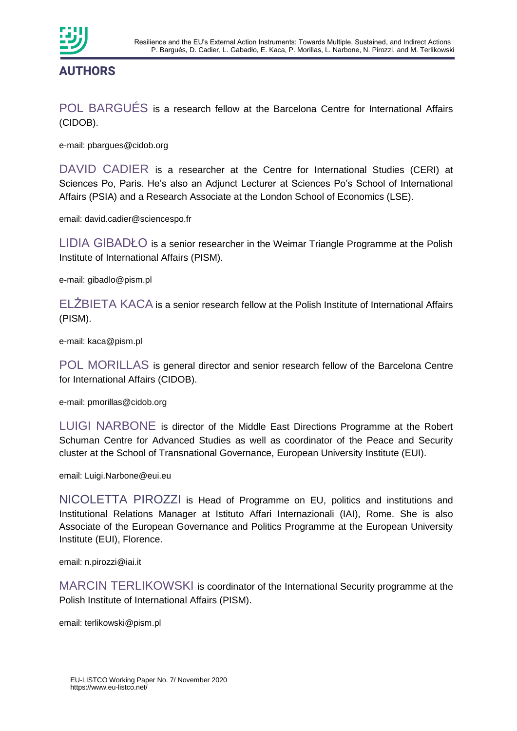## AUTHORS

POL BARGUÉS is a research fellow at the Barcelona Centre for International Affairs (CIDOB).

e-mail: pbargues@cidob.org

DAVID CADIER is a researcher at the Centre for International Studies (CERI) at Sciences Po, Paris. He's also an Adjunct Lecturer at Sciences Po's School of International Affairs (PSIA) and a Research Associate at the London School of Economics (LSE).

email: david.cadier@sciencespo.fr

LIDIA GIBADŁO is a senior researcher in the Weimar Triangle Programme at the Polish Institute of International Affairs (PISM).

e-mail: gibadlo@pism.pl

ELŻBIETA KACA is a senior research fellow at the Polish Institute of International Affairs (PISM).

e-mail: kaca@pism.pl

POL MORILLAS is general director and senior research fellow of the Barcelona Centre for International Affairs (CIDOB).

e-mail: pmorillas@cidob.org

LUIGI NARBONE is director of the Middle East Directions Programme at the Robert Schuman Centre for Advanced Studies as well as coordinator of the Peace and Security cluster at the School of Transnational Governance, European University Institute (EUI).

email: Luigi.Narbone@eui.eu

NICOLETTA PIROZZI is Head of Programme on EU, politics and institutions and Institutional Relations Manager at Istituto Affari Internazionali (IAI), Rome. She is also Associate of the European Governance and Politics Programme at the European University Institute (EUI), Florence.

email: n.pirozzi@iai.it

MARCIN TERLIKOWSKI is coordinator of the International Security programme at the Polish Institute of International Affairs (PISM).

email: terlikowski@pism.pl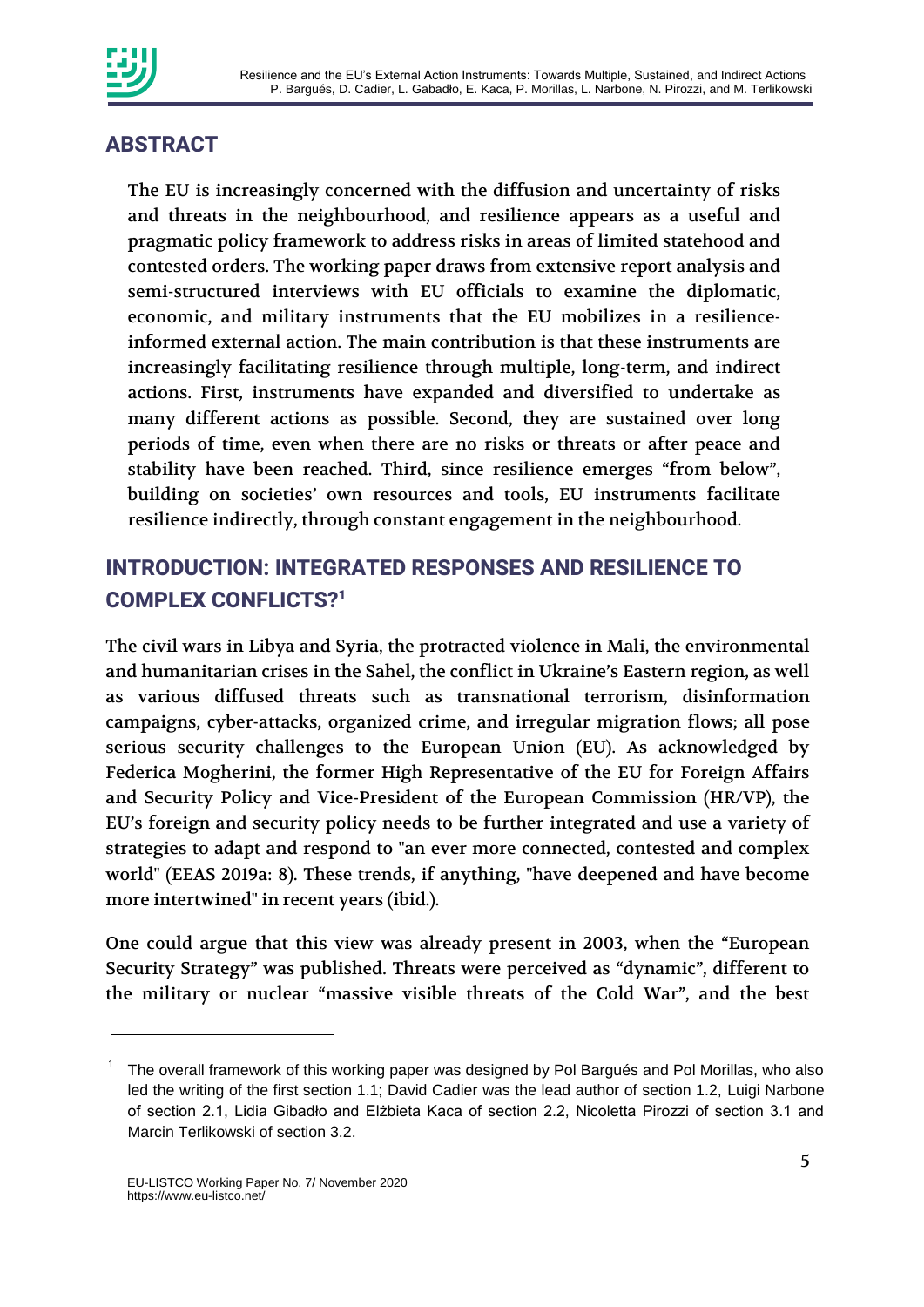## ABSTRACT

The EU is increasingly concerned with the diffusion and uncertainty of risks and threats in the neighbourhood, and resilience appears as a useful and pragmatic policy framework to address risks in areas of limited statehood and contested orders. The working paper draws from extensive report analysis and semi-structured interviews with EU officials to examine the diplomatic, economic, and military instruments that the EU mobilizes in a resilience-informed external action. The main contribution is that these instruments are increasingly facilitating resilience through multiple, long-term, and indirect actions. First, instruments have expanded and diversified to undertake as many different actions as possible. Second, they are sustained over long periods of time, even when there are no risks or threats or after peace and stability have been reached. Third, since resilience emerges "from below", building on societies' own resources and tools, EU instruments facilitate resilience indirectly, through constant engagement in the neighbourhood.

## INTRODUCTION: INTEGRATED RESPONSES AND RESILIENCE TO COMPLEX CONFLICTS?[1]

The civil wars in Libya and Syria, the protracted violence in Mali, the environmental and humanitarian crises in the Sahel, the conflict in Ukraine's Eastern region, as well as various diffused threats such as transnational terrorism, disinformation campaigns, cyber-attacks, organized crime, and irregular migration flows; all pose serious security challenges to the European Union (EU). As acknowledged by Federica Mogherini, the former High Representative of the EU for Foreign Affairs and Security Policy and Vice-President of the European Commission (HR/VP), the EU's foreign and security policy needs to be further integrated and use a variety of strategies to adapt and respond to "an ever more connected, contested and complex world" (EEAS 2019a: 8). These trends, if anything, "have deepened and have become more intertwined" in recent years (ibid.).

One could argue that this view was already present in 2003, when the "European Security Strategy" was published. Threats were perceived as "dynamic", different to the military or nuclear "massive visible threats of the Cold War", and the best

---

[1] The overall framework of this working paper was designed by Pol Bargués and Pol Morillas, who also led the writing of the first section 1.1; David Cadier was the lead author of section 1.2, Luigi Narbone of section 2.1, Lidia Gibadło and Elżbieta Kaca of section 2.2, Nicoletta Pirozzi of section 3.1 and Marcin Terlikowski of section 3.2.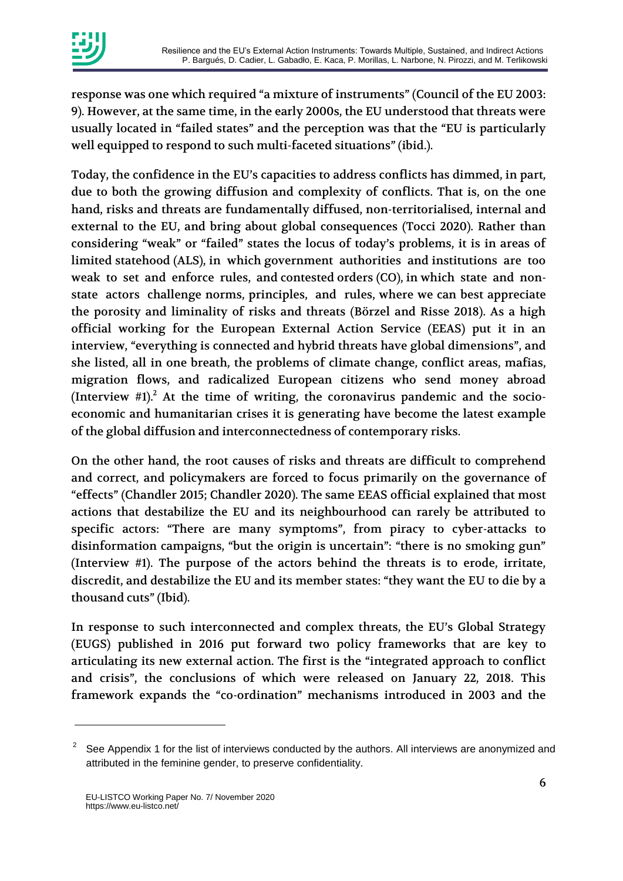response was one which required "a mixture of instruments" (Council of the EU 2003: 9). However, at the same time, in the early 2000s, the EU understood that threats were usually located in "failed states" and the perception was that the "EU is particularly well equipped to respond to such multi-faceted situations" (ibid.).

Today, the confidence in the EU's capacities to address conflicts has dimmed, in part, due to both the growing diffusion and complexity of conflicts. That is, on the one hand, risks and threats are fundamentally diffused, non-territorialised, internal and external to the EU, and bring about global consequences (Tocci 2020). Rather than considering "weak" or "failed" states the locus of today's problems, it is in areas of limited statehood (ALS), in which government authorities and institutions are too weak to set and enforce rules, and contested orders (CO), in which state and non-state actors challenge norms, principles, and rules, where we can best appreciate the porosity and liminality of risks and threats (Börzel and Risse 2018). As a high official working for the European External Action Service (EEAS) put it in an interview, "everything is connected and hybrid threats have global dimensions", and she listed, all in one breath, the problems of climate change, conflict areas, mafias, migration flows, and radicalized European citizens who send money abroad (Interview #1).[2] At the time of writing, the coronavirus pandemic and the socio-economic and humanitarian crises it is generating have become the latest example of the global diffusion and interconnectedness of contemporary risks.

On the other hand, the root causes of risks and threats are difficult to comprehend and correct, and policymakers are forced to focus primarily on the governance of "effects" (Chandler 2015; Chandler 2020). The same EEAS official explained that most actions that destabilize the EU and its neighbourhood can rarely be attributed to specific actors: "There are many symptoms", from piracy to cyber-attacks to disinformation campaigns, "but the origin is uncertain": "there is no smoking gun" (Interview #1). The purpose of the actors behind the threats is to erode, irritate, discredit, and destabilize the EU and its member states: "they want the EU to die by a thousand cuts" (Ibid).

In response to such interconnected and complex threats, the EU's Global Strategy (EUGS) published in 2016 put forward two policy frameworks that are key to articulating its new external action. The first is the "integrated approach to conflict and crisis", the conclusions of which were released on January 22, 2018. This framework expands the "co-ordination" mechanisms introduced in 2003 and the

[2] See Appendix 1 for the list of interviews conducted by the authors. All interviews are anonymized and attributed in the feminine gender, to preserve confidentiality.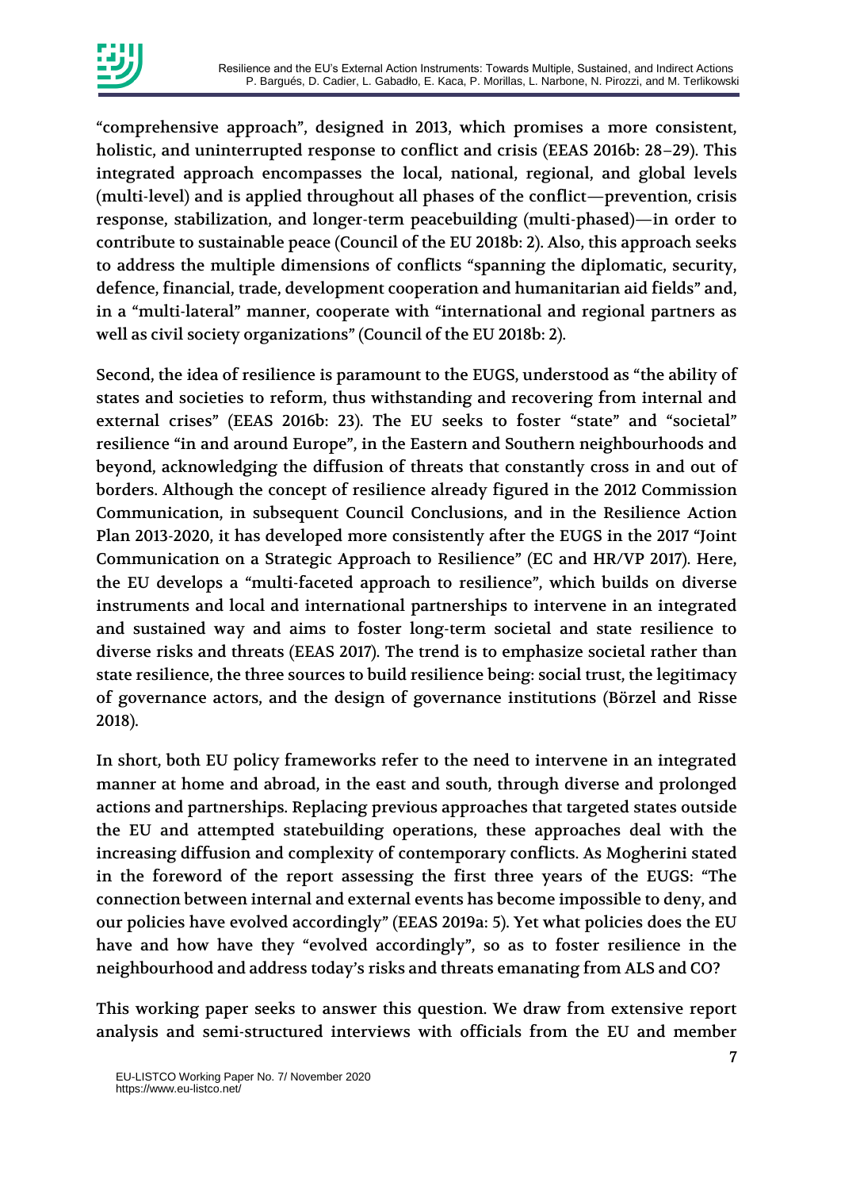"comprehensive approach", designed in 2013, which promises a more consistent, holistic, and uninterrupted response to conflict and crisis (EEAS 2016b: 28–29). This integrated approach encompasses the local, national, regional, and global levels (multi-level) and is applied throughout all phases of the conflict—prevention, crisis response, stabilization, and longer-term peacebuilding (multi-phased)—in order to contribute to sustainable peace (Council of the EU 2018b: 2). Also, this approach seeks to address the multiple dimensions of conflicts "spanning the diplomatic, security, defence, financial, trade, development cooperation and humanitarian aid fields" and, in a "multi-lateral" manner, cooperate with "international and regional partners as well as civil society organizations" (Council of the EU 2018b: 2).

Second, the idea of resilience is paramount to the EUGS, understood as "the ability of states and societies to reform, thus withstanding and recovering from internal and external crises" (EEAS 2016b: 23). The EU seeks to foster "state" and "societal" resilience "in and around Europe", in the Eastern and Southern neighbourhoods and beyond, acknowledging the diffusion of threats that constantly cross in and out of borders. Although the concept of resilience already figured in the 2012 Commission Communication, in subsequent Council Conclusions, and in the Resilience Action Plan 2013-2020, it has developed more consistently after the EUGS in the 2017 "Joint Communication on a Strategic Approach to Resilience" (EC and HR/VP 2017). Here, the EU develops a "multi-faceted approach to resilience", which builds on diverse instruments and local and international partnerships to intervene in an integrated and sustained way and aims to foster long-term societal and state resilience to diverse risks and threats (EEAS 2017). The trend is to emphasize societal rather than state resilience, the three sources to build resilience being: social trust, the legitimacy of governance actors, and the design of governance institutions (Börzel and Risse 2018).

In short, both EU policy frameworks refer to the need to intervene in an integrated manner at home and abroad, in the east and south, through diverse and prolonged actions and partnerships. Replacing previous approaches that targeted states outside the EU and attempted statebuilding operations, these approaches deal with the increasing diffusion and complexity of contemporary conflicts. As Mogherini stated in the foreword of the report assessing the first three years of the EUGS: "The connection between internal and external events has become impossible to deny, and our policies have evolved accordingly" (EEAS 2019a: 5). Yet what policies does the EU have and how have they "evolved accordingly", so as to foster resilience in the neighbourhood and address today's risks and threats emanating from ALS and CO?

This working paper seeks to answer this question. We draw from extensive report analysis and semi-structured interviews with officials from the EU and member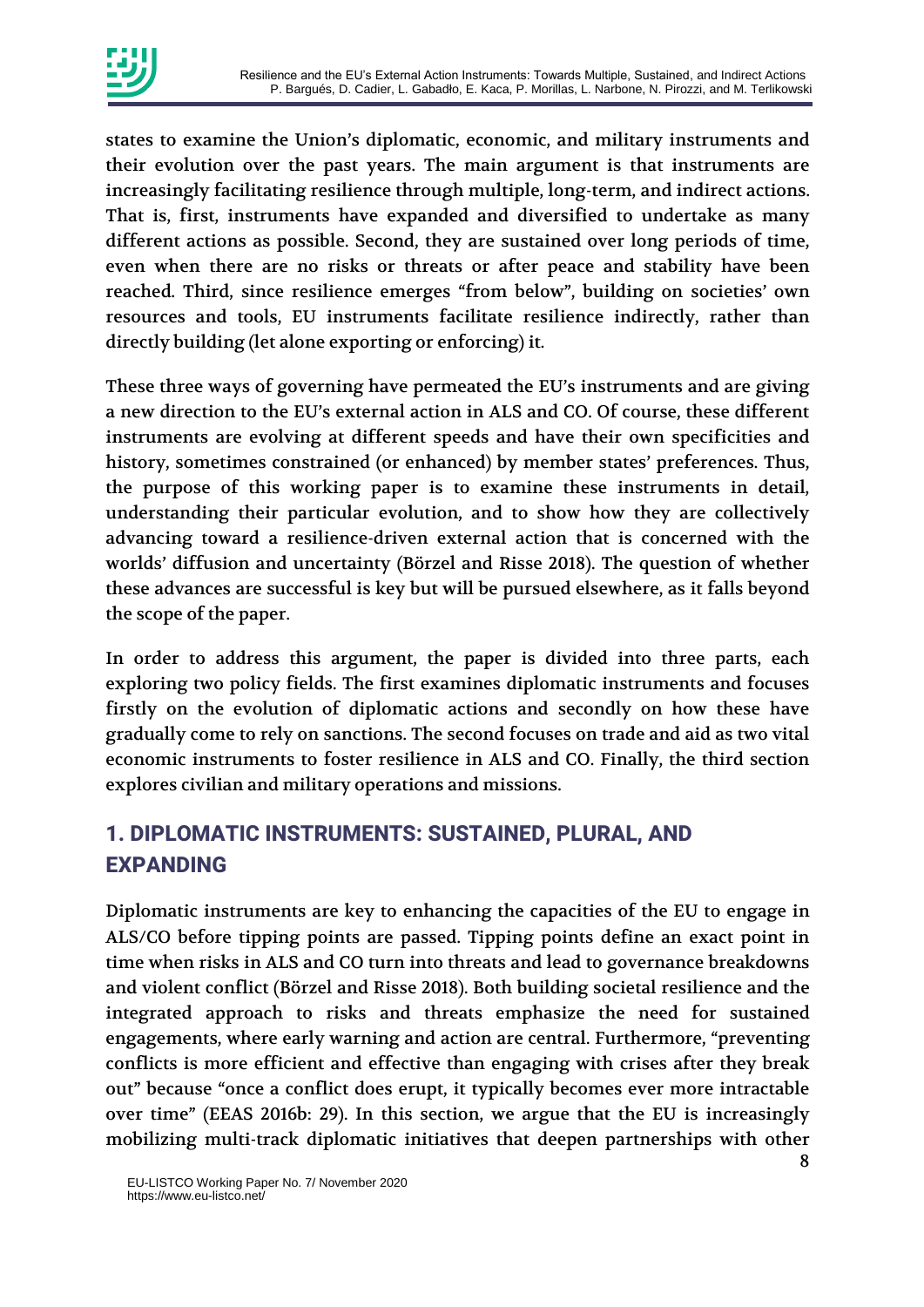states to examine the Union's diplomatic, economic, and military instruments and their evolution over the past years. The main argument is that instruments are increasingly facilitating resilience through multiple, long-term, and indirect actions. That is, first, instruments have expanded and diversified to undertake as many different actions as possible. Second, they are sustained over long periods of time, even when there are no risks or threats or after peace and stability have been reached. Third, since resilience emerges "from below", building on societies' own resources and tools, EU instruments facilitate resilience indirectly, rather than directly building (let alone exporting or enforcing) it.

These three ways of governing have permeated the EU's instruments and are giving a new direction to the EU's external action in ALS and CO. Of course, these different instruments are evolving at different speeds and have their own specificities and history, sometimes constrained (or enhanced) by member states' preferences. Thus, the purpose of this working paper is to examine these instruments in detail, understanding their particular evolution, and to show how they are collectively advancing toward a resilience-driven external action that is concerned with the worlds' diffusion and uncertainty (Börzel and Risse 2018). The question of whether these advances are successful is key but will be pursued elsewhere, as it falls beyond the scope of the paper.

In order to address this argument, the paper is divided into three parts, each exploring two policy fields. The first examines diplomatic instruments and focuses firstly on the evolution of diplomatic actions and secondly on how these have gradually come to rely on sanctions. The second focuses on trade and aid as two vital economic instruments to foster resilience in ALS and CO. Finally, the third section explores civilian and military operations and missions.

## 1. DIPLOMATIC INSTRUMENTS: SUSTAINED, PLURAL, AND EXPANDING

Diplomatic instruments are key to enhancing the capacities of the EU to engage in ALS/CO before tipping points are passed. Tipping points define an exact point in time when risks in ALS and CO turn into threats and lead to governance breakdowns and violent conflict (Börzel and Risse 2018). Both building societal resilience and the integrated approach to risks and threats emphasize the need for sustained engagements, where early warning and action are central. Furthermore, "preventing conflicts is more efficient and effective than engaging with crises after they break out" because "once a conflict does erupt, it typically becomes ever more intractable over time" (EEAS 2016b: 29). In this section, we argue that the EU is increasingly mobilizing multi-track diplomatic initiatives that deepen partnerships with other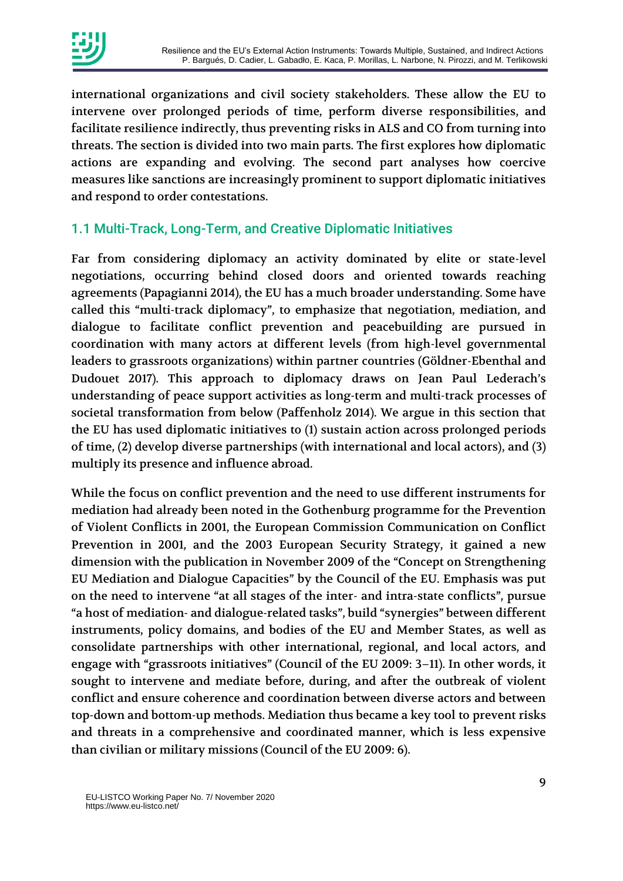international organizations and civil society stakeholders. These allow the EU to intervene over prolonged periods of time, perform diverse responsibilities, and facilitate resilience indirectly, thus preventing risks in ALS and CO from turning into threats. The section is divided into two main parts. The first explores how diplomatic actions are expanding and evolving. The second part analyses how coercive measures like sanctions are increasingly prominent to support diplomatic initiatives and respond to order contestations.

## 1.1 Multi-Track, Long-Term, and Creative Diplomatic Initiatives

Far from considering diplomacy an activity dominated by elite or state-level negotiations, occurring behind closed doors and oriented towards reaching agreements (Papagianni 2014), the EU has a much broader understanding. Some have called this "multi-track diplomacy", to emphasize that negotiation, mediation, and dialogue to facilitate conflict prevention and peacebuilding are pursued in coordination with many actors at different levels (from high-level governmental leaders to grassroots organizations) within partner countries (Göldner-Ebenthal and Dudouet 2017). This approach to diplomacy draws on Jean Paul Lederach's understanding of peace support activities as long-term and multi-track processes of societal transformation from below (Paffenholz 2014). We argue in this section that the EU has used diplomatic initiatives to (1) sustain action across prolonged periods of time, (2) develop diverse partnerships (with international and local actors), and (3) multiply its presence and influence abroad.

While the focus on conflict prevention and the need to use different instruments for mediation had already been noted in the Gothenburg programme for the Prevention of Violent Conflicts in 2001, the European Commission Communication on Conflict Prevention in 2001, and the 2003 European Security Strategy, it gained a new dimension with the publication in November 2009 of the "Concept on Strengthening EU Mediation and Dialogue Capacities" by the Council of the EU. Emphasis was put on the need to intervene "at all stages of the inter- and intra-state conflicts", pursue "a host of mediation- and dialogue-related tasks", build "synergies" between different instruments, policy domains, and bodies of the EU and Member States, as well as consolidate partnerships with other international, regional, and local actors, and engage with "grassroots initiatives" (Council of the EU 2009: 3–11). In other words, it sought to intervene and mediate before, during, and after the outbreak of violent conflict and ensure coherence and coordination between diverse actors and between top-down and bottom-up methods. Mediation thus became a key tool to prevent risks and threats in a comprehensive and coordinated manner, which is less expensive than civilian or military missions (Council of the EU 2009: 6).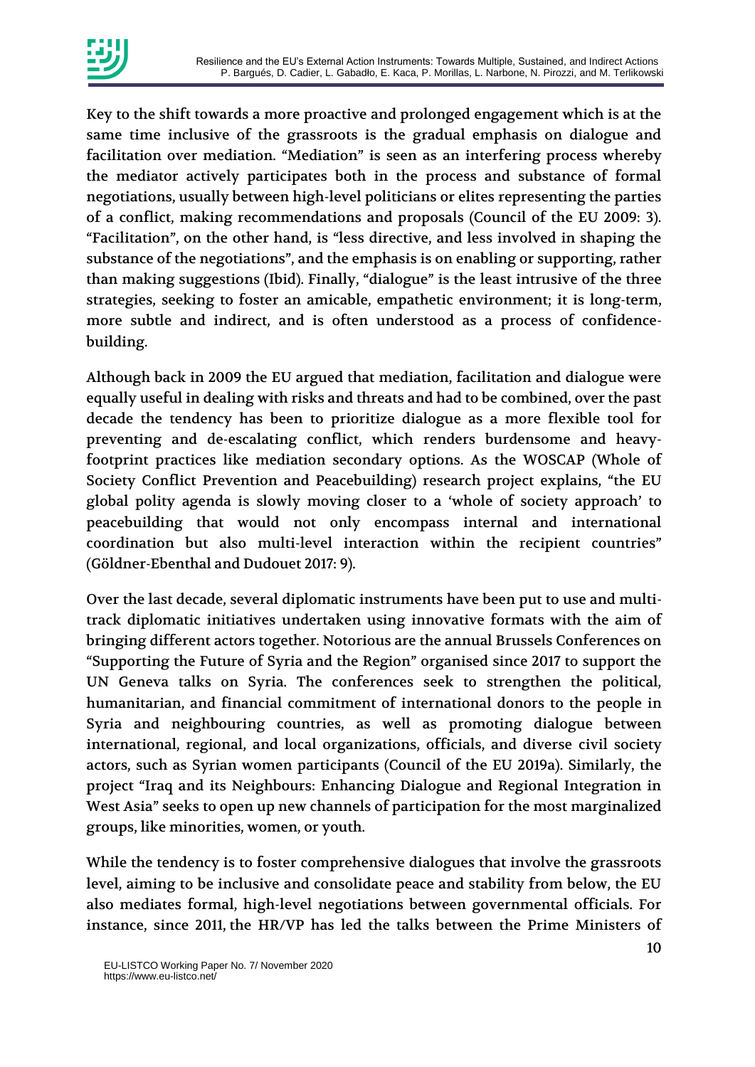Key to the shift towards a more proactive and prolonged engagement which is at the same time inclusive of the grassroots is the gradual emphasis on dialogue and facilitation over mediation. "Mediation" is seen as an interfering process whereby the mediator actively participates both in the process and substance of formal negotiations, usually between high-level politicians or elites representing the parties of a conflict, making recommendations and proposals (Council of the EU 2009: 3). "Facilitation", on the other hand, is "less directive, and less involved in shaping the substance of the negotiations", and the emphasis is on enabling or supporting, rather than making suggestions (Ibid). Finally, "dialogue" is the least intrusive of the three strategies, seeking to foster an amicable, empathetic environment; it is long-term, more subtle and indirect, and is often understood as a process of confidence-building.

Although back in 2009 the EU argued that mediation, facilitation and dialogue were equally useful in dealing with risks and threats and had to be combined, over the past decade the tendency has been to prioritize dialogue as a more flexible tool for preventing and de-escalating conflict, which renders burdensome and heavy-footprint practices like mediation secondary options. As the WOSCAP (Whole of Society Conflict Prevention and Peacebuilding) research project explains, "the EU global polity agenda is slowly moving closer to a 'whole of society approach' to peacebuilding that would not only encompass internal and international coordination but also multi-level interaction within the recipient countries" (Göldner-Ebenthal and Dudouet 2017: 9).

Over the last decade, several diplomatic instruments have been put to use and multi-track diplomatic initiatives undertaken using innovative formats with the aim of bringing different actors together. Notorious are the annual Brussels Conferences on "Supporting the Future of Syria and the Region" organised since 2017 to support the UN Geneva talks on Syria. The conferences seek to strengthen the political, humanitarian, and financial commitment of international donors to the people in Syria and neighbouring countries, as well as promoting dialogue between international, regional, and local organizations, officials, and diverse civil society actors, such as Syrian women participants (Council of the EU 2019a). Similarly, the project "Iraq and its Neighbours: Enhancing Dialogue and Regional Integration in West Asia" seeks to open up new channels of participation for the most marginalized groups, like minorities, women, or youth.

While the tendency is to foster comprehensive dialogues that involve the grassroots level, aiming to be inclusive and consolidate peace and stability from below, the EU also mediates formal, high-level negotiations between governmental officials. For instance, since 2011, the HR/VP has led the talks between the Prime Ministers of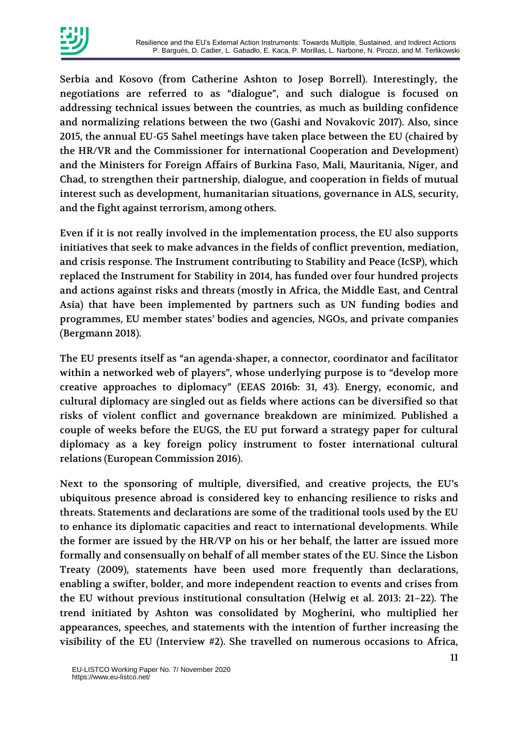Serbia and Kosovo (from Catherine Ashton to Josep Borrell). Interestingly, the negotiations are referred to as "dialogue", and such dialogue is focused on addressing technical issues between the countries, as much as building confidence and normalizing relations between the two (Gashi and Novakovic 2017). Also, since 2015, the annual EU-G5 Sahel meetings have taken place between the EU (chaired by the HR/VR and the Commissioner for international Cooperation and Development) and the Ministers for Foreign Affairs of Burkina Faso, Mali, Mauritania, Niger, and Chad, to strengthen their partnership, dialogue, and cooperation in fields of mutual interest such as development, humanitarian situations, governance in ALS, security, and the fight against terrorism, among others.

Even if it is not really involved in the implementation process, the EU also supports initiatives that seek to make advances in the fields of conflict prevention, mediation, and crisis response. The Instrument contributing to Stability and Peace (IcSP), which replaced the Instrument for Stability in 2014, has funded over four hundred projects and actions against risks and threats (mostly in Africa, the Middle East, and Central Asia) that have been implemented by partners such as UN funding bodies and programmes, EU member states' bodies and agencies, NGOs, and private companies (Bergmann 2018).

The EU presents itself as "an agenda-shaper, a connector, coordinator and facilitator within a networked web of players", whose underlying purpose is to "develop more creative approaches to diplomacy" (EEAS 2016b: 31, 43). Energy, economic, and cultural diplomacy are singled out as fields where actions can be diversified so that risks of violent conflict and governance breakdown are minimized. Published a couple of weeks before the EUGS, the EU put forward a strategy paper for cultural diplomacy as a key foreign policy instrument to foster international cultural relations (European Commission 2016).

Next to the sponsoring of multiple, diversified, and creative projects, the EU's ubiquitous presence abroad is considered key to enhancing resilience to risks and threats. Statements and declarations are some of the traditional tools used by the EU to enhance its diplomatic capacities and react to international developments. While the former are issued by the HR/VP on his or her behalf, the latter are issued more formally and consensually on behalf of all member states of the EU. Since the Lisbon Treaty (2009), statements have been used more frequently than declarations, enabling a swifter, bolder, and more independent reaction to events and crises from the EU without previous institutional consultation (Helwig et al. 2013: 21–22). The trend initiated by Ashton was consolidated by Mogherini, who multiplied her appearances, speeches, and statements with the intention of further increasing the visibility of the EU (Interview #2). She travelled on numerous occasions to Africa,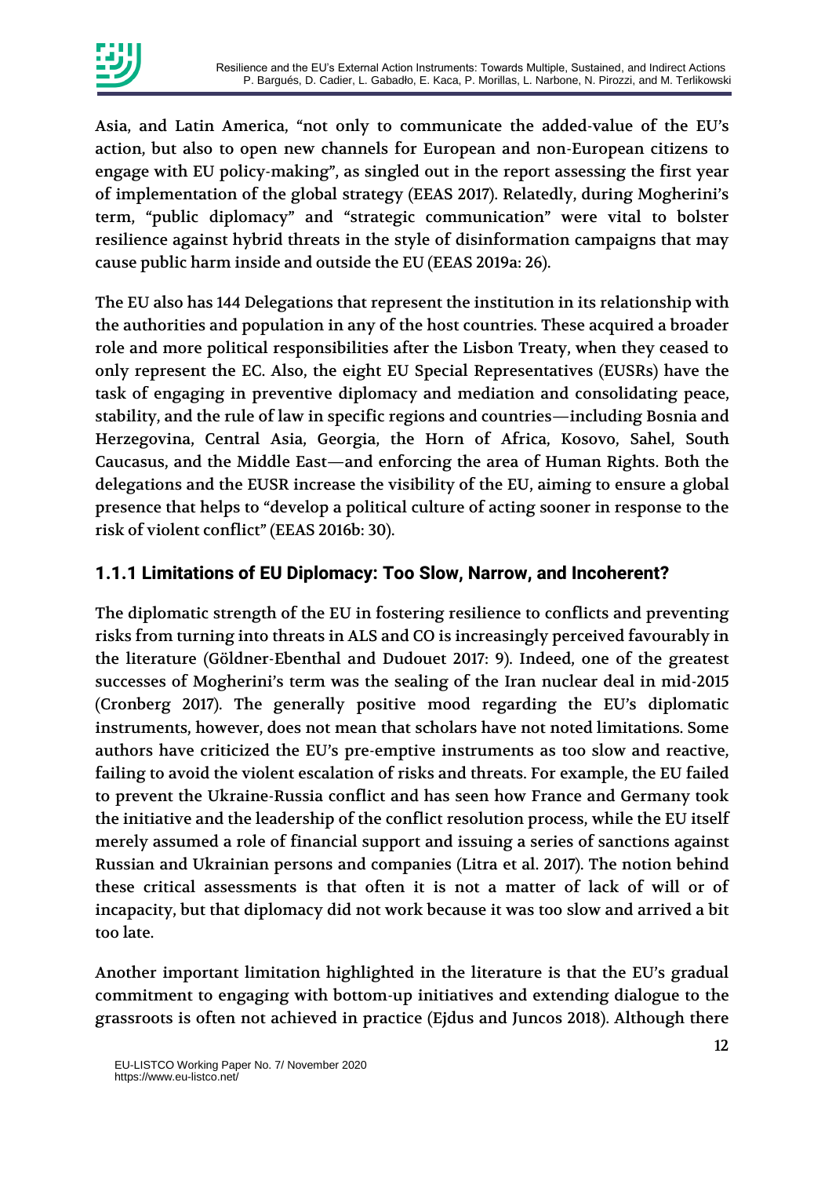Asia, and Latin America, "not only to communicate the added-value of the EU's action, but also to open new channels for European and non-European citizens to engage with EU policy-making", as singled out in the report assessing the first year of implementation of the global strategy (EEAS 2017). Relatedly, during Mogherini's term, "public diplomacy" and "strategic communication" were vital to bolster resilience against hybrid threats in the style of disinformation campaigns that may cause public harm inside and outside the EU (EEAS 2019a: 26).

The EU also has 144 Delegations that represent the institution in its relationship with the authorities and population in any of the host countries. These acquired a broader role and more political responsibilities after the Lisbon Treaty, when they ceased to only represent the EC. Also, the eight EU Special Representatives (EUSRs) have the task of engaging in preventive diplomacy and mediation and consolidating peace, stability, and the rule of law in specific regions and countries—including Bosnia and Herzegovina, Central Asia, Georgia, the Horn of Africa, Kosovo, Sahel, South Caucasus, and the Middle East—and enforcing the area of Human Rights. Both the delegations and the EUSR increase the visibility of the EU, aiming to ensure a global presence that helps to "develop a political culture of acting sooner in response to the risk of violent conflict" (EEAS 2016b: 30).

### 1.1.1 Limitations of EU Diplomacy: Too Slow, Narrow, and Incoherent?

The diplomatic strength of the EU in fostering resilience to conflicts and preventing risks from turning into threats in ALS and CO is increasingly perceived favourably in the literature (Göldner-Ebenthal and Dudouet 2017: 9). Indeed, one of the greatest successes of Mogherini's term was the sealing of the Iran nuclear deal in mid-2015 (Cronberg 2017). The generally positive mood regarding the EU's diplomatic instruments, however, does not mean that scholars have not noted limitations. Some authors have criticized the EU's pre-emptive instruments as too slow and reactive, failing to avoid the violent escalation of risks and threats. For example, the EU failed to prevent the Ukraine-Russia conflict and has seen how France and Germany took the initiative and the leadership of the conflict resolution process, while the EU itself merely assumed a role of financial support and issuing a series of sanctions against Russian and Ukrainian persons and companies (Litra et al. 2017). The notion behind these critical assessments is that often it is not a matter of lack of will or of incapacity, but that diplomacy did not work because it was too slow and arrived a bit too late.

Another important limitation highlighted in the literature is that the EU's gradual commitment to engaging with bottom-up initiatives and extending dialogue to the grassroots is often not achieved in practice (Ejdus and Juncos 2018). Although there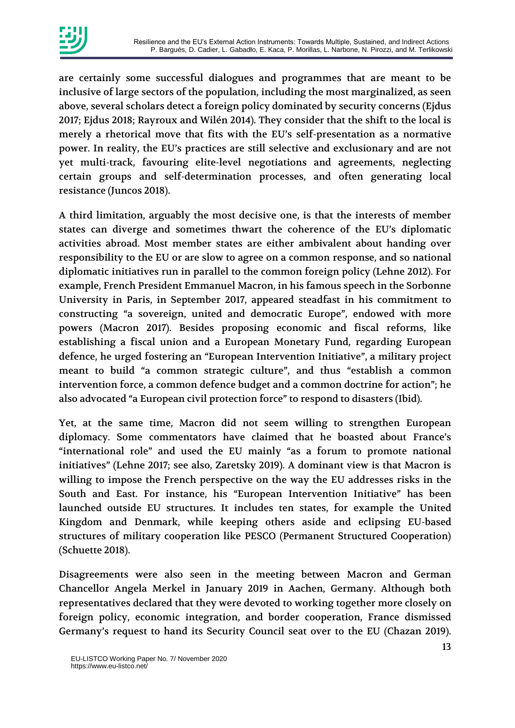are certainly some successful dialogues and programmes that are meant to be inclusive of large sectors of the population, including the most marginalized, as seen above, several scholars detect a foreign policy dominated by security concerns (Ejdus 2017; Ejdus 2018; Rayroux and Wilén 2014). They consider that the shift to the local is merely a rhetorical move that fits with the EU's self-presentation as a normative power. In reality, the EU's practices are still selective and exclusionary and are not yet multi-track, favouring elite-level negotiations and agreements, neglecting certain groups and self-determination processes, and often generating local resistance (Juncos 2018).

A third limitation, arguably the most decisive one, is that the interests of member states can diverge and sometimes thwart the coherence of the EU's diplomatic activities abroad. Most member states are either ambivalent about handing over responsibility to the EU or are slow to agree on a common response, and so national diplomatic initiatives run in parallel to the common foreign policy (Lehne 2012). For example, French President Emmanuel Macron, in his famous speech in the Sorbonne University in Paris, in September 2017, appeared steadfast in his commitment to constructing "a sovereign, united and democratic Europe", endowed with more powers (Macron 2017). Besides proposing economic and fiscal reforms, like establishing a fiscal union and a European Monetary Fund, regarding European defence, he urged fostering an "European Intervention Initiative", a military project meant to build "a common strategic culture", and thus "establish a common intervention force, a common defence budget and a common doctrine for action"; he also advocated "a European civil protection force" to respond to disasters (Ibid).

Yet, at the same time, Macron did not seem willing to strengthen European diplomacy. Some commentators have claimed that he boasted about France's "international role" and used the EU mainly "as a forum to promote national initiatives" (Lehne 2017; see also, Zaretsky 2019). A dominant view is that Macron is willing to impose the French perspective on the way the EU addresses risks in the South and East. For instance, his "European Intervention Initiative" has been launched outside EU structures. It includes ten states, for example the United Kingdom and Denmark, while keeping others aside and eclipsing EU-based structures of military cooperation like PESCO (Permanent Structured Cooperation) (Schuette 2018).

Disagreements were also seen in the meeting between Macron and German Chancellor Angela Merkel in January 2019 in Aachen, Germany. Although both representatives declared that they were devoted to working together more closely on foreign policy, economic integration, and border cooperation, France dismissed Germany's request to hand its Security Council seat over to the EU (Chazan 2019).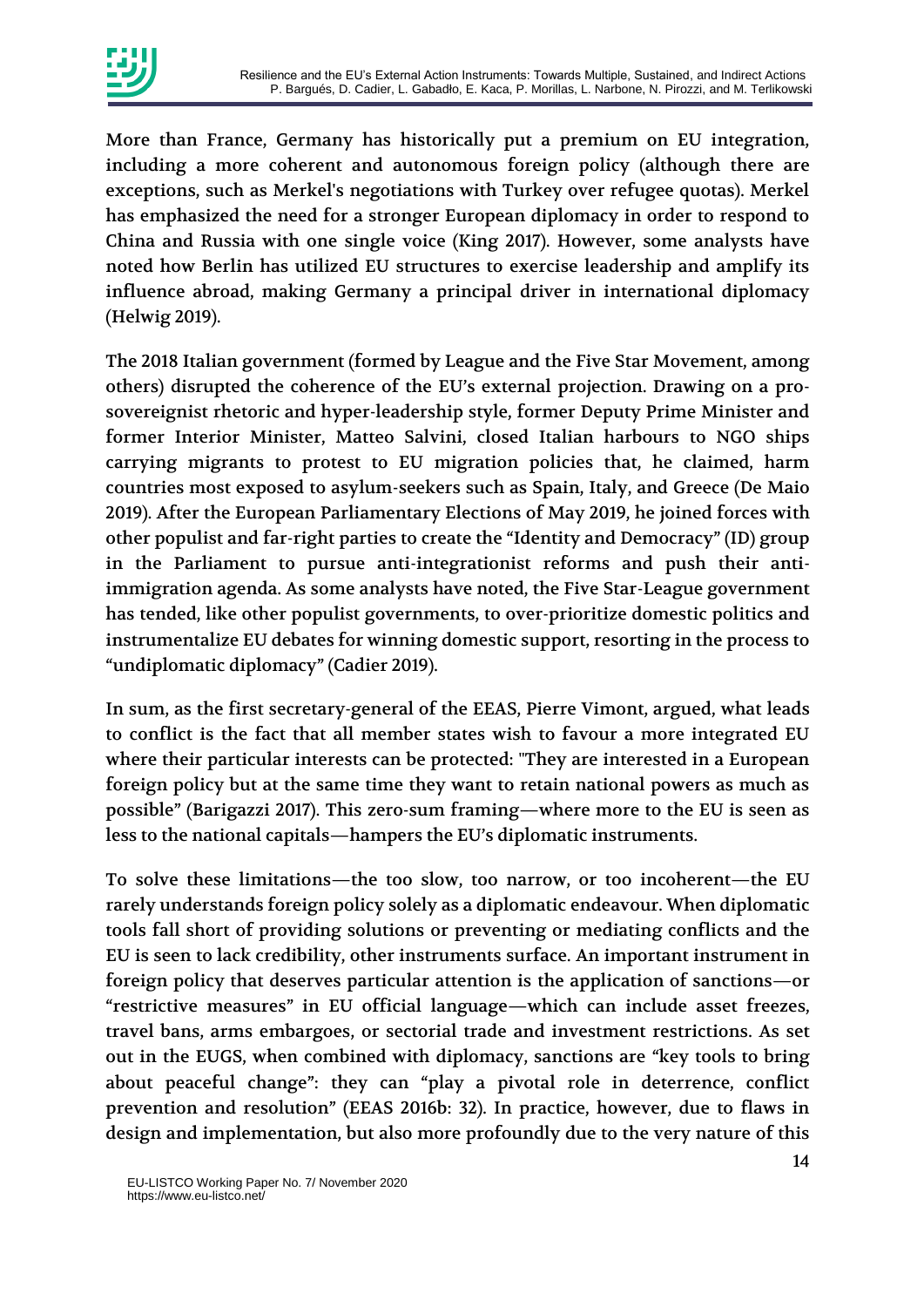More than France, Germany has historically put a premium on EU integration, including a more coherent and autonomous foreign policy (although there are exceptions, such as Merkel's negotiations with Turkey over refugee quotas). Merkel has emphasized the need for a stronger European diplomacy in order to respond to China and Russia with one single voice (King 2017). However, some analysts have noted how Berlin has utilized EU structures to exercise leadership and amplify its influence abroad, making Germany a principal driver in international diplomacy (Helwig 2019).

The 2018 Italian government (formed by League and the Five Star Movement, among others) disrupted the coherence of the EU's external projection. Drawing on a pro-sovereignist rhetoric and hyper-leadership style, former Deputy Prime Minister and former Interior Minister, Matteo Salvini, closed Italian harbours to NGO ships carrying migrants to protest to EU migration policies that, he claimed, harm countries most exposed to asylum-seekers such as Spain, Italy, and Greece (De Maio 2019). After the European Parliamentary Elections of May 2019, he joined forces with other populist and far-right parties to create the "Identity and Democracy" (ID) group in the Parliament to pursue anti-integrationist reforms and push their anti-immigration agenda. As some analysts have noted, the Five Star-League government has tended, like other populist governments, to over-prioritize domestic politics and instrumentalize EU debates for winning domestic support, resorting in the process to "undiplomatic diplomacy" (Cadier 2019).

In sum, as the first secretary-general of the EEAS, Pierre Vimont, argued, what leads to conflict is the fact that all member states wish to favour a more integrated EU where their particular interests can be protected: "They are interested in a European foreign policy but at the same time they want to retain national powers as much as possible" (Barigazzi 2017). This zero-sum framing—where more to the EU is seen as less to the national capitals—hampers the EU's diplomatic instruments.

To solve these limitations—the too slow, too narrow, or too incoherent—the EU rarely understands foreign policy solely as a diplomatic endeavour. When diplomatic tools fall short of providing solutions or preventing or mediating conflicts and the EU is seen to lack credibility, other instruments surface. An important instrument in foreign policy that deserves particular attention is the application of sanctions—or "restrictive measures" in EU official language—which can include asset freezes, travel bans, arms embargoes, or sectorial trade and investment restrictions. As set out in the EUGS, when combined with diplomacy, sanctions are "key tools to bring about peaceful change": they can "play a pivotal role in deterrence, conflict prevention and resolution" (EEAS 2016b: 32). In practice, however, due to flaws in design and implementation, but also more profoundly due to the very nature of this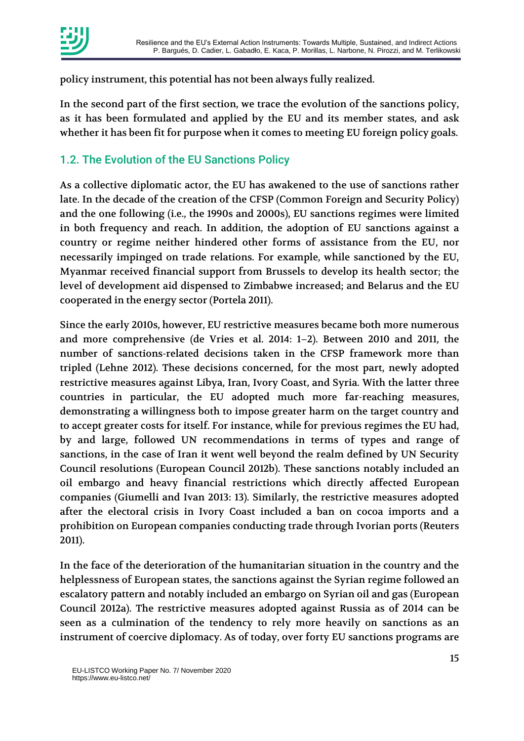policy instrument, this potential has not been always fully realized.

In the second part of the first section, we trace the evolution of the sanctions policy, as it has been formulated and applied by the EU and its member states, and ask whether it has been fit for purpose when it comes to meeting EU foreign policy goals.

## 1.2. The Evolution of the EU Sanctions Policy

As a collective diplomatic actor, the EU has awakened to the use of sanctions rather late. In the decade of the creation of the CFSP (Common Foreign and Security Policy) and the one following (i.e., the 1990s and 2000s), EU sanctions regimes were limited in both frequency and reach. In addition, the adoption of EU sanctions against a country or regime neither hindered other forms of assistance from the EU, nor necessarily impinged on trade relations. For example, while sanctioned by the EU, Myanmar received financial support from Brussels to develop its health sector; the level of development aid dispensed to Zimbabwe increased; and Belarus and the EU cooperated in the energy sector (Portela 2011).

Since the early 2010s, however, EU restrictive measures became both more numerous and more comprehensive (de Vries et al. 2014: 1–2). Between 2010 and 2011, the number of sanctions-related decisions taken in the CFSP framework more than tripled (Lehne 2012). These decisions concerned, for the most part, newly adopted restrictive measures against Libya, Iran, Ivory Coast, and Syria. With the latter three countries in particular, the EU adopted much more far-reaching measures, demonstrating a willingness both to impose greater harm on the target country and to accept greater costs for itself. For instance, while for previous regimes the EU had, by and large, followed UN recommendations in terms of types and range of sanctions, in the case of Iran it went well beyond the realm defined by UN Security Council resolutions (European Council 2012b). These sanctions notably included an oil embargo and heavy financial restrictions which directly affected European companies (Giumelli and Ivan 2013: 13). Similarly, the restrictive measures adopted after the electoral crisis in Ivory Coast included a ban on cocoa imports and a prohibition on European companies conducting trade through Ivorian ports (Reuters 2011).

In the face of the deterioration of the humanitarian situation in the country and the helplessness of European states, the sanctions against the Syrian regime followed an escalatory pattern and notably included an embargo on Syrian oil and gas (European Council 2012a). The restrictive measures adopted against Russia as of 2014 can be seen as a culmination of the tendency to rely more heavily on sanctions as an instrument of coercive diplomacy. As of today, over forty EU sanctions programs are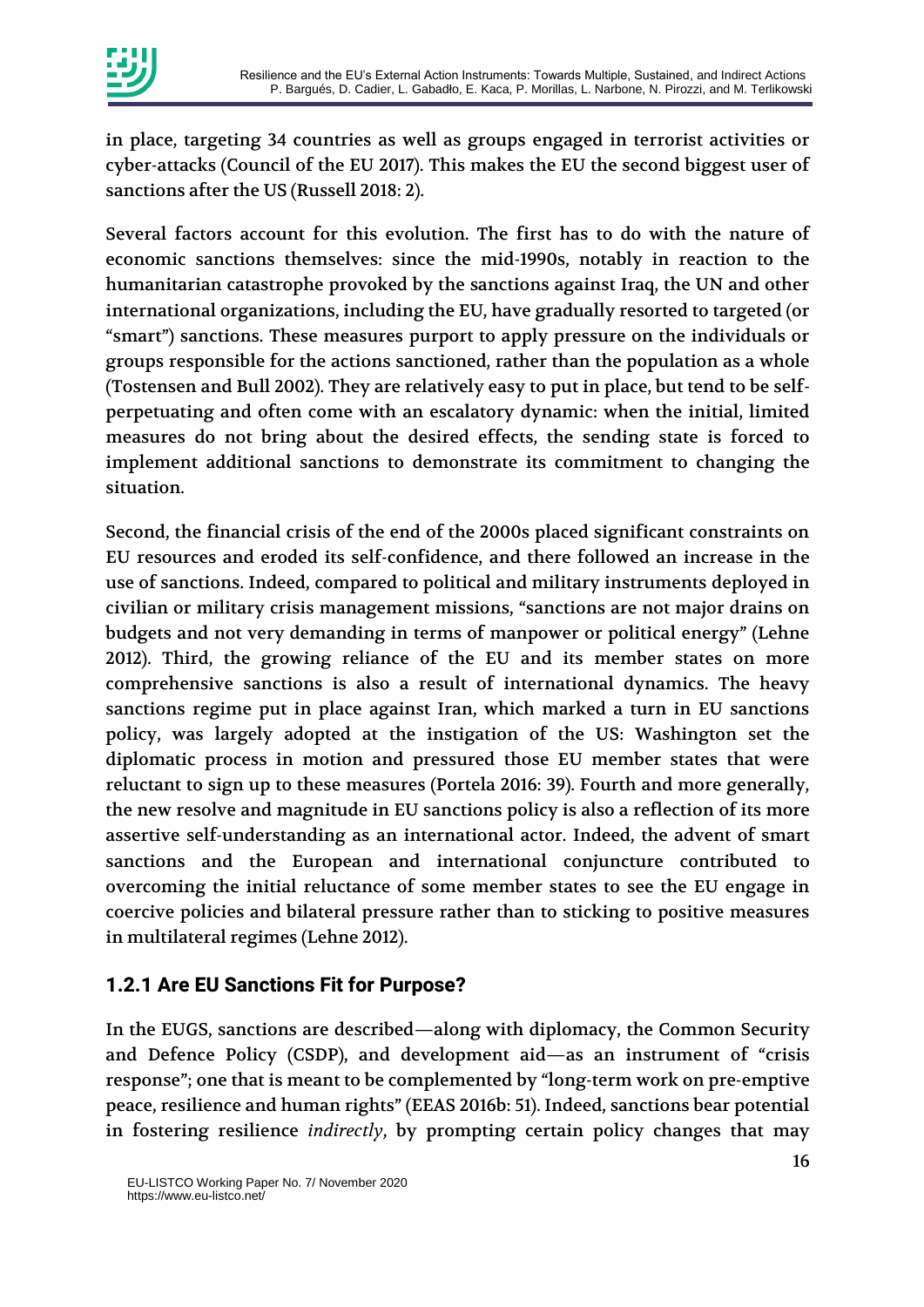in place, targeting 34 countries as well as groups engaged in terrorist activities or cyber-attacks (Council of the EU 2017). This makes the EU the second biggest user of sanctions after the US (Russell 2018: 2).

Several factors account for this evolution. The first has to do with the nature of economic sanctions themselves: since the mid-1990s, notably in reaction to the humanitarian catastrophe provoked by the sanctions against Iraq, the UN and other international organizations, including the EU, have gradually resorted to targeted (or "smart") sanctions. These measures purport to apply pressure on the individuals or groups responsible for the actions sanctioned, rather than the population as a whole (Tostensen and Bull 2002). They are relatively easy to put in place, but tend to be self-perpetuating and often come with an escalatory dynamic: when the initial, limited measures do not bring about the desired effects, the sending state is forced to implement additional sanctions to demonstrate its commitment to changing the situation.

Second, the financial crisis of the end of the 2000s placed significant constraints on EU resources and eroded its self-confidence, and there followed an increase in the use of sanctions. Indeed, compared to political and military instruments deployed in civilian or military crisis management missions, "sanctions are not major drains on budgets and not very demanding in terms of manpower or political energy" (Lehne 2012). Third, the growing reliance of the EU and its member states on more comprehensive sanctions is also a result of international dynamics. The heavy sanctions regime put in place against Iran, which marked a turn in EU sanctions policy, was largely adopted at the instigation of the US: Washington set the diplomatic process in motion and pressured those EU member states that were reluctant to sign up to these measures (Portela 2016: 39). Fourth and more generally, the new resolve and magnitude in EU sanctions policy is also a reflection of its more assertive self-understanding as an international actor. Indeed, the advent of smart sanctions and the European and international conjuncture contributed to overcoming the initial reluctance of some member states to see the EU engage in coercive policies and bilateral pressure rather than to sticking to positive measures in multilateral regimes (Lehne 2012).

### 1.2.1 Are EU Sanctions Fit for Purpose?

In the EUGS, sanctions are described—along with diplomacy, the Common Security and Defence Policy (CSDP), and development aid—as an instrument of "crisis response"; one that is meant to be complemented by "long-term work on pre-emptive peace, resilience and human rights" (EEAS 2016b: 51). Indeed, sanctions bear potential in fostering resilience *indirectly*, by prompting certain policy changes that may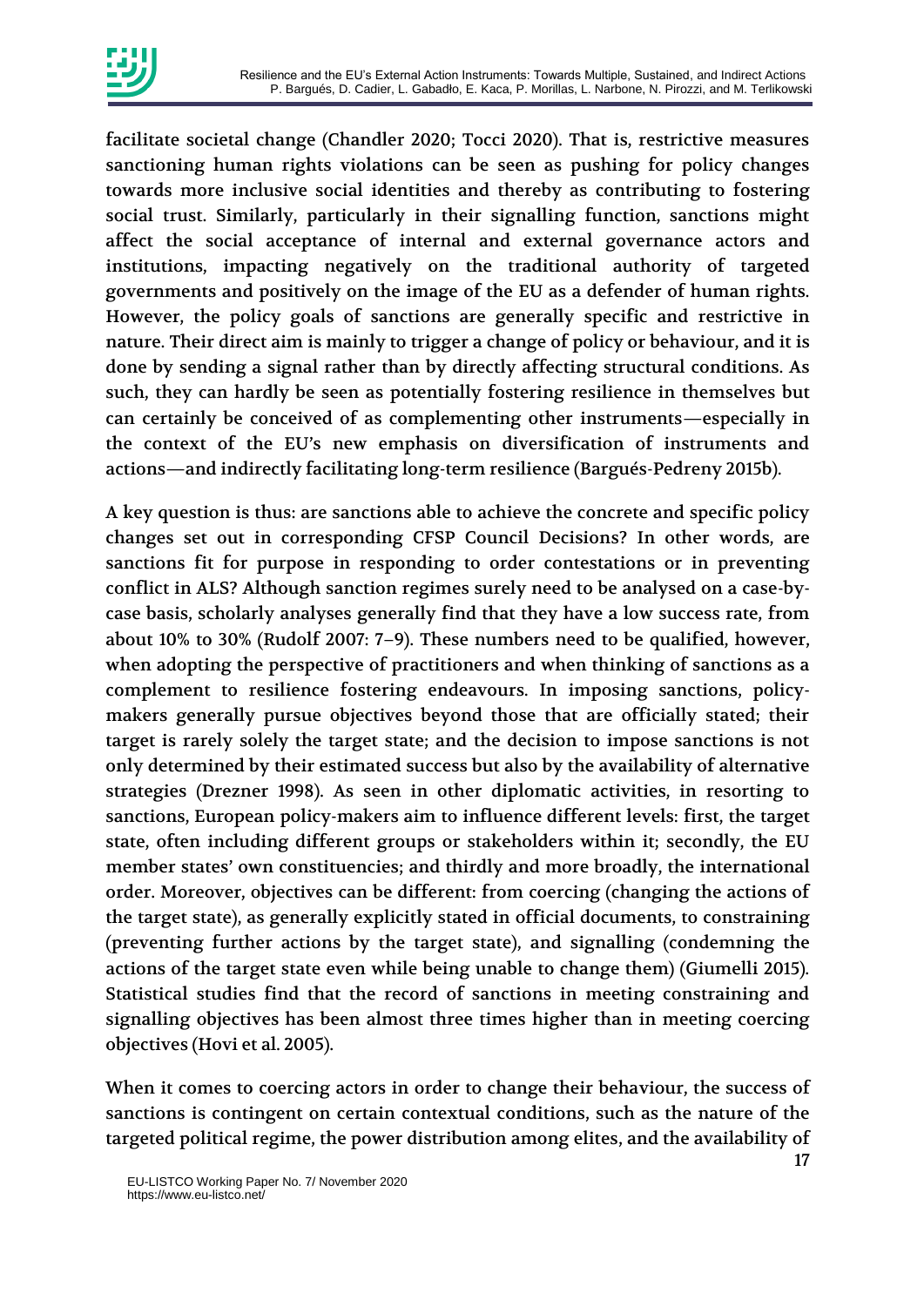facilitate societal change (Chandler 2020; Tocci 2020). That is, restrictive measures sanctioning human rights violations can be seen as pushing for policy changes towards more inclusive social identities and thereby as contributing to fostering social trust. Similarly, particularly in their signalling function, sanctions might affect the social acceptance of internal and external governance actors and institutions, impacting negatively on the traditional authority of targeted governments and positively on the image of the EU as a defender of human rights. However, the policy goals of sanctions are generally specific and restrictive in nature. Their direct aim is mainly to trigger a change of policy or behaviour, and it is done by sending a signal rather than by directly affecting structural conditions. As such, they can hardly be seen as potentially fostering resilience in themselves but can certainly be conceived of as complementing other instruments—especially in the context of the EU's new emphasis on diversification of instruments and actions—and indirectly facilitating long-term resilience (Bargués-Pedreny 2015b).

A key question is thus: are sanctions able to achieve the concrete and specific policy changes set out in corresponding CFSP Council Decisions? In other words, are sanctions fit for purpose in responding to order contestations or in preventing conflict in ALS? Although sanction regimes surely need to be analysed on a case-by-case basis, scholarly analyses generally find that they have a low success rate, from about 10% to 30% (Rudolf 2007: 7–9). These numbers need to be qualified, however, when adopting the perspective of practitioners and when thinking of sanctions as a complement to resilience fostering endeavours. In imposing sanctions, policy-makers generally pursue objectives beyond those that are officially stated; their target is rarely solely the target state; and the decision to impose sanctions is not only determined by their estimated success but also by the availability of alternative strategies (Drezner 1998). As seen in other diplomatic activities, in resorting to sanctions, European policy-makers aim to influence different levels: first, the target state, often including different groups or stakeholders within it; secondly, the EU member states' own constituencies; and thirdly and more broadly, the international order. Moreover, objectives can be different: from coercing (changing the actions of the target state), as generally explicitly stated in official documents, to constraining (preventing further actions by the target state), and signalling (condemning the actions of the target state even while being unable to change them) (Giumelli 2015). Statistical studies find that the record of sanctions in meeting constraining and signalling objectives has been almost three times higher than in meeting coercing objectives (Hovi et al. 2005).

When it comes to coercing actors in order to change their behaviour, the success of sanctions is contingent on certain contextual conditions, such as the nature of the targeted political regime, the power distribution among elites, and the availability of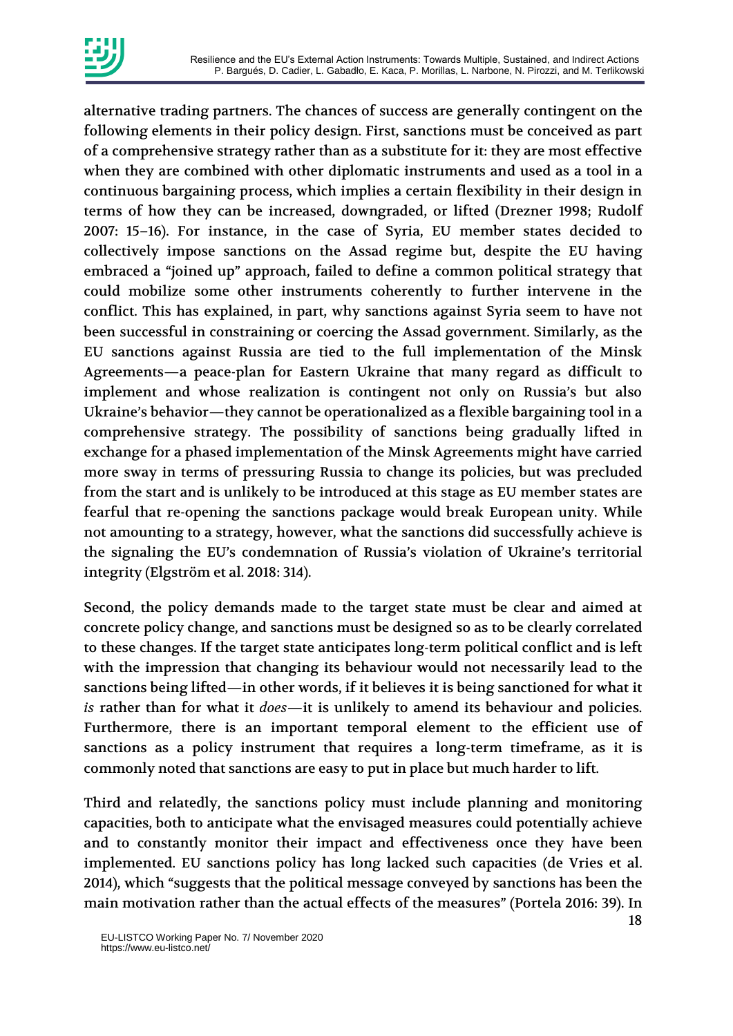alternative trading partners. The chances of success are generally contingent on the following elements in their policy design. First, sanctions must be conceived as part of a comprehensive strategy rather than as a substitute for it: they are most effective when they are combined with other diplomatic instruments and used as a tool in a continuous bargaining process, which implies a certain flexibility in their design in terms of how they can be increased, downgraded, or lifted (Drezner 1998; Rudolf 2007: 15–16). For instance, in the case of Syria, EU member states decided to collectively impose sanctions on the Assad regime but, despite the EU having embraced a "joined up" approach, failed to define a common political strategy that could mobilize some other instruments coherently to further intervene in the conflict. This has explained, in part, why sanctions against Syria seem to have not been successful in constraining or coercing the Assad government. Similarly, as the EU sanctions against Russia are tied to the full implementation of the Minsk Agreements—a peace-plan for Eastern Ukraine that many regard as difficult to implement and whose realization is contingent not only on Russia's but also Ukraine's behavior—they cannot be operationalized as a flexible bargaining tool in a comprehensive strategy. The possibility of sanctions being gradually lifted in exchange for a phased implementation of the Minsk Agreements might have carried more sway in terms of pressuring Russia to change its policies, but was precluded from the start and is unlikely to be introduced at this stage as EU member states are fearful that re-opening the sanctions package would break European unity. While not amounting to a strategy, however, what the sanctions did successfully achieve is the signaling the EU's condemnation of Russia's violation of Ukraine's territorial integrity (Elgström et al. 2018: 314).

Second, the policy demands made to the target state must be clear and aimed at concrete policy change, and sanctions must be designed so as to be clearly correlated to these changes. If the target state anticipates long-term political conflict and is left with the impression that changing its behaviour would not necessarily lead to the sanctions being lifted—in other words, if it believes it is being sanctioned for what it *is* rather than for what it *does*—it is unlikely to amend its behaviour and policies. Furthermore, there is an important temporal element to the efficient use of sanctions as a policy instrument that requires a long-term timeframe, as it is commonly noted that sanctions are easy to put in place but much harder to lift.

Third and relatedly, the sanctions policy must include planning and monitoring capacities, both to anticipate what the envisaged measures could potentially achieve and to constantly monitor their impact and effectiveness once they have been implemented. EU sanctions policy has long lacked such capacities (de Vries et al. 2014), which "suggests that the political message conveyed by sanctions has been the main motivation rather than the actual effects of the measures" (Portela 2016: 39). In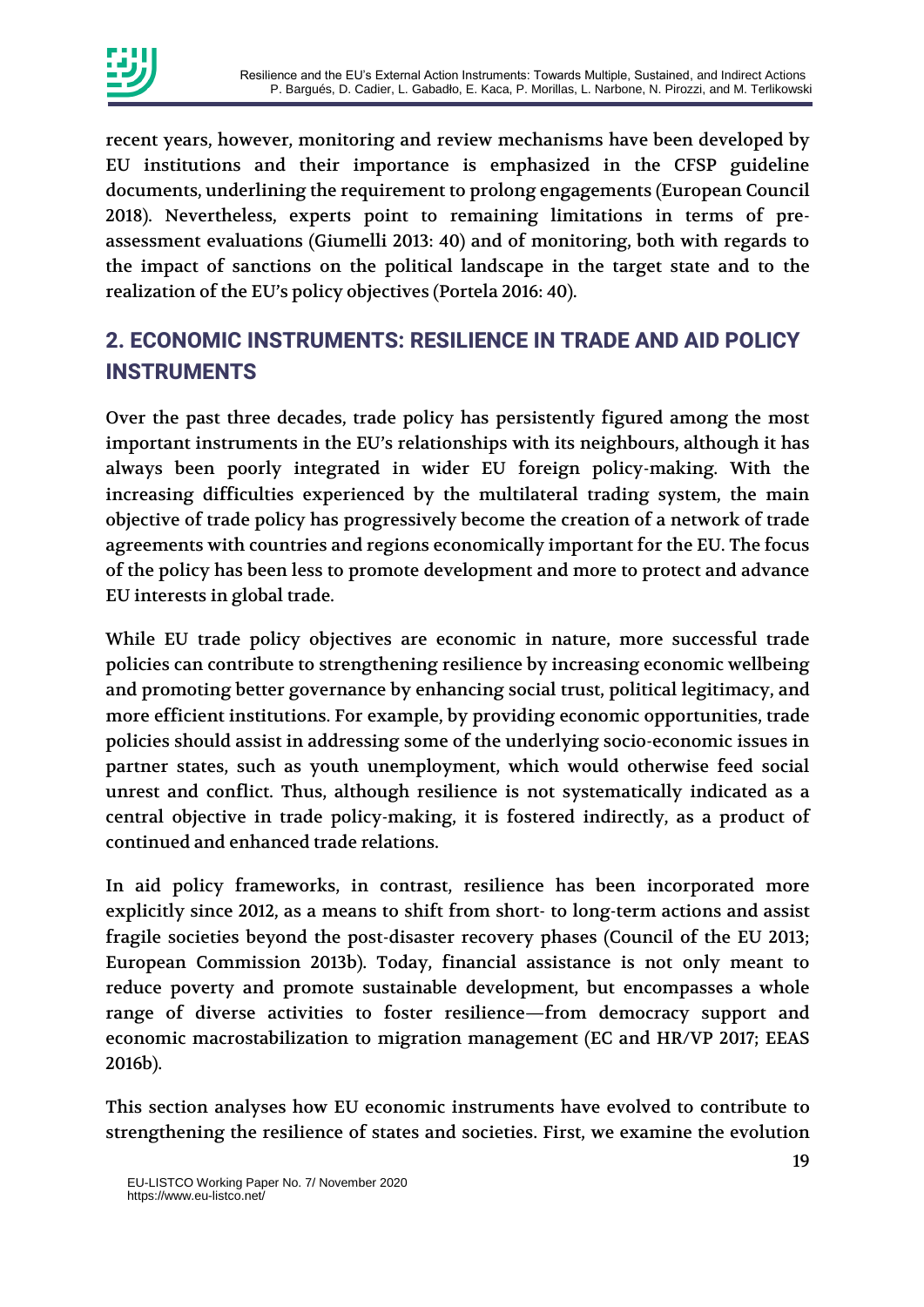recent years, however, monitoring and review mechanisms have been developed by EU institutions and their importance is emphasized in the CFSP guideline documents, underlining the requirement to prolong engagements (European Council 2018). Nevertheless, experts point to remaining limitations in terms of pre-assessment evaluations (Giumelli 2013: 40) and of monitoring, both with regards to the impact of sanctions on the political landscape in the target state and to the realization of the EU's policy objectives (Portela 2016: 40).

## 2. ECONOMIC INSTRUMENTS: RESILIENCE IN TRADE AND AID POLICY INSTRUMENTS

Over the past three decades, trade policy has persistently figured among the most important instruments in the EU's relationships with its neighbours, although it has always been poorly integrated in wider EU foreign policy-making. With the increasing difficulties experienced by the multilateral trading system, the main objective of trade policy has progressively become the creation of a network of trade agreements with countries and regions economically important for the EU. The focus of the policy has been less to promote development and more to protect and advance EU interests in global trade.

While EU trade policy objectives are economic in nature, more successful trade policies can contribute to strengthening resilience by increasing economic wellbeing and promoting better governance by enhancing social trust, political legitimacy, and more efficient institutions. For example, by providing economic opportunities, trade policies should assist in addressing some of the underlying socio-economic issues in partner states, such as youth unemployment, which would otherwise feed social unrest and conflict. Thus, although resilience is not systematically indicated as a central objective in trade policy-making, it is fostered indirectly, as a product of continued and enhanced trade relations.

In aid policy frameworks, in contrast, resilience has been incorporated more explicitly since 2012, as a means to shift from short- to long-term actions and assist fragile societies beyond the post-disaster recovery phases (Council of the EU 2013; European Commission 2013b). Today, financial assistance is not only meant to reduce poverty and promote sustainable development, but encompasses a whole range of diverse activities to foster resilience—from democracy support and economic macrostabilization to migration management (EC and HR/VP 2017; EEAS 2016b).

This section analyses how EU economic instruments have evolved to contribute to strengthening the resilience of states and societies. First, we examine the evolution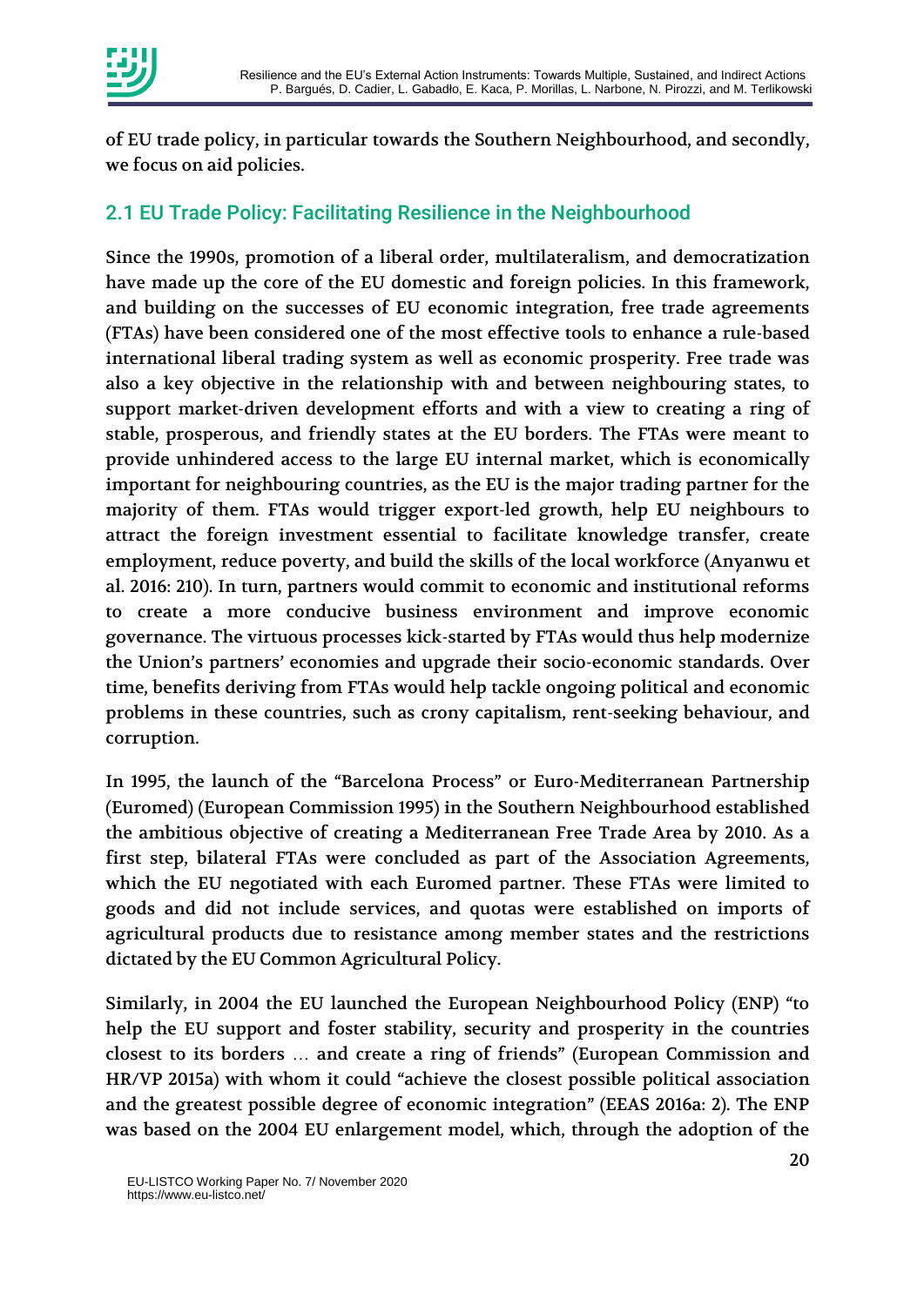of EU trade policy, in particular towards the Southern Neighbourhood, and secondly, we focus on aid policies.

## 2.1 EU Trade Policy: Facilitating Resilience in the Neighbourhood

Since the 1990s, promotion of a liberal order, multilateralism, and democratization have made up the core of the EU domestic and foreign policies. In this framework, and building on the successes of EU economic integration, free trade agreements (FTAs) have been considered one of the most effective tools to enhance a rule-based international liberal trading system as well as economic prosperity. Free trade was also a key objective in the relationship with and between neighbouring states, to support market-driven development efforts and with a view to creating a ring of stable, prosperous, and friendly states at the EU borders. The FTAs were meant to provide unhindered access to the large EU internal market, which is economically important for neighbouring countries, as the EU is the major trading partner for the majority of them. FTAs would trigger export-led growth, help EU neighbours to attract the foreign investment essential to facilitate knowledge transfer, create employment, reduce poverty, and build the skills of the local workforce (Anyanwu et al. 2016: 210). In turn, partners would commit to economic and institutional reforms to create a more conducive business environment and improve economic governance. The virtuous processes kick-started by FTAs would thus help modernize the Union's partners' economies and upgrade their socio-economic standards. Over time, benefits deriving from FTAs would help tackle ongoing political and economic problems in these countries, such as crony capitalism, rent-seeking behaviour, and corruption.

In 1995, the launch of the "Barcelona Process" or Euro-Mediterranean Partnership (Euromed) (European Commission 1995) in the Southern Neighbourhood established the ambitious objective of creating a Mediterranean Free Trade Area by 2010. As a first step, bilateral FTAs were concluded as part of the Association Agreements, which the EU negotiated with each Euromed partner. These FTAs were limited to goods and did not include services, and quotas were established on imports of agricultural products due to resistance among member states and the restrictions dictated by the EU Common Agricultural Policy.

Similarly, in 2004 the EU launched the European Neighbourhood Policy (ENP) "to help the EU support and foster stability, security and prosperity in the countries closest to its borders … and create a ring of friends" (European Commission and HR/VP 2015a) with whom it could "achieve the closest possible political association and the greatest possible degree of economic integration" (EEAS 2016a: 2). The ENP was based on the 2004 EU enlargement model, which, through the adoption of the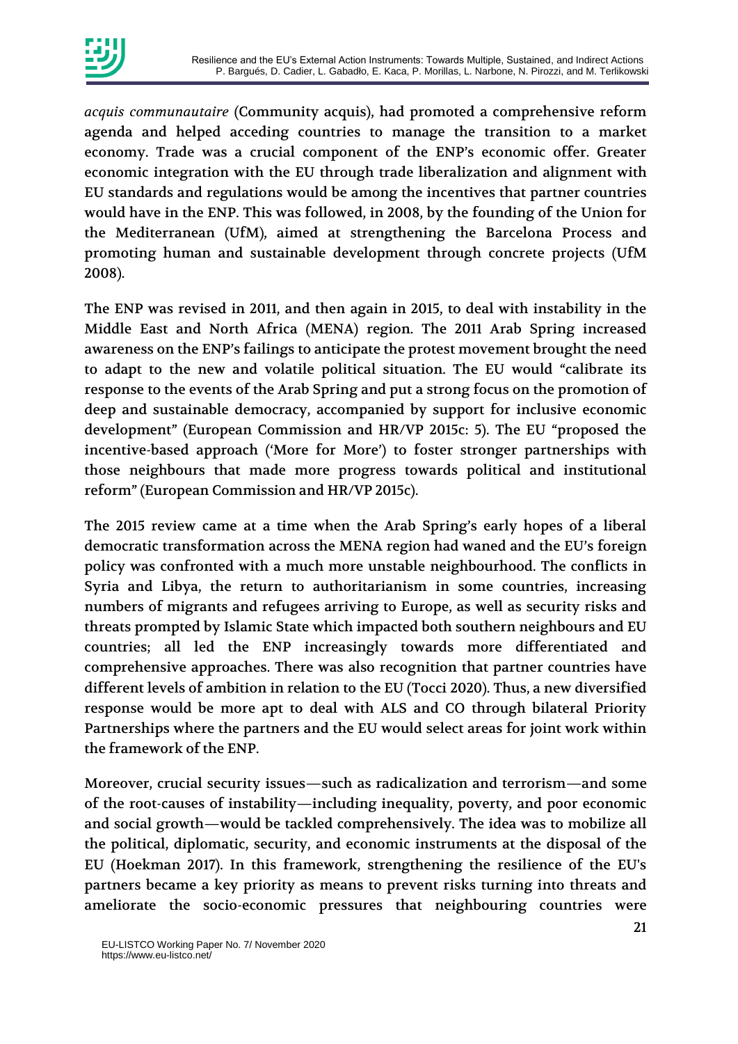*acquis communautaire* (Community acquis), had promoted a comprehensive reform agenda and helped acceding countries to manage the transition to a market economy. Trade was a crucial component of the ENP's economic offer. Greater economic integration with the EU through trade liberalization and alignment with EU standards and regulations would be among the incentives that partner countries would have in the ENP. This was followed, in 2008, by the founding of the Union for the Mediterranean (UfM), aimed at strengthening the Barcelona Process and promoting human and sustainable development through concrete projects (UfM 2008).

The ENP was revised in 2011, and then again in 2015, to deal with instability in the Middle East and North Africa (MENA) region. The 2011 Arab Spring increased awareness on the ENP's failings to anticipate the protest movement brought the need to adapt to the new and volatile political situation. The EU would "calibrate its response to the events of the Arab Spring and put a strong focus on the promotion of deep and sustainable democracy, accompanied by support for inclusive economic development" (European Commission and HR/VP 2015c: 5). The EU "proposed the incentive-based approach ('More for More') to foster stronger partnerships with those neighbours that made more progress towards political and institutional reform" (European Commission and HR/VP 2015c).

The 2015 review came at a time when the Arab Spring's early hopes of a liberal democratic transformation across the MENA region had waned and the EU's foreign policy was confronted with a much more unstable neighbourhood. The conflicts in Syria and Libya, the return to authoritarianism in some countries, increasing numbers of migrants and refugees arriving to Europe, as well as security risks and threats prompted by Islamic State which impacted both southern neighbours and EU countries; all led the ENP increasingly towards more differentiated and comprehensive approaches. There was also recognition that partner countries have different levels of ambition in relation to the EU (Tocci 2020). Thus, a new diversified response would be more apt to deal with ALS and CO through bilateral Priority Partnerships where the partners and the EU would select areas for joint work within the framework of the ENP.

Moreover, crucial security issues—such as radicalization and terrorism—and some of the root-causes of instability—including inequality, poverty, and poor economic and social growth—would be tackled comprehensively. The idea was to mobilize all the political, diplomatic, security, and economic instruments at the disposal of the EU (Hoekman 2017). In this framework, strengthening the resilience of the EU's partners became a key priority as means to prevent risks turning into threats and ameliorate the socio-economic pressures that neighbouring countries were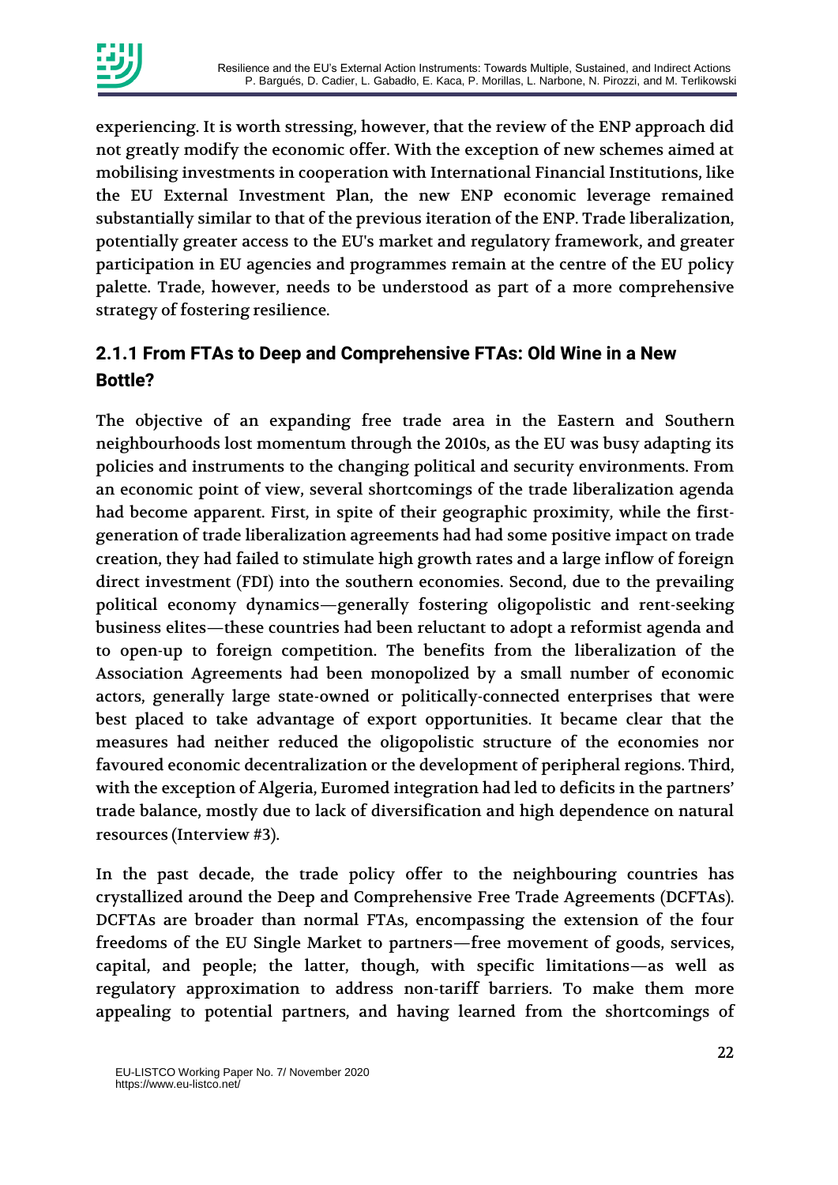experiencing. It is worth stressing, however, that the review of the ENP approach did not greatly modify the economic offer. With the exception of new schemes aimed at mobilising investments in cooperation with International Financial Institutions, like the EU External Investment Plan, the new ENP economic leverage remained substantially similar to that of the previous iteration of the ENP. Trade liberalization, potentially greater access to the EU's market and regulatory framework, and greater participation in EU agencies and programmes remain at the centre of the EU policy palette. Trade, however, needs to be understood as part of a more comprehensive strategy of fostering resilience.

### 2.1.1 From FTAs to Deep and Comprehensive FTAs: Old Wine in a New Bottle?

The objective of an expanding free trade area in the Eastern and Southern neighbourhoods lost momentum through the 2010s, as the EU was busy adapting its policies and instruments to the changing political and security environments. From an economic point of view, several shortcomings of the trade liberalization agenda had become apparent. First, in spite of their geographic proximity, while the first-generation of trade liberalization agreements had had some positive impact on trade creation, they had failed to stimulate high growth rates and a large inflow of foreign direct investment (FDI) into the southern economies. Second, due to the prevailing political economy dynamics—generally fostering oligopolistic and rent-seeking business elites—these countries had been reluctant to adopt a reformist agenda and to open-up to foreign competition. The benefits from the liberalization of the Association Agreements had been monopolized by a small number of economic actors, generally large state-owned or politically-connected enterprises that were best placed to take advantage of export opportunities. It became clear that the measures had neither reduced the oligopolistic structure of the economies nor favoured economic decentralization or the development of peripheral regions. Third, with the exception of Algeria, Euromed integration had led to deficits in the partners' trade balance, mostly due to lack of diversification and high dependence on natural resources (Interview #3).

In the past decade, the trade policy offer to the neighbouring countries has crystallized around the Deep and Comprehensive Free Trade Agreements (DCFTAs). DCFTAs are broader than normal FTAs, encompassing the extension of the four freedoms of the EU Single Market to partners—free movement of goods, services, capital, and people; the latter, though, with specific limitations—as well as regulatory approximation to address non-tariff barriers. To make them more appealing to potential partners, and having learned from the shortcomings of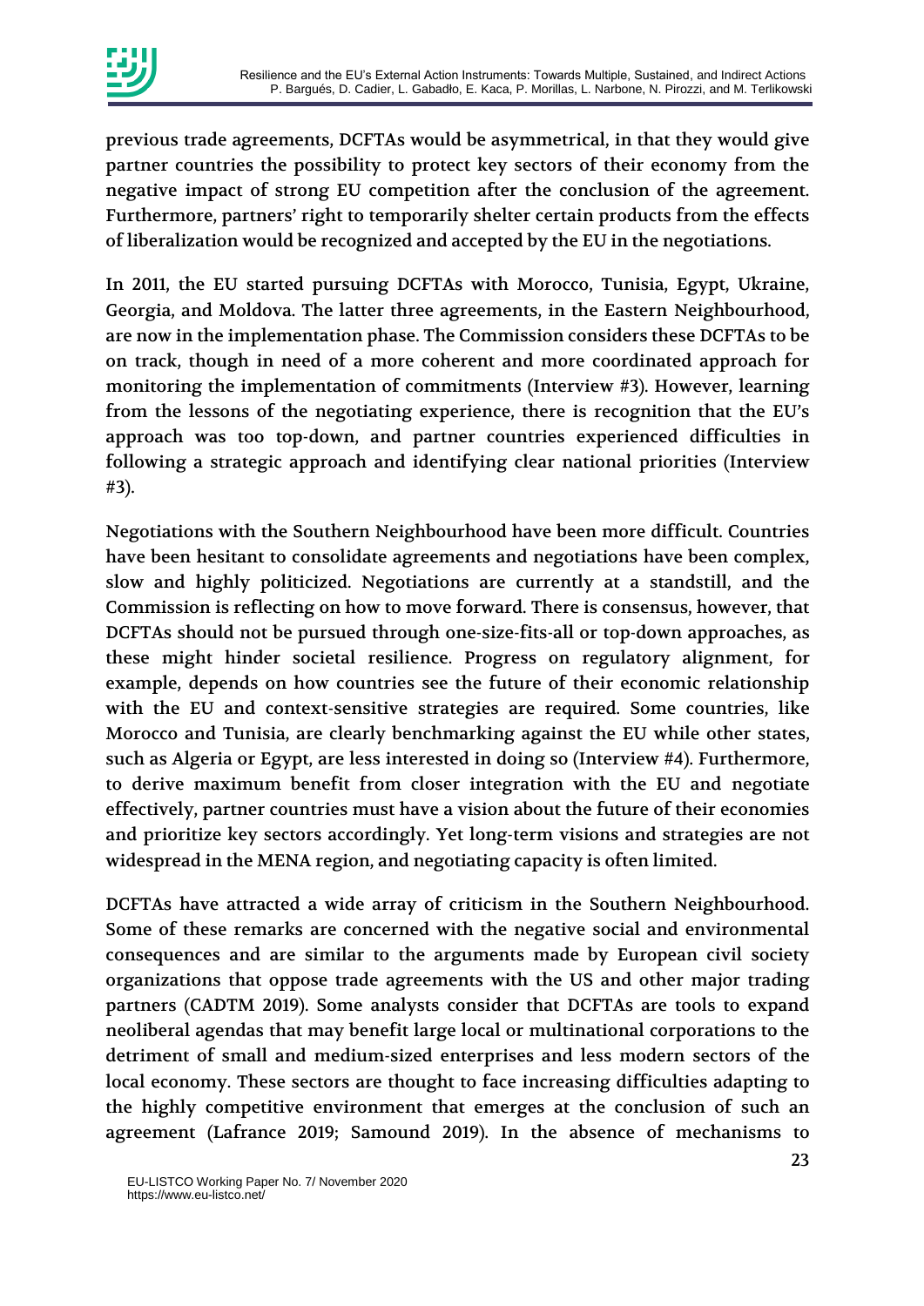previous trade agreements, DCFTAs would be asymmetrical, in that they would give partner countries the possibility to protect key sectors of their economy from the negative impact of strong EU competition after the conclusion of the agreement. Furthermore, partners' right to temporarily shelter certain products from the effects of liberalization would be recognized and accepted by the EU in the negotiations.

In 2011, the EU started pursuing DCFTAs with Morocco, Tunisia, Egypt, Ukraine, Georgia, and Moldova. The latter three agreements, in the Eastern Neighbourhood, are now in the implementation phase. The Commission considers these DCFTAs to be on track, though in need of a more coherent and more coordinated approach for monitoring the implementation of commitments (Interview #3). However, learning from the lessons of the negotiating experience, there is recognition that the EU's approach was too top-down, and partner countries experienced difficulties in following a strategic approach and identifying clear national priorities (Interview #3).

Negotiations with the Southern Neighbourhood have been more difficult. Countries have been hesitant to consolidate agreements and negotiations have been complex, slow and highly politicized. Negotiations are currently at a standstill, and the Commission is reflecting on how to move forward. There is consensus, however, that DCFTAs should not be pursued through one-size-fits-all or top-down approaches, as these might hinder societal resilience. Progress on regulatory alignment, for example, depends on how countries see the future of their economic relationship with the EU and context-sensitive strategies are required. Some countries, like Morocco and Tunisia, are clearly benchmarking against the EU while other states, such as Algeria or Egypt, are less interested in doing so (Interview #4). Furthermore, to derive maximum benefit from closer integration with the EU and negotiate effectively, partner countries must have a vision about the future of their economies and prioritize key sectors accordingly. Yet long-term visions and strategies are not widespread in the MENA region, and negotiating capacity is often limited.

DCFTAs have attracted a wide array of criticism in the Southern Neighbourhood. Some of these remarks are concerned with the negative social and environmental consequences and are similar to the arguments made by European civil society organizations that oppose trade agreements with the US and other major trading partners (CADTM 2019). Some analysts consider that DCFTAs are tools to expand neoliberal agendas that may benefit large local or multinational corporations to the detriment of small and medium-sized enterprises and less modern sectors of the local economy. These sectors are thought to face increasing difficulties adapting to the highly competitive environment that emerges at the conclusion of such an agreement (Lafrance 2019; Samound 2019). In the absence of mechanisms to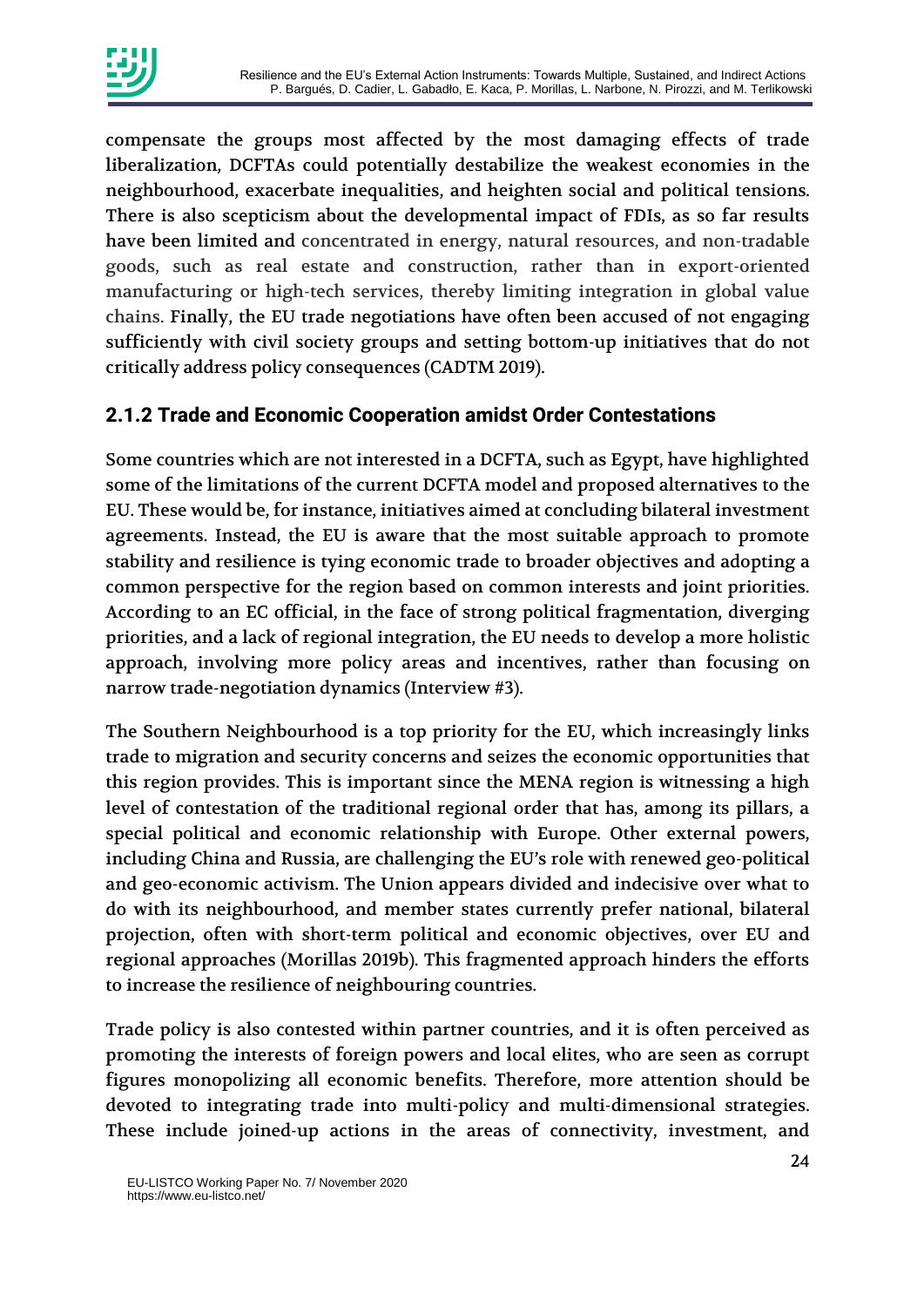compensate the groups most affected by the most damaging effects of trade liberalization, DCFTAs could potentially destabilize the weakest economies in the neighbourhood, exacerbate inequalities, and heighten social and political tensions. There is also scepticism about the developmental impact of FDIs, as so far results have been limited and concentrated in energy, natural resources, and non-tradable goods, such as real estate and construction, rather than in export-oriented manufacturing or high-tech services, thereby limiting integration in global value chains. Finally, the EU trade negotiations have often been accused of not engaging sufficiently with civil society groups and setting bottom-up initiatives that do not critically address policy consequences (CADTM 2019).

### 2.1.2 Trade and Economic Cooperation amidst Order Contestations

Some countries which are not interested in a DCFTA, such as Egypt, have highlighted some of the limitations of the current DCFTA model and proposed alternatives to the EU. These would be, for instance, initiatives aimed at concluding bilateral investment agreements. Instead, the EU is aware that the most suitable approach to promote stability and resilience is tying economic trade to broader objectives and adopting a common perspective for the region based on common interests and joint priorities. According to an EC official, in the face of strong political fragmentation, diverging priorities, and a lack of regional integration, the EU needs to develop a more holistic approach, involving more policy areas and incentives, rather than focusing on narrow trade-negotiation dynamics (Interview #3).

The Southern Neighbourhood is a top priority for the EU, which increasingly links trade to migration and security concerns and seizes the economic opportunities that this region provides. This is important since the MENA region is witnessing a high level of contestation of the traditional regional order that has, among its pillars, a special political and economic relationship with Europe. Other external powers, including China and Russia, are challenging the EU's role with renewed geo-political and geo-economic activism. The Union appears divided and indecisive over what to do with its neighbourhood, and member states currently prefer national, bilateral projection, often with short-term political and economic objectives, over EU and regional approaches (Morillas 2019b). This fragmented approach hinders the efforts to increase the resilience of neighbouring countries.

Trade policy is also contested within partner countries, and it is often perceived as promoting the interests of foreign powers and local elites, who are seen as corrupt figures monopolizing all economic benefits. Therefore, more attention should be devoted to integrating trade into multi-policy and multi-dimensional strategies. These include joined-up actions in the areas of connectivity, investment, and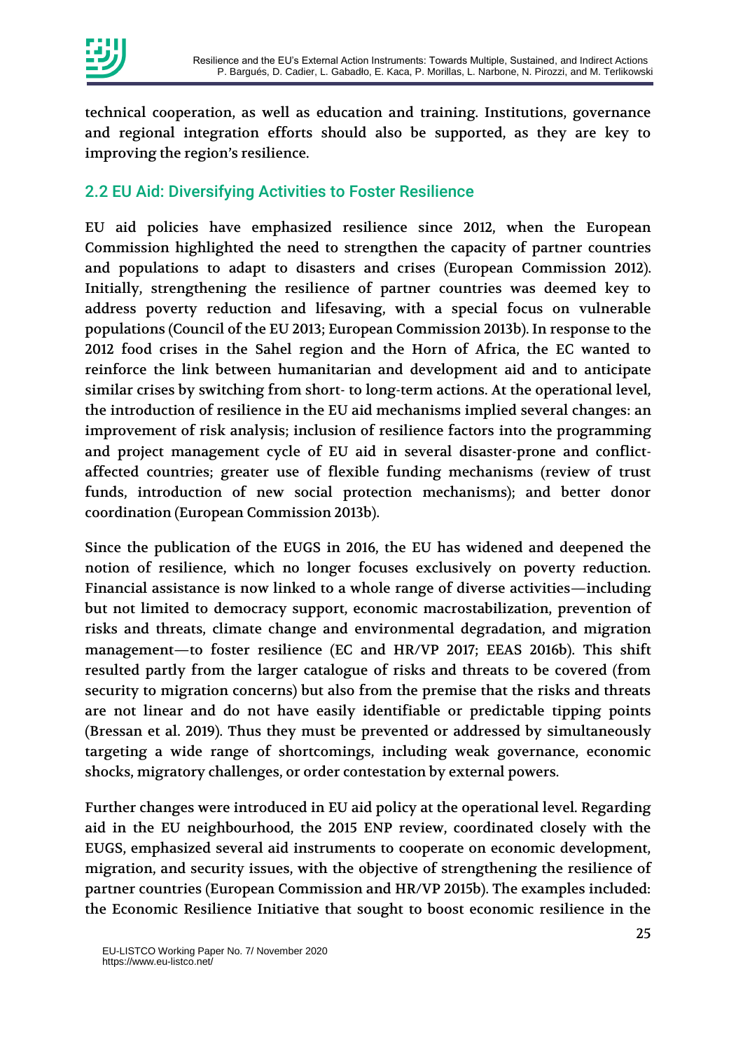technical cooperation, as well as education and training. Institutions, governance and regional integration efforts should also be supported, as they are key to improving the region's resilience.

## 2.2 EU Aid: Diversifying Activities to Foster Resilience

EU aid policies have emphasized resilience since 2012, when the European Commission highlighted the need to strengthen the capacity of partner countries and populations to adapt to disasters and crises (European Commission 2012). Initially, strengthening the resilience of partner countries was deemed key to address poverty reduction and lifesaving, with a special focus on vulnerable populations (Council of the EU 2013; European Commission 2013b). In response to the 2012 food crises in the Sahel region and the Horn of Africa, the EC wanted to reinforce the link between humanitarian and development aid and to anticipate similar crises by switching from short- to long-term actions. At the operational level, the introduction of resilience in the EU aid mechanisms implied several changes: an improvement of risk analysis; inclusion of resilience factors into the programming and project management cycle of EU aid in several disaster-prone and conflict-affected countries; greater use of flexible funding mechanisms (review of trust funds, introduction of new social protection mechanisms); and better donor coordination (European Commission 2013b).

Since the publication of the EUGS in 2016, the EU has widened and deepened the notion of resilience, which no longer focuses exclusively on poverty reduction. Financial assistance is now linked to a whole range of diverse activities—including but not limited to democracy support, economic macrostabilization, prevention of risks and threats, climate change and environmental degradation, and migration management—to foster resilience (EC and HR/VP 2017; EEAS 2016b). This shift resulted partly from the larger catalogue of risks and threats to be covered (from security to migration concerns) but also from the premise that the risks and threats are not linear and do not have easily identifiable or predictable tipping points (Bressan et al. 2019). Thus they must be prevented or addressed by simultaneously targeting a wide range of shortcomings, including weak governance, economic shocks, migratory challenges, or order contestation by external powers.

Further changes were introduced in EU aid policy at the operational level. Regarding aid in the EU neighbourhood, the 2015 ENP review, coordinated closely with the EUGS, emphasized several aid instruments to cooperate on economic development, migration, and security issues, with the objective of strengthening the resilience of partner countries (European Commission and HR/VP 2015b). The examples included: the Economic Resilience Initiative that sought to boost economic resilience in the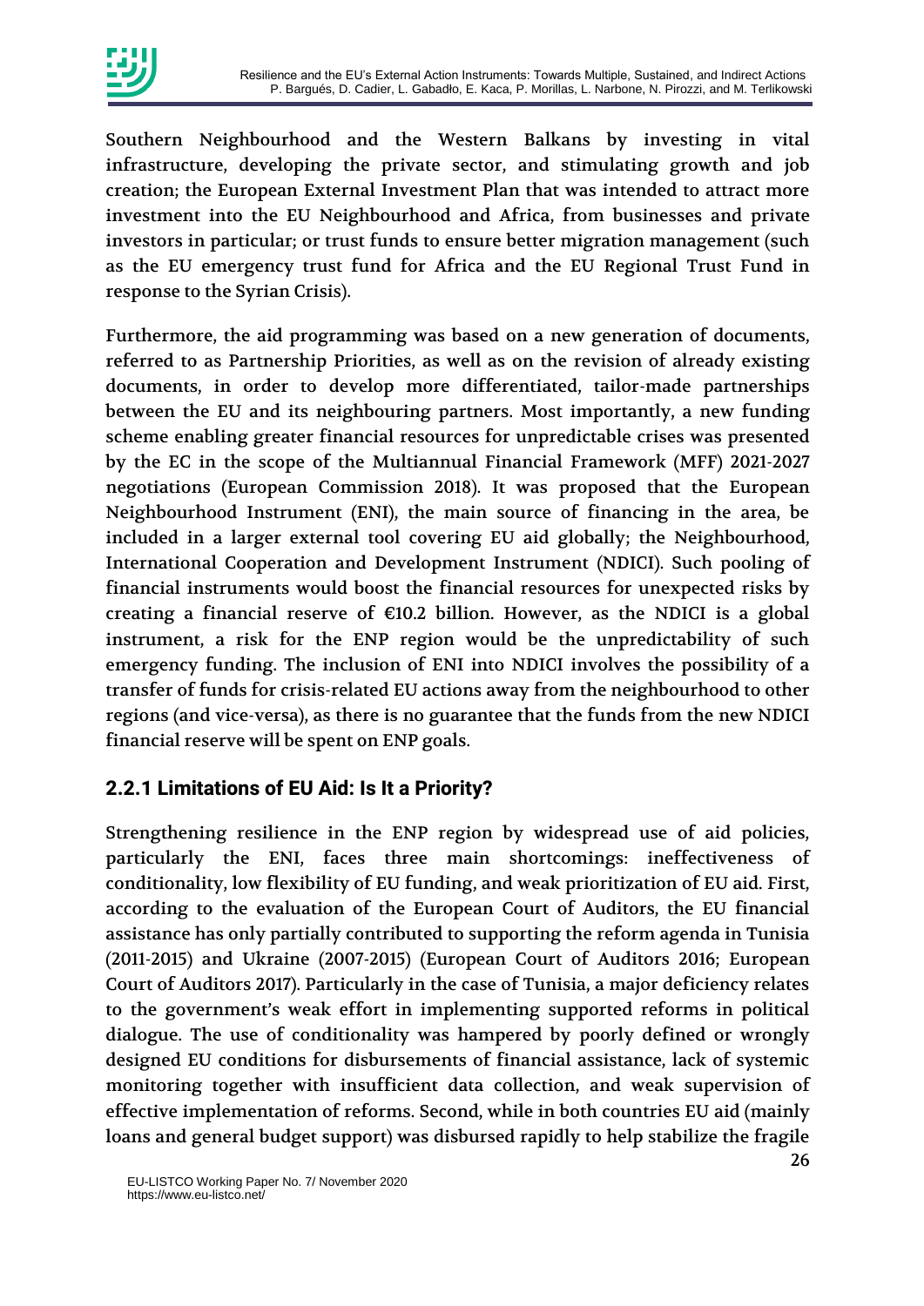Southern Neighbourhood and the Western Balkans by investing in vital infrastructure, developing the private sector, and stimulating growth and job creation; the European External Investment Plan that was intended to attract more investment into the EU Neighbourhood and Africa, from businesses and private investors in particular; or trust funds to ensure better migration management (such as the EU emergency trust fund for Africa and the EU Regional Trust Fund in response to the Syrian Crisis).

Furthermore, the aid programming was based on a new generation of documents, referred to as Partnership Priorities, as well as on the revision of already existing documents, in order to develop more differentiated, tailor-made partnerships between the EU and its neighbouring partners. Most importantly, a new funding scheme enabling greater financial resources for unpredictable crises was presented by the EC in the scope of the Multiannual Financial Framework (MFF) 2021-2027 negotiations (European Commission 2018). It was proposed that the European Neighbourhood Instrument (ENI), the main source of financing in the area, be included in a larger external tool covering EU aid globally; the Neighbourhood, International Cooperation and Development Instrument (NDICI). Such pooling of financial instruments would boost the financial resources for unexpected risks by creating a financial reserve of €10.2 billion. However, as the NDICI is a global instrument, a risk for the ENP region would be the unpredictability of such emergency funding. The inclusion of ENI into NDICI involves the possibility of a transfer of funds for crisis-related EU actions away from the neighbourhood to other regions (and vice-versa), as there is no guarantee that the funds from the new NDICI financial reserve will be spent on ENP goals.

### 2.2.1 Limitations of EU Aid: Is It a Priority?

Strengthening resilience in the ENP region by widespread use of aid policies, particularly the ENI, faces three main shortcomings: ineffectiveness of conditionality, low flexibility of EU funding, and weak prioritization of EU aid. First, according to the evaluation of the European Court of Auditors, the EU financial assistance has only partially contributed to supporting the reform agenda in Tunisia (2011-2015) and Ukraine (2007-2015) (European Court of Auditors 2016; European Court of Auditors 2017). Particularly in the case of Tunisia, a major deficiency relates to the government's weak effort in implementing supported reforms in political dialogue. The use of conditionality was hampered by poorly defined or wrongly designed EU conditions for disbursements of financial assistance, lack of systemic monitoring together with insufficient data collection, and weak supervision of effective implementation of reforms. Second, while in both countries EU aid (mainly loans and general budget support) was disbursed rapidly to help stabilize the fragile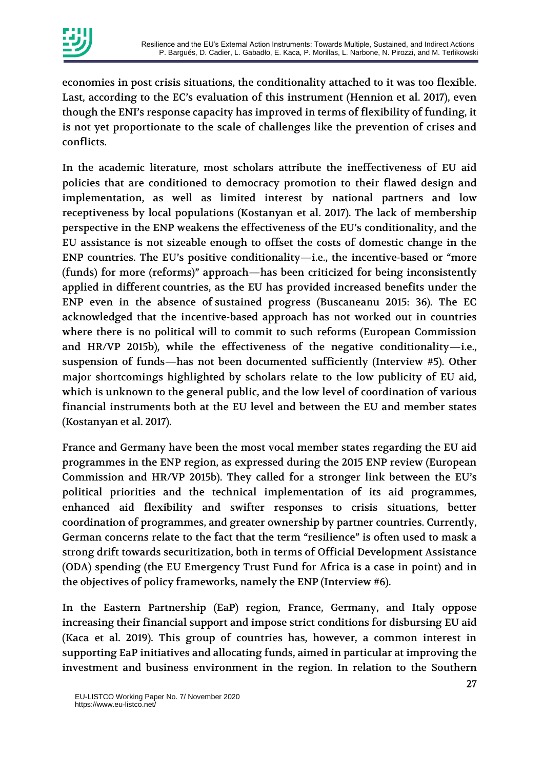economies in post crisis situations, the conditionality attached to it was too flexible. Last, according to the EC's evaluation of this instrument (Hennion et al. 2017), even though the ENI's response capacity has improved in terms of flexibility of funding, it is not yet proportionate to the scale of challenges like the prevention of crises and conflicts.

In the academic literature, most scholars attribute the ineffectiveness of EU aid policies that are conditioned to democracy promotion to their flawed design and implementation, as well as limited interest by national partners and low receptiveness by local populations (Kostanyan et al. 2017). The lack of membership perspective in the ENP weakens the effectiveness of the EU's conditionality, and the EU assistance is not sizeable enough to offset the costs of domestic change in the ENP countries. The EU's positive conditionality—i.e., the incentive-based or "more (funds) for more (reforms)" approach—has been criticized for being inconsistently applied in different countries, as the EU has provided increased benefits under the ENP even in the absence of sustained progress (Buscaneanu 2015: 36). The EC acknowledged that the incentive-based approach has not worked out in countries where there is no political will to commit to such reforms (European Commission and HR/VP 2015b), while the effectiveness of the negative conditionality—i.e., suspension of funds—has not been documented sufficiently (Interview #5). Other major shortcomings highlighted by scholars relate to the low publicity of EU aid, which is unknown to the general public, and the low level of coordination of various financial instruments both at the EU level and between the EU and member states (Kostanyan et al. 2017).

France and Germany have been the most vocal member states regarding the EU aid programmes in the ENP region, as expressed during the 2015 ENP review (European Commission and HR/VP 2015b). They called for a stronger link between the EU's political priorities and the technical implementation of its aid programmes, enhanced aid flexibility and swifter responses to crisis situations, better coordination of programmes, and greater ownership by partner countries. Currently, German concerns relate to the fact that the term "resilience" is often used to mask a strong drift towards securitization, both in terms of Official Development Assistance (ODA) spending (the EU Emergency Trust Fund for Africa is a case in point) and in the objectives of policy frameworks, namely the ENP (Interview #6).

In the Eastern Partnership (EaP) region, France, Germany, and Italy oppose increasing their financial support and impose strict conditions for disbursing EU aid (Kaca et al. 2019). This group of countries has, however, a common interest in supporting EaP initiatives and allocating funds, aimed in particular at improving the investment and business environment in the region. In relation to the Southern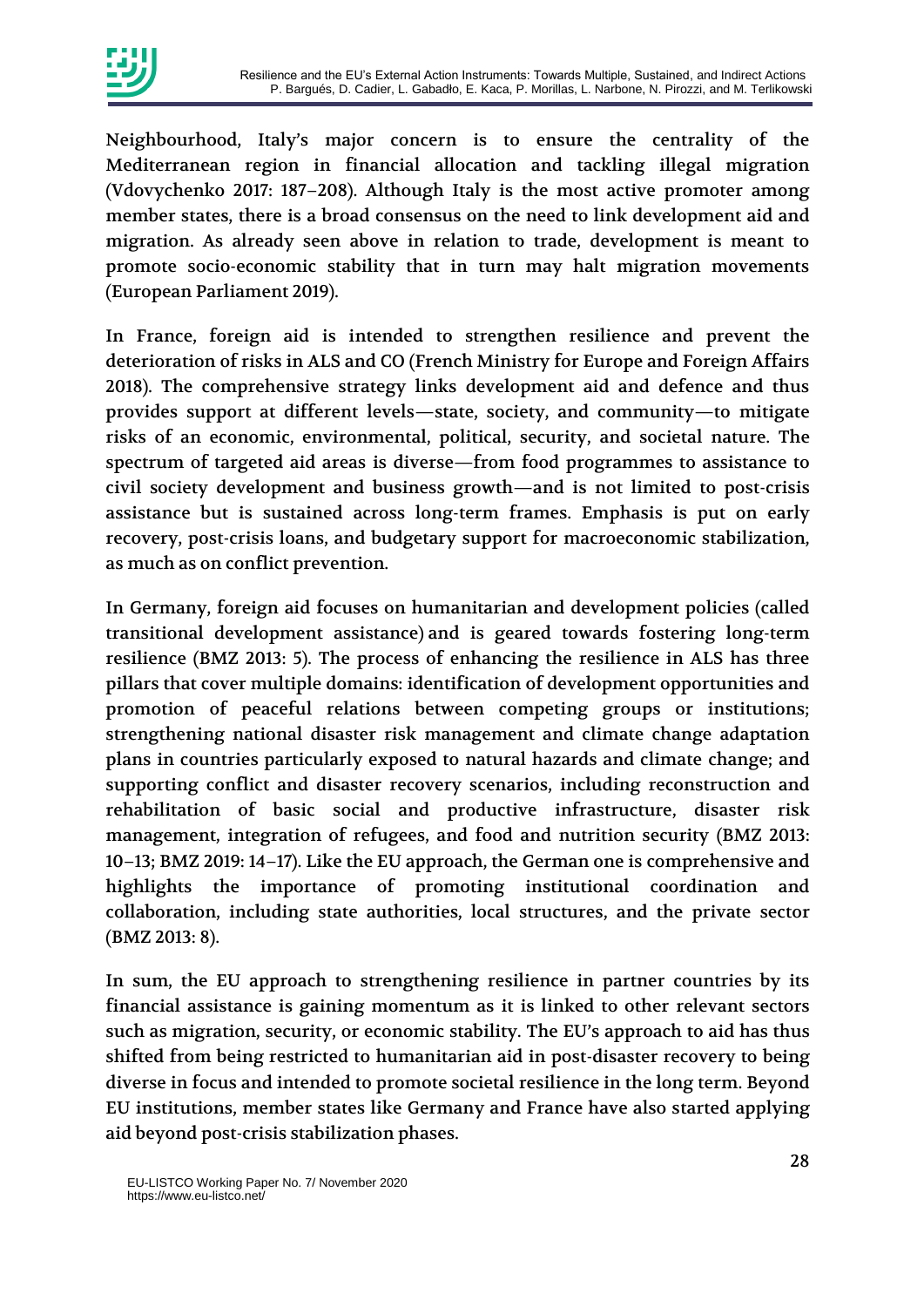Neighbourhood, Italy's major concern is to ensure the centrality of the Mediterranean region in financial allocation and tackling illegal migration (Vdovychenko 2017: 187–208). Although Italy is the most active promoter among member states, there is a broad consensus on the need to link development aid and migration. As already seen above in relation to trade, development is meant to promote socio-economic stability that in turn may halt migration movements (European Parliament 2019).

In France, foreign aid is intended to strengthen resilience and prevent the deterioration of risks in ALS and CO (French Ministry for Europe and Foreign Affairs 2018). The comprehensive strategy links development aid and defence and thus provides support at different levels—state, society, and community—to mitigate risks of an economic, environmental, political, security, and societal nature. The spectrum of targeted aid areas is diverse—from food programmes to assistance to civil society development and business growth—and is not limited to post-crisis assistance but is sustained across long-term frames. Emphasis is put on early recovery, post-crisis loans, and budgetary support for macroeconomic stabilization, as much as on conflict prevention.

In Germany, foreign aid focuses on humanitarian and development policies (called transitional development assistance) and is geared towards fostering long-term resilience (BMZ 2013: 5). The process of enhancing the resilience in ALS has three pillars that cover multiple domains: identification of development opportunities and promotion of peaceful relations between competing groups or institutions; strengthening national disaster risk management and climate change adaptation plans in countries particularly exposed to natural hazards and climate change; and supporting conflict and disaster recovery scenarios, including reconstruction and rehabilitation of basic social and productive infrastructure, disaster risk management, integration of refugees, and food and nutrition security (BMZ 2013: 10–13; BMZ 2019: 14–17). Like the EU approach, the German one is comprehensive and highlights the importance of promoting institutional coordination and collaboration, including state authorities, local structures, and the private sector (BMZ 2013: 8).

In sum, the EU approach to strengthening resilience in partner countries by its financial assistance is gaining momentum as it is linked to other relevant sectors such as migration, security, or economic stability. The EU's approach to aid has thus shifted from being restricted to humanitarian aid in post-disaster recovery to being diverse in focus and intended to promote societal resilience in the long term. Beyond EU institutions, member states like Germany and France have also started applying aid beyond post-crisis stabilization phases.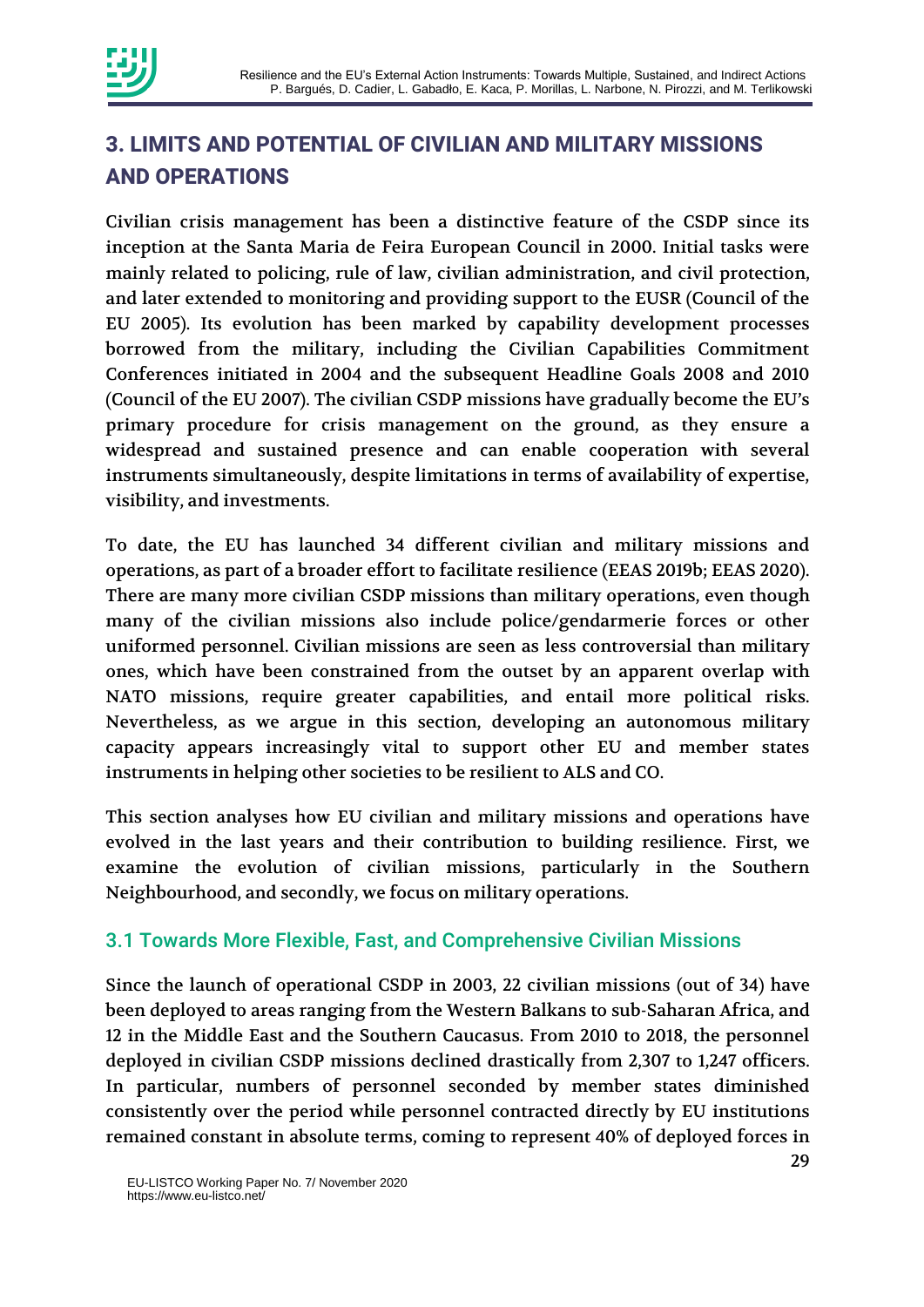## 3. LIMITS AND POTENTIAL OF CIVILIAN AND MILITARY MISSIONS AND OPERATIONS

Civilian crisis management has been a distinctive feature of the CSDP since its inception at the Santa Maria de Feira European Council in 2000. Initial tasks were mainly related to policing, rule of law, civilian administration, and civil protection, and later extended to monitoring and providing support to the EUSR (Council of the EU 2005). Its evolution has been marked by capability development processes borrowed from the military, including the Civilian Capabilities Commitment Conferences initiated in 2004 and the subsequent Headline Goals 2008 and 2010 (Council of the EU 2007). The civilian CSDP missions have gradually become the EU's primary procedure for crisis management on the ground, as they ensure a widespread and sustained presence and can enable cooperation with several instruments simultaneously, despite limitations in terms of availability of expertise, visibility, and investments.

To date, the EU has launched 34 different civilian and military missions and operations, as part of a broader effort to facilitate resilience (EEAS 2019b; EEAS 2020). There are many more civilian CSDP missions than military operations, even though many of the civilian missions also include police/gendarmerie forces or other uniformed personnel. Civilian missions are seen as less controversial than military ones, which have been constrained from the outset by an apparent overlap with NATO missions, require greater capabilities, and entail more political risks. Nevertheless, as we argue in this section, developing an autonomous military capacity appears increasingly vital to support other EU and member states instruments in helping other societies to be resilient to ALS and CO.

This section analyses how EU civilian and military missions and operations have evolved in the last years and their contribution to building resilience. First, we examine the evolution of civilian missions, particularly in the Southern Neighbourhood, and secondly, we focus on military operations.

### 3.1 Towards More Flexible, Fast, and Comprehensive Civilian Missions

Since the launch of operational CSDP in 2003, 22 civilian missions (out of 34) have been deployed to areas ranging from the Western Balkans to sub-Saharan Africa, and 12 in the Middle East and the Southern Caucasus. From 2010 to 2018, the personnel deployed in civilian CSDP missions declined drastically from 2,307 to 1,247 officers. In particular, numbers of personnel seconded by member states diminished consistently over the period while personnel contracted directly by EU institutions remained constant in absolute terms, coming to represent 40% of deployed forces in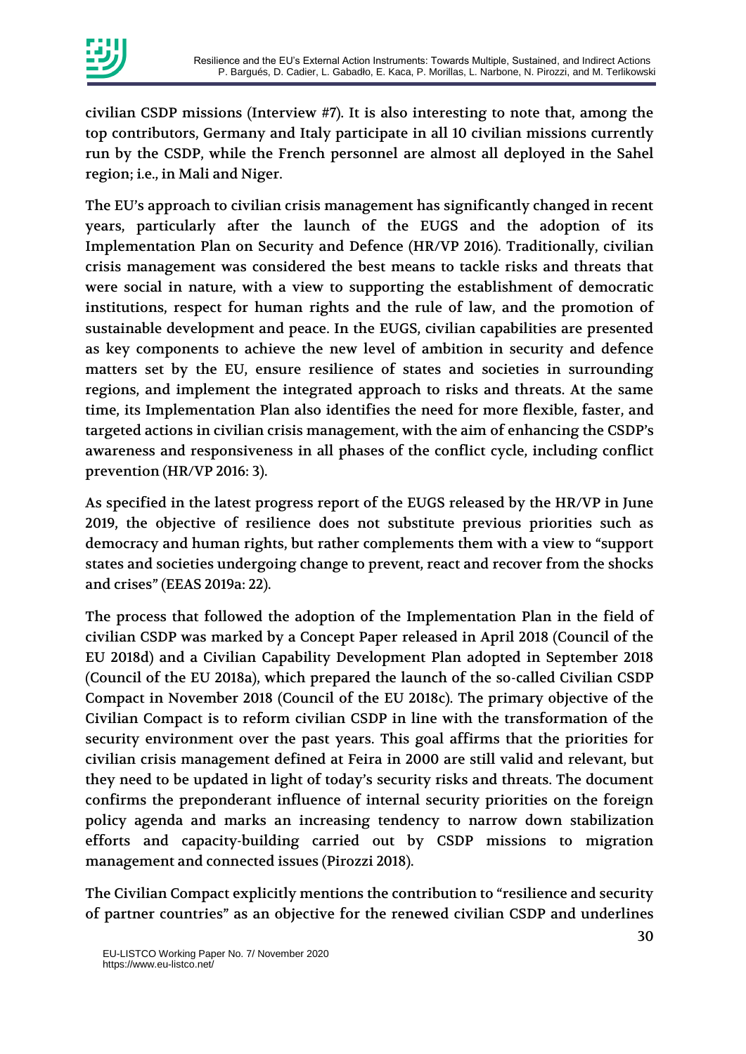civilian CSDP missions (Interview #7). It is also interesting to note that, among the top contributors, Germany and Italy participate in all 10 civilian missions currently run by the CSDP, while the French personnel are almost all deployed in the Sahel region; i.e., in Mali and Niger.

The EU's approach to civilian crisis management has significantly changed in recent years, particularly after the launch of the EUGS and the adoption of its Implementation Plan on Security and Defence (HR/VP 2016). Traditionally, civilian crisis management was considered the best means to tackle risks and threats that were social in nature, with a view to supporting the establishment of democratic institutions, respect for human rights and the rule of law, and the promotion of sustainable development and peace. In the EUGS, civilian capabilities are presented as key components to achieve the new level of ambition in security and defence matters set by the EU, ensure resilience of states and societies in surrounding regions, and implement the integrated approach to risks and threats. At the same time, its Implementation Plan also identifies the need for more flexible, faster, and targeted actions in civilian crisis management, with the aim of enhancing the CSDP's awareness and responsiveness in all phases of the conflict cycle, including conflict prevention (HR/VP 2016: 3).

As specified in the latest progress report of the EUGS released by the HR/VP in June 2019, the objective of resilience does not substitute previous priorities such as democracy and human rights, but rather complements them with a view to "support states and societies undergoing change to prevent, react and recover from the shocks and crises" (EEAS 2019a: 22).

The process that followed the adoption of the Implementation Plan in the field of civilian CSDP was marked by a Concept Paper released in April 2018 (Council of the EU 2018d) and a Civilian Capability Development Plan adopted in September 2018 (Council of the EU 2018a), which prepared the launch of the so-called Civilian CSDP Compact in November 2018 (Council of the EU 2018c). The primary objective of the Civilian Compact is to reform civilian CSDP in line with the transformation of the security environment over the past years. This goal affirms that the priorities for civilian crisis management defined at Feira in 2000 are still valid and relevant, but they need to be updated in light of today's security risks and threats. The document confirms the preponderant influence of internal security priorities on the foreign policy agenda and marks an increasing tendency to narrow down stabilization efforts and capacity-building carried out by CSDP missions to migration management and connected issues (Pirozzi 2018).

The Civilian Compact explicitly mentions the contribution to "resilience and security of partner countries" as an objective for the renewed civilian CSDP and underlines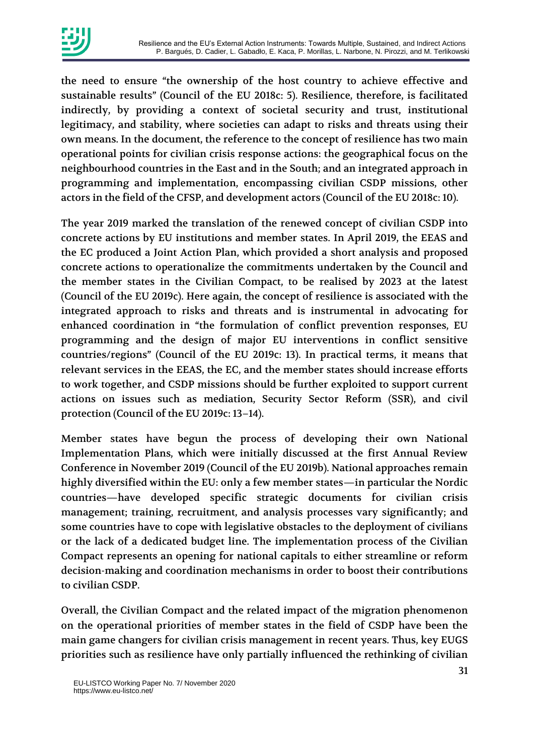the need to ensure "the ownership of the host country to achieve effective and sustainable results" (Council of the EU 2018c: 5). Resilience, therefore, is facilitated indirectly, by providing a context of societal security and trust, institutional legitimacy, and stability, where societies can adapt to risks and threats using their own means. In the document, the reference to the concept of resilience has two main operational points for civilian crisis response actions: the geographical focus on the neighbourhood countries in the East and in the South; and an integrated approach in programming and implementation, encompassing civilian CSDP missions, other actors in the field of the CFSP, and development actors (Council of the EU 2018c: 10).

The year 2019 marked the translation of the renewed concept of civilian CSDP into concrete actions by EU institutions and member states. In April 2019, the EEAS and the EC produced a Joint Action Plan, which provided a short analysis and proposed concrete actions to operationalize the commitments undertaken by the Council and the member states in the Civilian Compact, to be realised by 2023 at the latest (Council of the EU 2019c). Here again, the concept of resilience is associated with the integrated approach to risks and threats and is instrumental in advocating for enhanced coordination in "the formulation of conflict prevention responses, EU programming and the design of major EU interventions in conflict sensitive countries/regions" (Council of the EU 2019c: 13). In practical terms, it means that relevant services in the EEAS, the EC, and the member states should increase efforts to work together, and CSDP missions should be further exploited to support current actions on issues such as mediation, Security Sector Reform (SSR), and civil protection (Council of the EU 2019c: 13–14).

Member states have begun the process of developing their own National Implementation Plans, which were initially discussed at the first Annual Review Conference in November 2019 (Council of the EU 2019b). National approaches remain highly diversified within the EU: only a few member states—in particular the Nordic countries—have developed specific strategic documents for civilian crisis management; training, recruitment, and analysis processes vary significantly; and some countries have to cope with legislative obstacles to the deployment of civilians or the lack of a dedicated budget line. The implementation process of the Civilian Compact represents an opening for national capitals to either streamline or reform decision-making and coordination mechanisms in order to boost their contributions to civilian CSDP.

Overall, the Civilian Compact and the related impact of the migration phenomenon on the operational priorities of member states in the field of CSDP have been the main game changers for civilian crisis management in recent years. Thus, key EUGS priorities such as resilience have only partially influenced the rethinking of civilian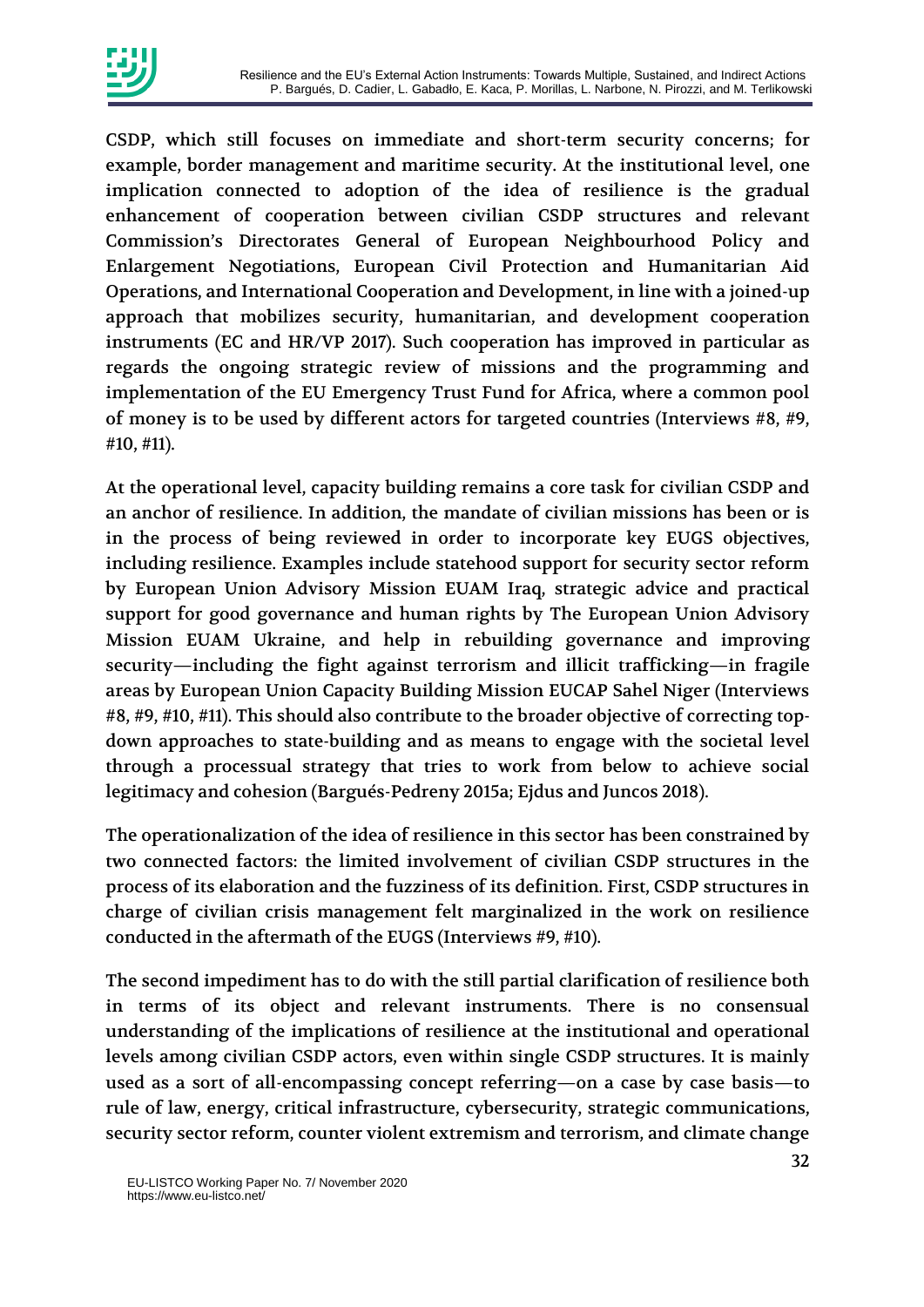CSDP, which still focuses on immediate and short-term security concerns; for example, border management and maritime security. At the institutional level, one implication connected to adoption of the idea of resilience is the gradual enhancement of cooperation between civilian CSDP structures and relevant Commission's Directorates General of European Neighbourhood Policy and Enlargement Negotiations, European Civil Protection and Humanitarian Aid Operations, and International Cooperation and Development, in line with a joined-up approach that mobilizes security, humanitarian, and development cooperation instruments (EC and HR/VP 2017). Such cooperation has improved in particular as regards the ongoing strategic review of missions and the programming and implementation of the EU Emergency Trust Fund for Africa, where a common pool of money is to be used by different actors for targeted countries (Interviews #8, #9, #10, #11).

At the operational level, capacity building remains a core task for civilian CSDP and an anchor of resilience. In addition, the mandate of civilian missions has been or is in the process of being reviewed in order to incorporate key EUGS objectives, including resilience. Examples include statehood support for security sector reform by European Union Advisory Mission EUAM Iraq, strategic advice and practical support for good governance and human rights by The European Union Advisory Mission EUAM Ukraine, and help in rebuilding governance and improving security—including the fight against terrorism and illicit trafficking—in fragile areas by European Union Capacity Building Mission EUCAP Sahel Niger (Interviews #8, #9, #10, #11). This should also contribute to the broader objective of correcting top-down approaches to state-building and as means to engage with the societal level through a processual strategy that tries to work from below to achieve social legitimacy and cohesion (Bargués-Pedreny 2015a; Ejdus and Juncos 2018).

The operationalization of the idea of resilience in this sector has been constrained by two connected factors: the limited involvement of civilian CSDP structures in the process of its elaboration and the fuzziness of its definition. First, CSDP structures in charge of civilian crisis management felt marginalized in the work on resilience conducted in the aftermath of the EUGS (Interviews #9, #10).

The second impediment has to do with the still partial clarification of resilience both in terms of its object and relevant instruments. There is no consensual understanding of the implications of resilience at the institutional and operational levels among civilian CSDP actors, even within single CSDP structures. It is mainly used as a sort of all-encompassing concept referring—on a case by case basis—to rule of law, energy, critical infrastructure, cybersecurity, strategic communications, security sector reform, counter violent extremism and terrorism, and climate change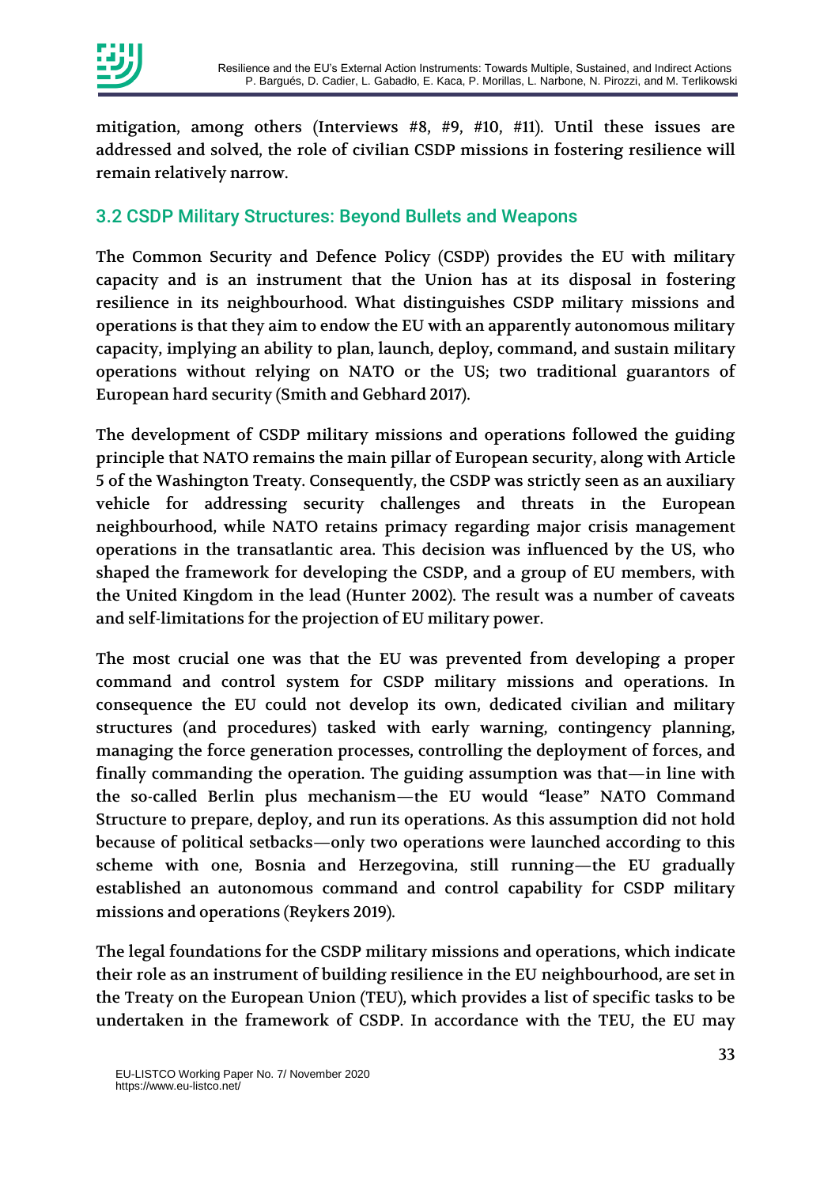mitigation, among others (Interviews #8, #9, #10, #11). Until these issues are addressed and solved, the role of civilian CSDP missions in fostering resilience will remain relatively narrow.

## 3.2 CSDP Military Structures: Beyond Bullets and Weapons

The Common Security and Defence Policy (CSDP) provides the EU with military capacity and is an instrument that the Union has at its disposal in fostering resilience in its neighbourhood. What distinguishes CSDP military missions and operations is that they aim to endow the EU with an apparently autonomous military capacity, implying an ability to plan, launch, deploy, command, and sustain military operations without relying on NATO or the US; two traditional guarantors of European hard security (Smith and Gebhard 2017).

The development of CSDP military missions and operations followed the guiding principle that NATO remains the main pillar of European security, along with Article 5 of the Washington Treaty. Consequently, the CSDP was strictly seen as an auxiliary vehicle for addressing security challenges and threats in the European neighbourhood, while NATO retains primacy regarding major crisis management operations in the transatlantic area. This decision was influenced by the US, who shaped the framework for developing the CSDP, and a group of EU members, with the United Kingdom in the lead (Hunter 2002). The result was a number of caveats and self-limitations for the projection of EU military power.

The most crucial one was that the EU was prevented from developing a proper command and control system for CSDP military missions and operations. In consequence the EU could not develop its own, dedicated civilian and military structures (and procedures) tasked with early warning, contingency planning, managing the force generation processes, controlling the deployment of forces, and finally commanding the operation. The guiding assumption was that—in line with the so-called Berlin plus mechanism—the EU would "lease" NATO Command Structure to prepare, deploy, and run its operations. As this assumption did not hold because of political setbacks—only two operations were launched according to this scheme with one, Bosnia and Herzegovina, still running—the EU gradually established an autonomous command and control capability for CSDP military missions and operations (Reykers 2019).

The legal foundations for the CSDP military missions and operations, which indicate their role as an instrument of building resilience in the EU neighbourhood, are set in the Treaty on the European Union (TEU), which provides a list of specific tasks to be undertaken in the framework of CSDP. In accordance with the TEU, the EU may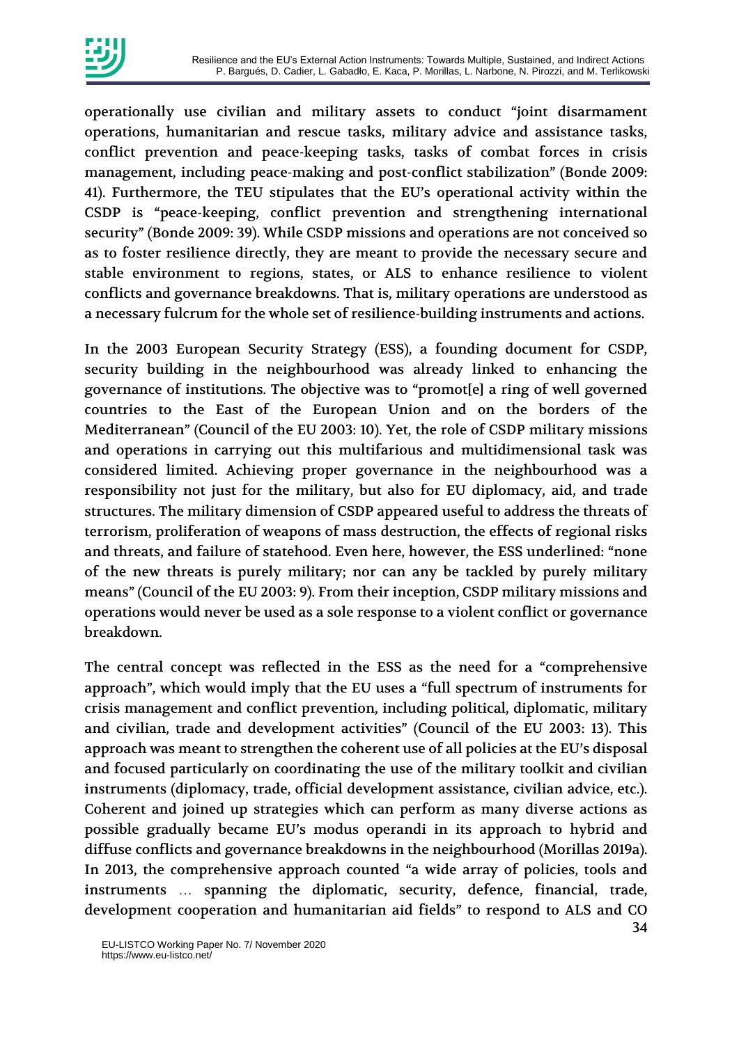operationally use civilian and military assets to conduct "joint disarmament operations, humanitarian and rescue tasks, military advice and assistance tasks, conflict prevention and peace-keeping tasks, tasks of combat forces in crisis management, including peace-making and post-conflict stabilization" (Bonde 2009: 41). Furthermore, the TEU stipulates that the EU's operational activity within the CSDP is "peace-keeping, conflict prevention and strengthening international security" (Bonde 2009: 39). While CSDP missions and operations are not conceived so as to foster resilience directly, they are meant to provide the necessary secure and stable environment to regions, states, or ALS to enhance resilience to violent conflicts and governance breakdowns. That is, military operations are understood as a necessary fulcrum for the whole set of resilience-building instruments and actions.

In the 2003 European Security Strategy (ESS), a founding document for CSDP, security building in the neighbourhood was already linked to enhancing the governance of institutions. The objective was to "promot[e] a ring of well governed countries to the East of the European Union and on the borders of the Mediterranean" (Council of the EU 2003: 10). Yet, the role of CSDP military missions and operations in carrying out this multifarious and multidimensional task was considered limited. Achieving proper governance in the neighbourhood was a responsibility not just for the military, but also for EU diplomacy, aid, and trade structures. The military dimension of CSDP appeared useful to address the threats of terrorism, proliferation of weapons of mass destruction, the effects of regional risks and threats, and failure of statehood. Even here, however, the ESS underlined: "none of the new threats is purely military; nor can any be tackled by purely military means" (Council of the EU 2003: 9). From their inception, CSDP military missions and operations would never be used as a sole response to a violent conflict or governance breakdown.

The central concept was reflected in the ESS as the need for a "comprehensive approach", which would imply that the EU uses a "full spectrum of instruments for crisis management and conflict prevention, including political, diplomatic, military and civilian, trade and development activities" (Council of the EU 2003: 13). This approach was meant to strengthen the coherent use of all policies at the EU's disposal and focused particularly on coordinating the use of the military toolkit and civilian instruments (diplomacy, trade, official development assistance, civilian advice, etc.). Coherent and joined up strategies which can perform as many diverse actions as possible gradually became EU's modus operandi in its approach to hybrid and diffuse conflicts and governance breakdowns in the neighbourhood (Morillas 2019a). In 2013, the comprehensive approach counted "a wide array of policies, tools and instruments … spanning the diplomatic, security, defence, financial, trade, development cooperation and humanitarian aid fields" to respond to ALS and CO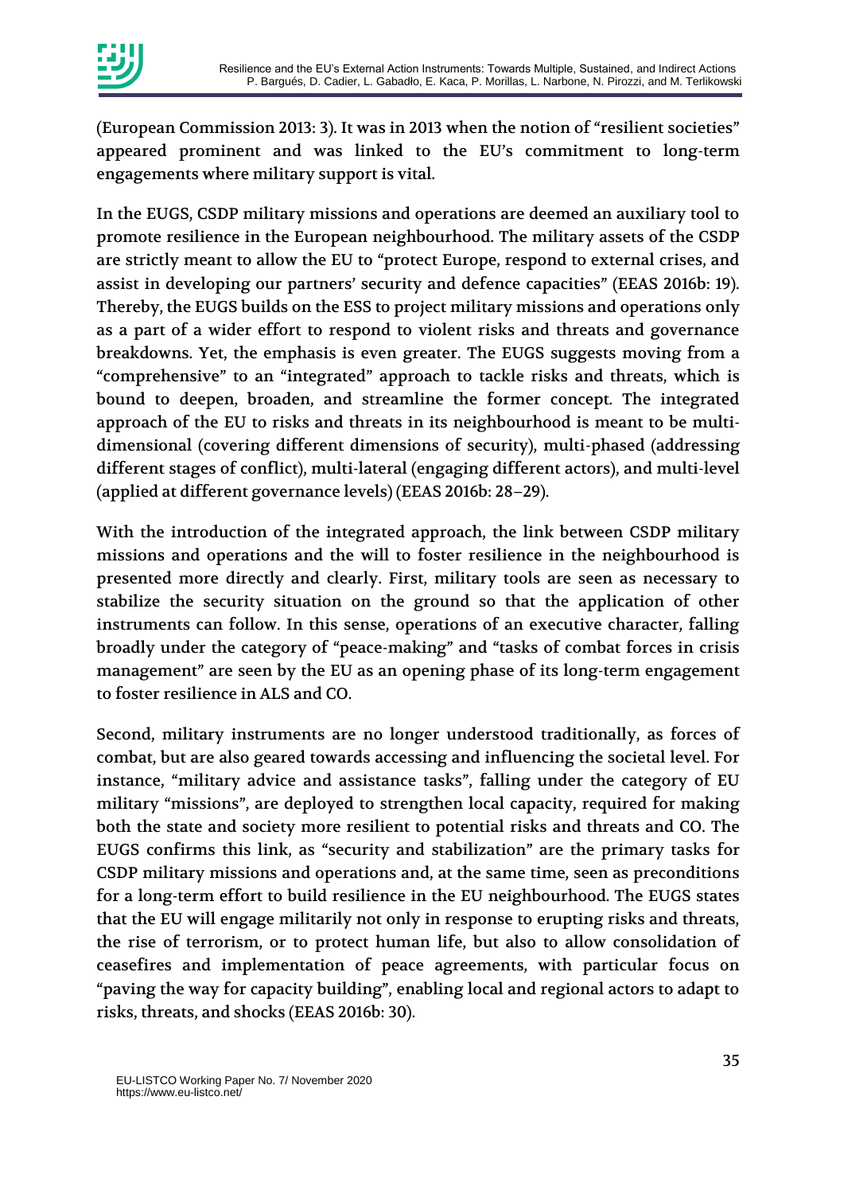(European Commission 2013: 3). It was in 2013 when the notion of "resilient societies" appeared prominent and was linked to the EU's commitment to long-term engagements where military support is vital.

In the EUGS, CSDP military missions and operations are deemed an auxiliary tool to promote resilience in the European neighbourhood. The military assets of the CSDP are strictly meant to allow the EU to "protect Europe, respond to external crises, and assist in developing our partners' security and defence capacities" (EEAS 2016b: 19). Thereby, the EUGS builds on the ESS to project military missions and operations only as a part of a wider effort to respond to violent risks and threats and governance breakdowns. Yet, the emphasis is even greater. The EUGS suggests moving from a "comprehensive" to an "integrated" approach to tackle risks and threats, which is bound to deepen, broaden, and streamline the former concept. The integrated approach of the EU to risks and threats in its neighbourhood is meant to be multi-dimensional (covering different dimensions of security), multi-phased (addressing different stages of conflict), multi-lateral (engaging different actors), and multi-level (applied at different governance levels) (EEAS 2016b: 28–29).

With the introduction of the integrated approach, the link between CSDP military missions and operations and the will to foster resilience in the neighbourhood is presented more directly and clearly. First, military tools are seen as necessary to stabilize the security situation on the ground so that the application of other instruments can follow. In this sense, operations of an executive character, falling broadly under the category of "peace-making" and "tasks of combat forces in crisis management" are seen by the EU as an opening phase of its long-term engagement to foster resilience in ALS and CO.

Second, military instruments are no longer understood traditionally, as forces of combat, but are also geared towards accessing and influencing the societal level. For instance, "military advice and assistance tasks", falling under the category of EU military "missions", are deployed to strengthen local capacity, required for making both the state and society more resilient to potential risks and threats and CO. The EUGS confirms this link, as "security and stabilization" are the primary tasks for CSDP military missions and operations and, at the same time, seen as preconditions for a long-term effort to build resilience in the EU neighbourhood. The EUGS states that the EU will engage militarily not only in response to erupting risks and threats, the rise of terrorism, or to protect human life, but also to allow consolidation of ceasefires and implementation of peace agreements, with particular focus on "paving the way for capacity building", enabling local and regional actors to adapt to risks, threats, and shocks (EEAS 2016b: 30).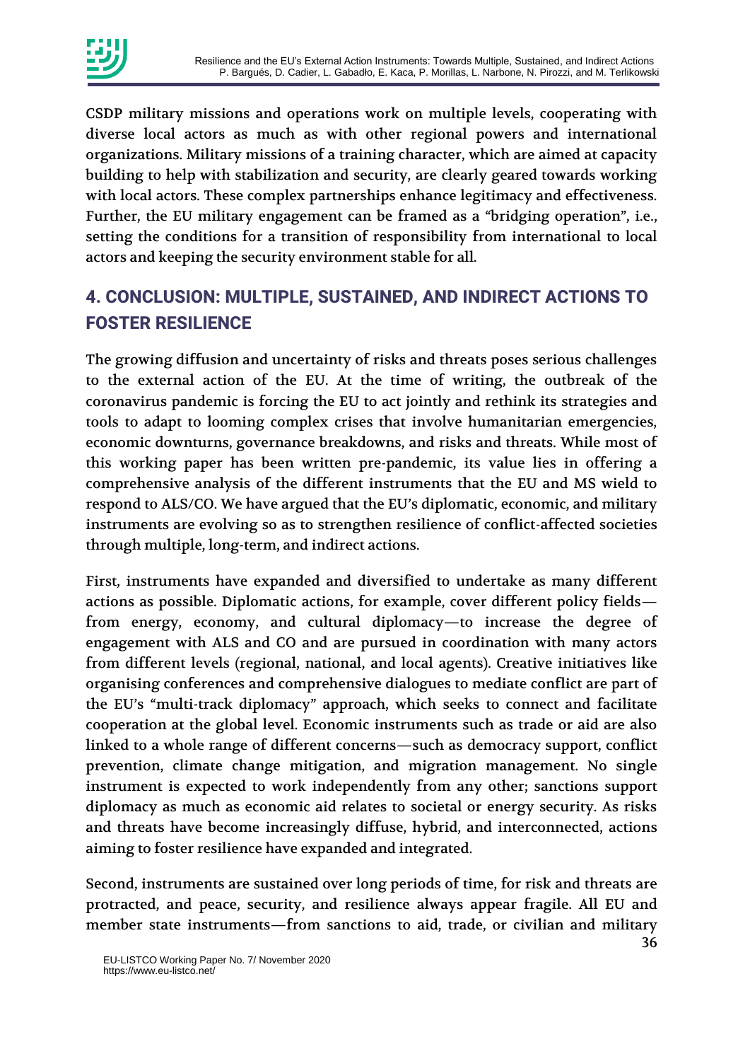CSDP military missions and operations work on multiple levels, cooperating with diverse local actors as much as with other regional powers and international organizations. Military missions of a training character, which are aimed at capacity building to help with stabilization and security, are clearly geared towards working with local actors. These complex partnerships enhance legitimacy and effectiveness. Further, the EU military engagement can be framed as a "bridging operation", i.e., setting the conditions for a transition of responsibility from international to local actors and keeping the security environment stable for all.

## 4. CONCLUSION: MULTIPLE, SUSTAINED, AND INDIRECT ACTIONS TO FOSTER RESILIENCE

The growing diffusion and uncertainty of risks and threats poses serious challenges to the external action of the EU. At the time of writing, the outbreak of the coronavirus pandemic is forcing the EU to act jointly and rethink its strategies and tools to adapt to looming complex crises that involve humanitarian emergencies, economic downturns, governance breakdowns, and risks and threats. While most of this working paper has been written pre-pandemic, its value lies in offering a comprehensive analysis of the different instruments that the EU and MS wield to respond to ALS/CO. We have argued that the EU's diplomatic, economic, and military instruments are evolving so as to strengthen resilience of conflict-affected societies through multiple, long-term, and indirect actions.

First, instruments have expanded and diversified to undertake as many different actions as possible. Diplomatic actions, for example, cover different policy fields—from energy, economy, and cultural diplomacy—to increase the degree of engagement with ALS and CO and are pursued in coordination with many actors from different levels (regional, national, and local agents). Creative initiatives like organising conferences and comprehensive dialogues to mediate conflict are part of the EU's "multi-track diplomacy" approach, which seeks to connect and facilitate cooperation at the global level. Economic instruments such as trade or aid are also linked to a whole range of different concerns—such as democracy support, conflict prevention, climate change mitigation, and migration management. No single instrument is expected to work independently from any other; sanctions support diplomacy as much as economic aid relates to societal or energy security. As risks and threats have become increasingly diffuse, hybrid, and interconnected, actions aiming to foster resilience have expanded and integrated.

Second, instruments are sustained over long periods of time, for risk and threats are protracted, and peace, security, and resilience always appear fragile. All EU and member state instruments—from sanctions to aid, trade, or civilian and military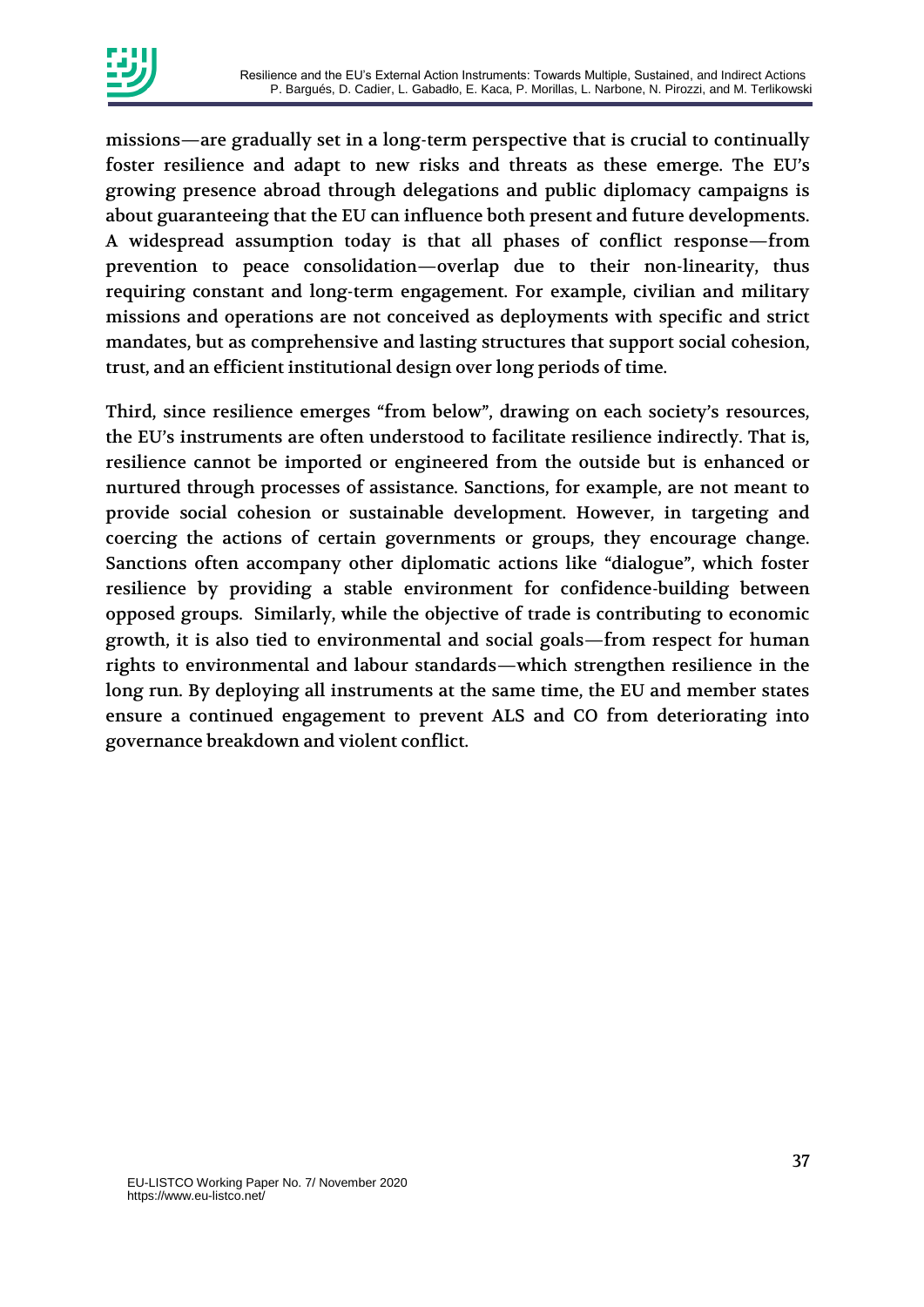missions—are gradually set in a long-term perspective that is crucial to continually foster resilience and adapt to new risks and threats as these emerge. The EU's growing presence abroad through delegations and public diplomacy campaigns is about guaranteeing that the EU can influence both present and future developments. A widespread assumption today is that all phases of conflict response—from prevention to peace consolidation—overlap due to their non-linearity, thus requiring constant and long-term engagement. For example, civilian and military missions and operations are not conceived as deployments with specific and strict mandates, but as comprehensive and lasting structures that support social cohesion, trust, and an efficient institutional design over long periods of time.

Third, since resilience emerges "from below", drawing on each society's resources, the EU's instruments are often understood to facilitate resilience indirectly. That is, resilience cannot be imported or engineered from the outside but is enhanced or nurtured through processes of assistance. Sanctions, for example, are not meant to provide social cohesion or sustainable development. However, in targeting and coercing the actions of certain governments or groups, they encourage change. Sanctions often accompany other diplomatic actions like "dialogue", which foster resilience by providing a stable environment for confidence-building between opposed groups. Similarly, while the objective of trade is contributing to economic growth, it is also tied to environmental and social goals—from respect for human rights to environmental and labour standards—which strengthen resilience in the long run. By deploying all instruments at the same time, the EU and member states ensure a continued engagement to prevent ALS and CO from deteriorating into governance breakdown and violent conflict.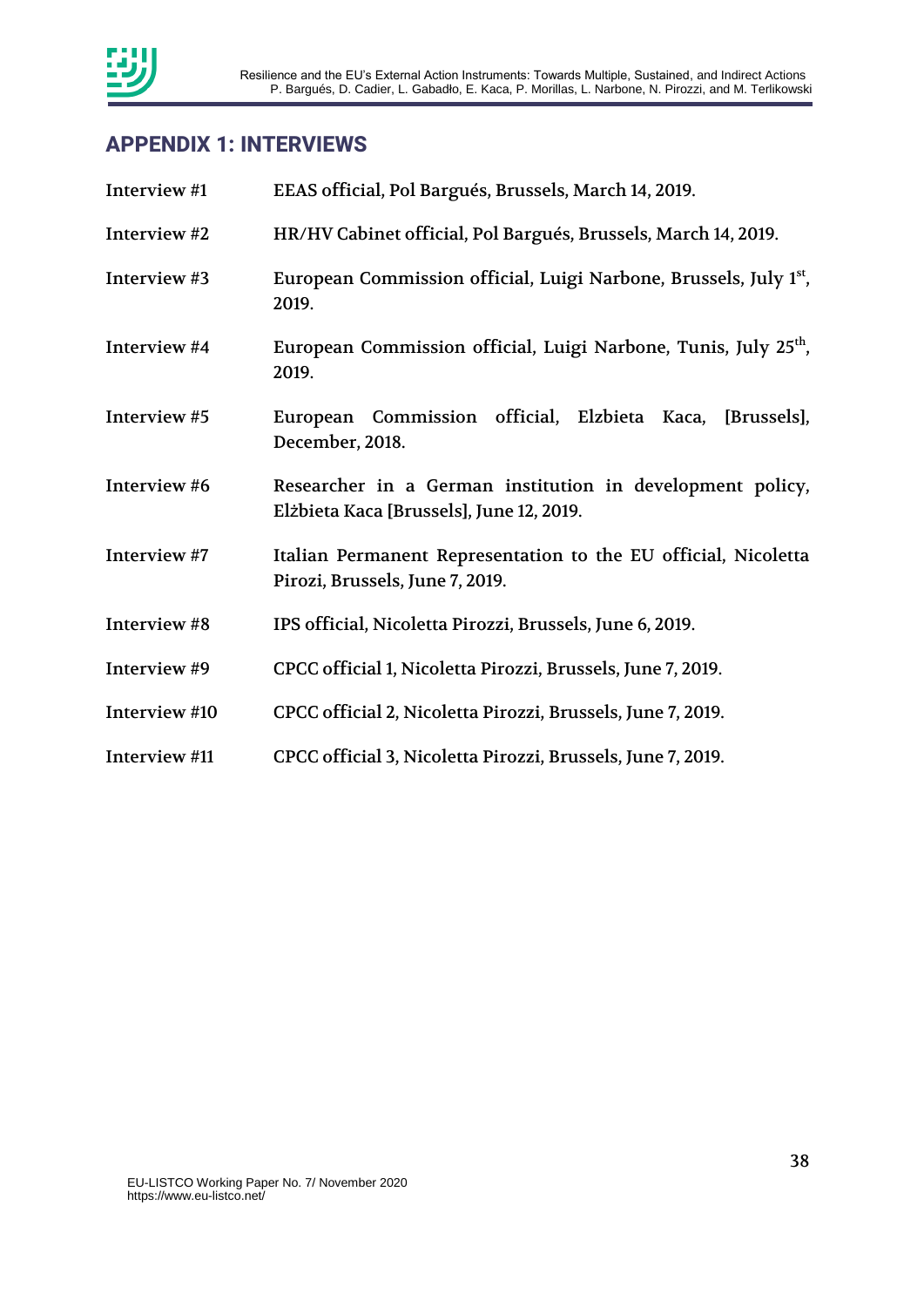## APPENDIX 1: INTERVIEWS

| | |
|---|---|
| Interview #1 | EEAS official, Pol Bargués, Brussels, March 14, 2019. |
| Interview #2 | HR/HV Cabinet official, Pol Bargués, Brussels, March 14, 2019. |
| Interview #3 | European Commission official, Luigi Narbone, Brussels, July 1st, 2019. |
| Interview #4 | European Commission official, Luigi Narbone, Tunis, July 25th, 2019. |
| Interview #5 | European Commission official, Elzbieta Kaca, [Brussels], December, 2018. |
| Interview #6 | Researcher in a German institution in development policy, Elżbieta Kaca [Brussels], June 12, 2019. |
| Interview #7 | Italian Permanent Representation to the EU official, Nicoletta Pirozi, Brussels, June 7, 2019. |
| Interview #8 | IPS official, Nicoletta Pirozzi, Brussels, June 6, 2019. |
| Interview #9 | CPCC official 1, Nicoletta Pirozzi, Brussels, June 7, 2019. |
| Interview #10 | CPCC official 2, Nicoletta Pirozzi, Brussels, June 7, 2019. |
| Interview #11 | CPCC official 3, Nicoletta Pirozzi, Brussels, June 7, 2019. |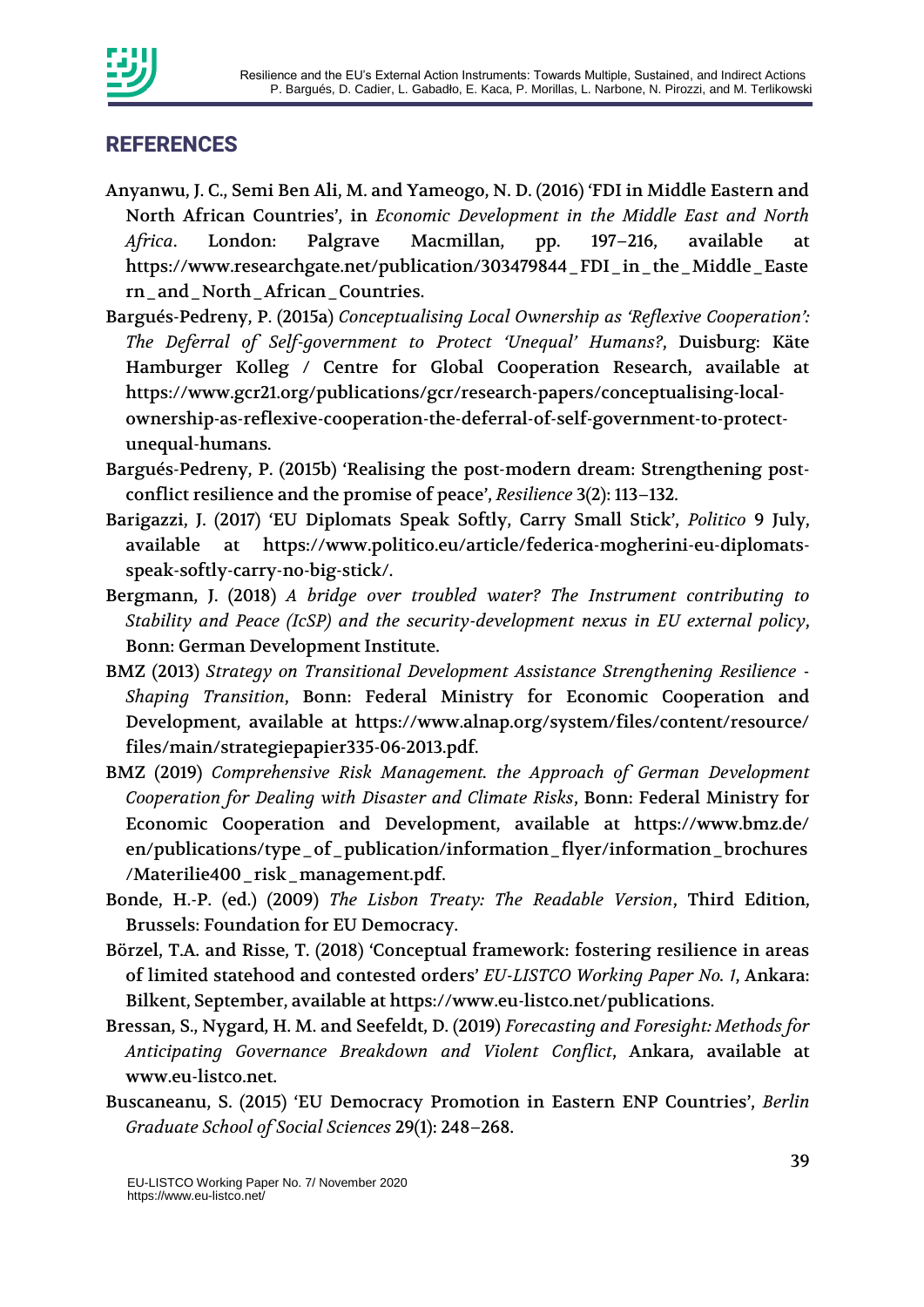## REFERENCES

Anyanwu, J. C., Semi Ben Ali, M. and Yameogo, N. D. (2016) 'FDI in Middle Eastern and North African Countries', in *Economic Development in the Middle East and North Africa*. London: Palgrave Macmillan, pp. 197–216, available at https://www.researchgate.net/publication/303479844_FDI_in_the_Middle_Eastern_and_North_African_Countries.

Bargués-Pedreny, P. (2015a) *Conceptualising Local Ownership as 'Reflexive Cooperation': The Deferral of Self-government to Protect 'Unequal' Humans?*, Duisburg: Käte Hamburger Kolleg / Centre for Global Cooperation Research, available at https://www.gcr21.org/publications/gcr/research-papers/conceptualising-local-ownership-as-reflexive-cooperation-the-deferral-of-self-government-to-protect-unequal-humans.

Bargués-Pedreny, P. (2015b) 'Realising the post-modern dream: Strengthening post-conflict resilience and the promise of peace', *Resilience* 3(2): 113–132.

Barigazzi, J. (2017) 'EU Diplomats Speak Softly, Carry Small Stick', *Politico* 9 July, available at https://www.politico.eu/article/federica-mogherini-eu-diplomats-speak-softly-carry-no-big-stick/.

Bergmann, J. (2018) *A bridge over troubled water? The Instrument contributing to Stability and Peace (IcSP) and the security-development nexus in EU external policy*, Bonn: German Development Institute.

BMZ (2013) *Strategy on Transitional Development Assistance Strengthening Resilience - Shaping Transition*, Bonn: Federal Ministry for Economic Cooperation and Development, available at https://www.alnap.org/system/files/content/resource/files/main/strategiepapier335-06-2013.pdf.

BMZ (2019) *Comprehensive Risk Management. the Approach of German Development Cooperation for Dealing with Disaster and Climate Risks*, Bonn: Federal Ministry for Economic Cooperation and Development, available at https://www.bmz.de/en/publications/type_of_publication/information_flyer/information_brochures/Materilie400_risk_management.pdf.

Bonde, H.-P. (ed.) (2009) *The Lisbon Treaty: The Readable Version*, Third Edition, Brussels: Foundation for EU Democracy.

Börzel, T.A. and Risse, T. (2018) 'Conceptual framework: fostering resilience in areas of limited statehood and contested orders' *EU-LISTCO Working Paper No. 1*, Ankara: Bilkent, September, available at https://www.eu-listco.net/publications.

Bressan, S., Nygard, H. M. and Seefeldt, D. (2019) *Forecasting and Foresight: Methods for Anticipating Governance Breakdown and Violent Conflict*, Ankara, available at www.eu-listco.net.

Buscaneanu, S. (2015) 'EU Democracy Promotion in Eastern ENP Countries', *Berlin Graduate School of Social Sciences* 29(1): 248–268.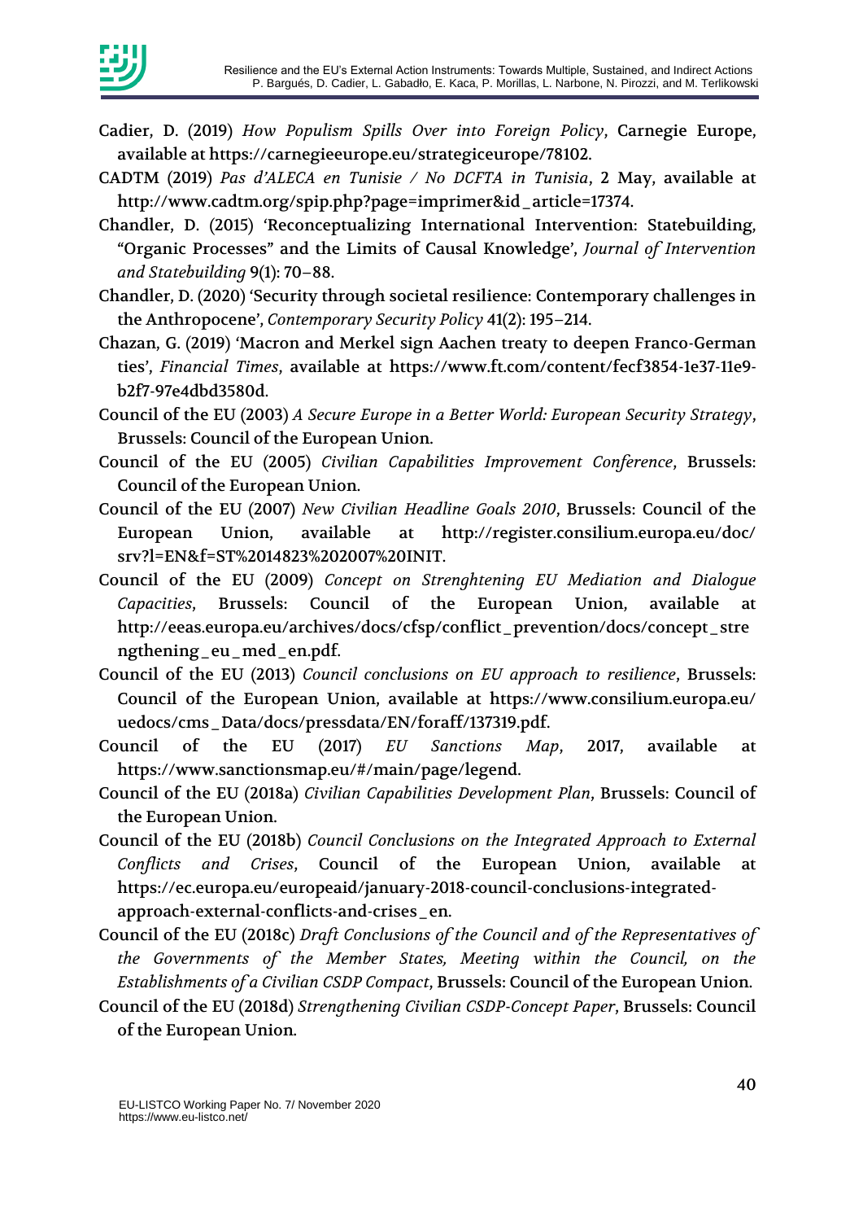Cadier, D. (2019) *How Populism Spills Over into Foreign Policy*, Carnegie Europe, available at https://carnegieeurope.eu/strategiceurope/78102.

CADTM (2019) *Pas d'ALECA en Tunisie / No DCFTA in Tunisia*, 2 May, available at http://www.cadtm.org/spip.php?page=imprimer&id_article=17374.

Chandler, D. (2015) 'Reconceptualizing International Intervention: Statebuilding, "Organic Processes" and the Limits of Causal Knowledge', *Journal of Intervention and Statebuilding* 9(1): 70–88.

Chandler, D. (2020) 'Security through societal resilience: Contemporary challenges in the Anthropocene', *Contemporary Security Policy* 41(2): 195–214.

Chazan, G. (2019) 'Macron and Merkel sign Aachen treaty to deepen Franco-German ties', *Financial Times*, available at https://www.ft.com/content/fecf3854-1e37-11e9-b2f7-97e4dbd3580d.

Council of the EU (2003) *A Secure Europe in a Better World: European Security Strategy*, Brussels: Council of the European Union.

Council of the EU (2005) *Civilian Capabilities Improvement Conference*, Brussels: Council of the European Union.

Council of the EU (2007) *New Civilian Headline Goals 2010*, Brussels: Council of the European Union, available at http://register.consilium.europa.eu/doc/srv?l=EN&f=ST%2014823%202007%20INIT.

Council of the EU (2009) *Concept on Strenghtening EU Mediation and Dialogue Capacities*, Brussels: Council of the European Union, available at http://eeas.europa.eu/archives/docs/cfsp/conflict_prevention/docs/concept_strengthening_eu_med_en.pdf.

Council of the EU (2013) *Council conclusions on EU approach to resilience*, Brussels: Council of the European Union, available at https://www.consilium.europa.eu/uedocs/cms_Data/docs/pressdata/EN/foraff/137319.pdf.

Council of the EU (2017) *EU Sanctions Map*, 2017, available at https://www.sanctionsmap.eu/#/main/page/legend.

Council of the EU (2018a) *Civilian Capabilities Development Plan*, Brussels: Council of the European Union.

Council of the EU (2018b) *Council Conclusions on the Integrated Approach to External Conflicts and Crises*, Council of the European Union, available at https://ec.europa.eu/europeaid/january-2018-council-conclusions-integrated-approach-external-conflicts-and-crises_en.

Council of the EU (2018c) *Draft Conclusions of the Council and of the Representatives of the Governments of the Member States, Meeting within the Council, on the Establishments of a Civilian CSDP Compact*, Brussels: Council of the European Union.

Council of the EU (2018d) *Strengthening Civilian CSDP-Concept Paper*, Brussels: Council of the European Union.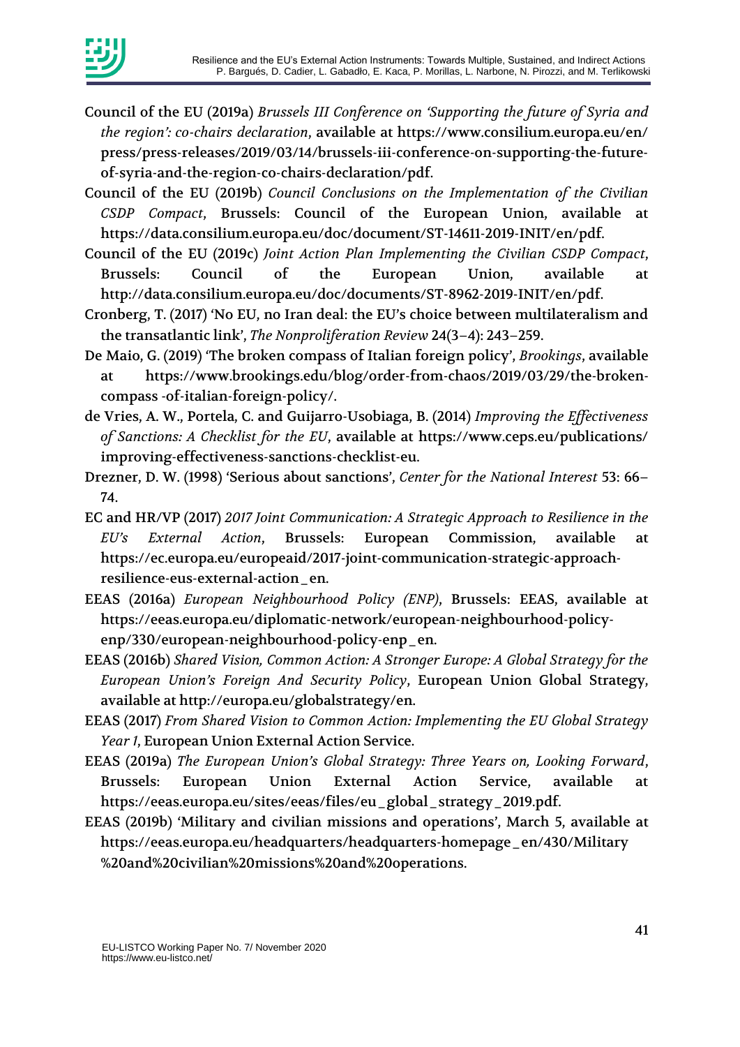Council of the EU (2019a) *Brussels III Conference on 'Supporting the future of Syria and the region': co-chairs declaration*, available at https://www.consilium.europa.eu/en/press/press-releases/2019/03/14/brussels-iii-conference-on-supporting-the-future-of-syria-and-the-region-co-chairs-declaration/pdf.

Council of the EU (2019b) *Council Conclusions on the Implementation of the Civilian CSDP Compact*, Brussels: Council of the European Union, available at https://data.consilium.europa.eu/doc/document/ST-14611-2019-INIT/en/pdf.

Council of the EU (2019c) *Joint Action Plan Implementing the Civilian CSDP Compact*, Brussels: Council of the European Union, available at http://data.consilium.europa.eu/doc/documents/ST-8962-2019-INIT/en/pdf.

Cronberg, T. (2017) 'No EU, no Iran deal: the EU's choice between multilateralism and the transatlantic link', *The Nonproliferation Review* 24(3–4): 243–259.

De Maio, G. (2019) 'The broken compass of Italian foreign policy', *Brookings*, available at https://www.brookings.edu/blog/order-from-chaos/2019/03/29/the-broken-compass -of-italian-foreign-policy/.

de Vries, A. W., Portela, C. and Guijarro-Usobiaga, B. (2014) *Improving the Effectiveness of Sanctions: A Checklist for the EU*, available at https://www.ceps.eu/publications/improving-effectiveness-sanctions-checklist-eu.

Drezner, D. W. (1998) 'Serious about sanctions', *Center for the National Interest* 53: 66–74.

EC and HR/VP (2017) *2017 Joint Communication: A Strategic Approach to Resilience in the EU's External Action*, Brussels: European Commission, available at https://ec.europa.eu/europeaid/2017-joint-communication-strategic-approach-resilience-eus-external-action_en.

EEAS (2016a) *European Neighbourhood Policy (ENP)*, Brussels: EEAS, available at https://eeas.europa.eu/diplomatic-network/european-neighbourhood-policy-enp/330/european-neighbourhood-policy-enp_en.

EEAS (2016b) *Shared Vision, Common Action: A Stronger Europe: A Global Strategy for the European Union's Foreign And Security Policy*, European Union Global Strategy, available at http://europa.eu/globalstrategy/en.

EEAS (2017) *From Shared Vision to Common Action: Implementing the EU Global Strategy Year 1*, European Union External Action Service.

EEAS (2019a) *The European Union's Global Strategy: Three Years on, Looking Forward*, Brussels: European Union External Action Service, available at https://eeas.europa.eu/sites/eeas/files/eu_global_strategy_2019.pdf.

EEAS (2019b) 'Military and civilian missions and operations', March 5, available at https://eeas.europa.eu/headquarters/headquarters-homepage_en/430/Military%20and%20civilian%20missions%20and%20operations.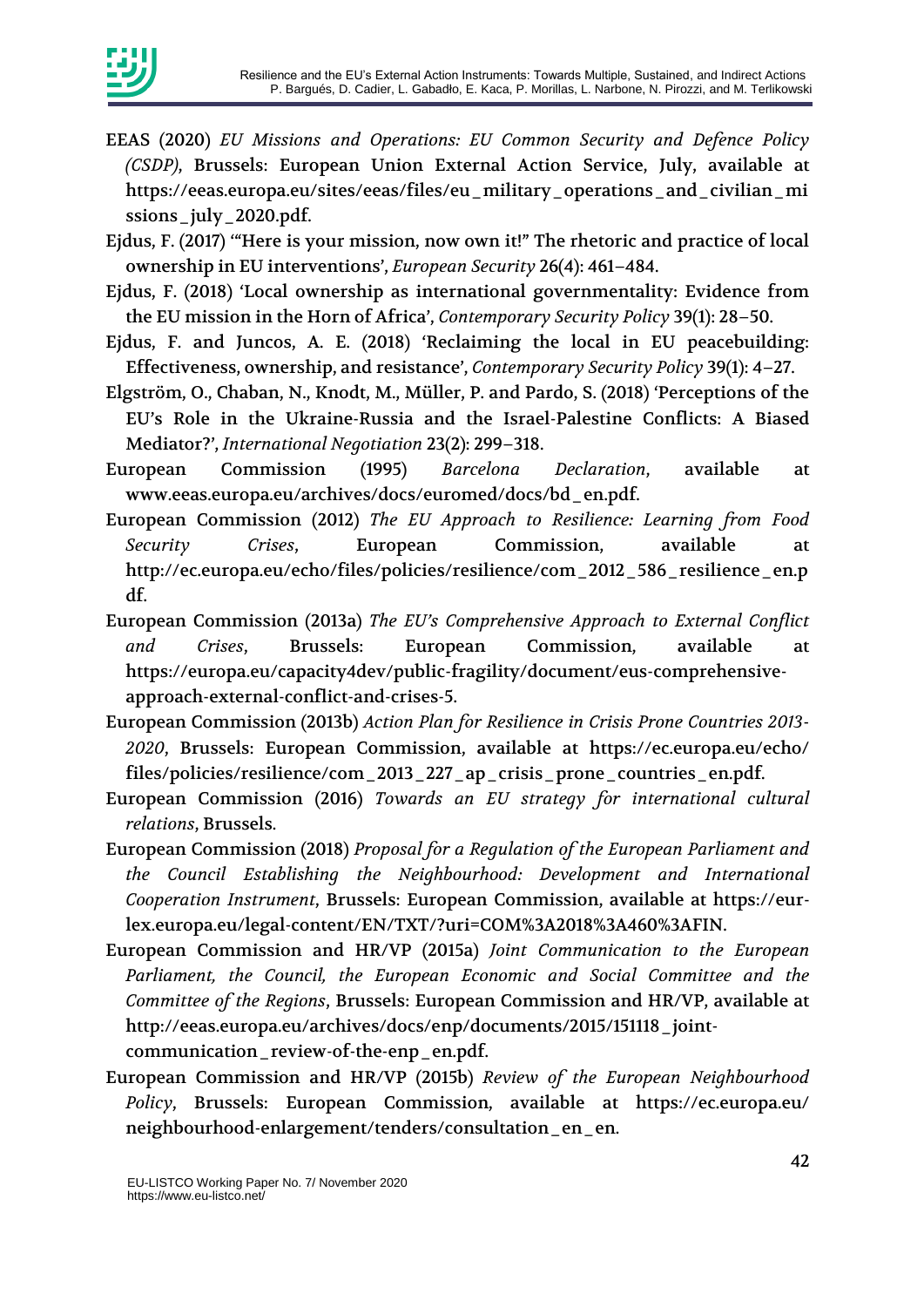EEAS (2020) *EU Missions and Operations: EU Common Security and Defence Policy (CSDP)*, Brussels: European Union External Action Service, July, available at https://eeas.europa.eu/sites/eeas/files/eu_military_operations_and_civilian_missions_july_2020.pdf.

Ejdus, F. (2017) '"Here is your mission, now own it!" The rhetoric and practice of local ownership in EU interventions', *European Security* 26(4): 461–484.

Ejdus, F. (2018) 'Local ownership as international governmentality: Evidence from the EU mission in the Horn of Africa', *Contemporary Security Policy* 39(1): 28–50.

Ejdus, F. and Juncos, A. E. (2018) 'Reclaiming the local in EU peacebuilding: Effectiveness, ownership, and resistance', *Contemporary Security Policy* 39(1): 4–27.

Elgström, O., Chaban, N., Knodt, M., Müller, P. and Pardo, S. (2018) 'Perceptions of the EU's Role in the Ukraine-Russia and the Israel-Palestine Conflicts: A Biased Mediator?', *International Negotiation* 23(2): 299–318.

European Commission (1995) *Barcelona Declaration*, available at www.eeas.europa.eu/archives/docs/euromed/docs/bd_en.pdf.

European Commission (2012) *The EU Approach to Resilience: Learning from Food Security Crises*, European Commission, available at http://ec.europa.eu/echo/files/policies/resilience/com_2012_586_resilience_en.pdf.

European Commission (2013a) *The EU's Comprehensive Approach to External Conflict and Crises*, Brussels: European Commission, available at https://europa.eu/capacity4dev/public-fragility/document/eus-comprehensive-approach-external-conflict-and-crises-5.

European Commission (2013b) *Action Plan for Resilience in Crisis Prone Countries 2013-2020*, Brussels: European Commission, available at https://ec.europa.eu/echo/files/policies/resilience/com_2013_227_ap_crisis_prone_countries_en.pdf.

European Commission (2016) *Towards an EU strategy for international cultural relations*, Brussels.

European Commission (2018) *Proposal for a Regulation of the European Parliament and the Council Establishing the Neighbourhood: Development and International Cooperation Instrument*, Brussels: European Commission, available at https://eur-lex.europa.eu/legal-content/EN/TXT/?uri=COM%3A2018%3A460%3AFIN.

European Commission and HR/VP (2015a) *Joint Communication to the European Parliament, the Council, the European Economic and Social Committee and the Committee of the Regions*, Brussels: European Commission and HR/VP, available at http://eeas.europa.eu/archives/docs/enp/documents/2015/151118_joint-communication_review-of-the-enp_en.pdf.

European Commission and HR/VP (2015b) *Review of the European Neighbourhood Policy*, Brussels: European Commission, available at https://ec.europa.eu/neighbourhood-enlargement/tenders/consultation_en_en.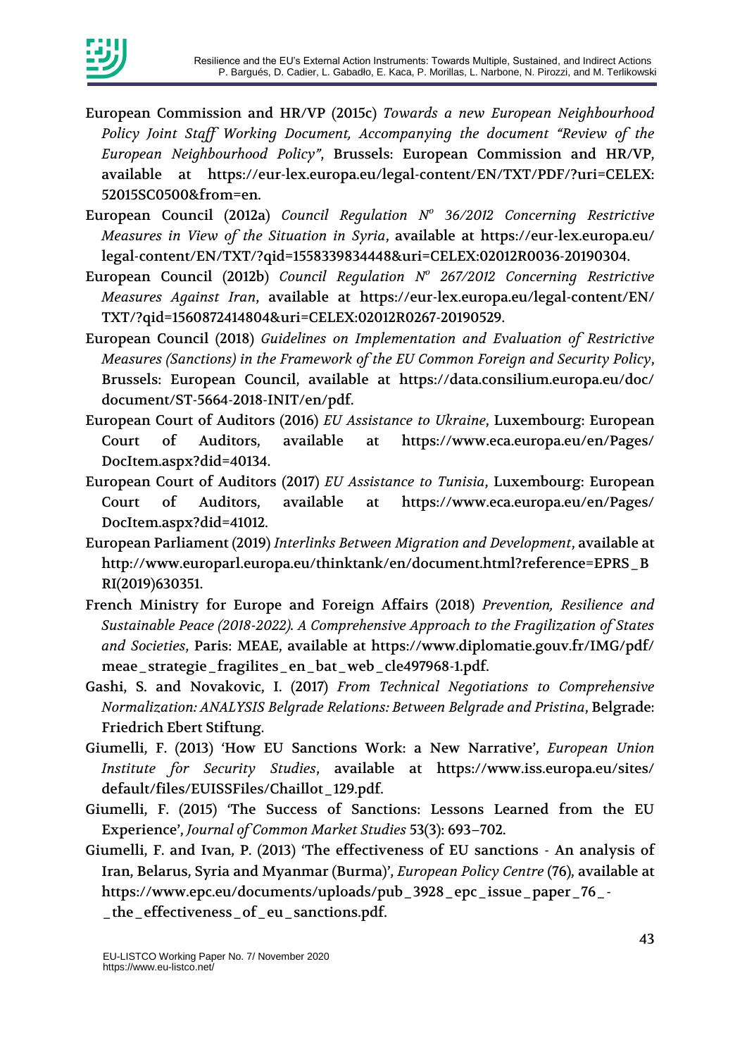European Commission and HR/VP (2015c) *Towards a new European Neighbourhood Policy Joint Staff Working Document, Accompanying the document "Review of the European Neighbourhood Policy"*, Brussels: European Commission and HR/VP, available at https://eur-lex.europa.eu/legal-content/EN/TXT/PDF/?uri=CELEX:52015SC0500&from=en.

European Council (2012a) *Council Regulation Nº 36/2012 Concerning Restrictive Measures in View of the Situation in Syria*, available at https://eur-lex.europa.eu/legal-content/EN/TXT/?qid=1558339834448&uri=CELEX:02012R0036-20190304.

European Council (2012b) *Council Regulation Nº 267/2012 Concerning Restrictive Measures Against Iran*, available at https://eur-lex.europa.eu/legal-content/EN/TXT/?qid=1560872414804&uri=CELEX:02012R0267-20190529.

European Council (2018) *Guidelines on Implementation and Evaluation of Restrictive Measures (Sanctions) in the Framework of the EU Common Foreign and Security Policy*, Brussels: European Council, available at https://data.consilium.europa.eu/doc/document/ST-5664-2018-INIT/en/pdf.

European Court of Auditors (2016) *EU Assistance to Ukraine*, Luxembourg: European Court of Auditors, available at https://www.eca.europa.eu/en/Pages/DocItem.aspx?did=40134.

European Court of Auditors (2017) *EU Assistance to Tunisia*, Luxembourg: European Court of Auditors, available at https://www.eca.europa.eu/en/Pages/DocItem.aspx?did=41012.

European Parliament (2019) *Interlinks Between Migration and Development*, available at http://www.europarl.europa.eu/thinktank/en/document.html?reference=EPRS_BRI(2019)630351.

French Ministry for Europe and Foreign Affairs (2018) *Prevention, Resilience and Sustainable Peace (2018-2022). A Comprehensive Approach to the Fragilization of States and Societies*, Paris: MEAE, available at https://www.diplomatie.gouv.fr/IMG/pdf/meae_strategie_fragilites_en_bat_web_cle497968-1.pdf.

Gashi, S. and Novakovic, I. (2017) *From Technical Negotiations to Comprehensive Normalization: ANALYSIS Belgrade Relations: Between Belgrade and Pristina*, Belgrade: Friedrich Ebert Stiftung.

Giumelli, F. (2013) 'How EU Sanctions Work: a New Narrative', *European Union Institute for Security Studies*, available at https://www.iss.europa.eu/sites/default/files/EUISSFiles/Chaillot_129.pdf.

Giumelli, F. (2015) 'The Success of Sanctions: Lessons Learned from the EU Experience', *Journal of Common Market Studies* 53(3): 693–702.

Giumelli, F. and Ivan, P. (2013) 'The effectiveness of EU sanctions - An analysis of Iran, Belarus, Syria and Myanmar (Burma)', *European Policy Centre* (76), available at https://www.epc.eu/documents/uploads/pub_3928_epc_issue_paper_76_-_the_effectiveness_of_eu_sanctions.pdf.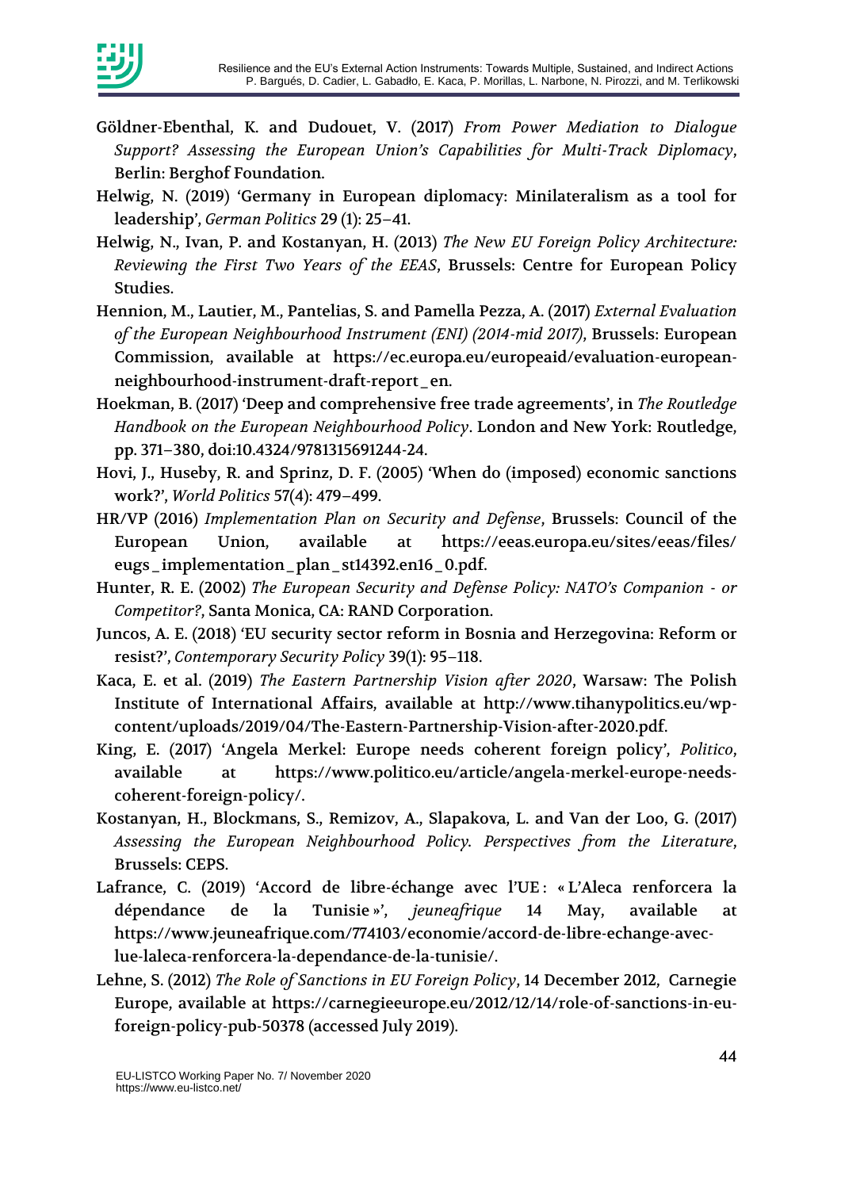Göldner-Ebenthal, K. and Dudouet, V. (2017) *From Power Mediation to Dialogue Support? Assessing the European Union's Capabilities for Multi-Track Diplomacy*, Berlin: Berghof Foundation.

Helwig, N. (2019) 'Germany in European diplomacy: Minilateralism as a tool for leadership', *German Politics* 29 (1): 25–41.

Helwig, N., Ivan, P. and Kostanyan, H. (2013) *The New EU Foreign Policy Architecture: Reviewing the First Two Years of the EEAS*, Brussels: Centre for European Policy Studies.

Hennion, M., Lautier, M., Pantelias, S. and Pamella Pezza, A. (2017) *External Evaluation of the European Neighbourhood Instrument (ENI) (2014-mid 2017)*, Brussels: European Commission, available at https://ec.europa.eu/europeaid/evaluation-european-neighbourhood-instrument-draft-report_en.

Hoekman, B. (2017) 'Deep and comprehensive free trade agreements', in *The Routledge Handbook on the European Neighbourhood Policy*. London and New York: Routledge, pp. 371–380, doi:10.4324/9781315691244-24.

Hovi, J., Huseby, R. and Sprinz, D. F. (2005) 'When do (imposed) economic sanctions work?', *World Politics* 57(4): 479–499.

HR/VP (2016) *Implementation Plan on Security and Defense*, Brussels: Council of the European Union, available at https://eeas.europa.eu/sites/eeas/files/eugs_implementation_plan_st14392.en16_0.pdf.

Hunter, R. E. (2002) *The European Security and Defense Policy: NATO's Companion - or Competitor?*, Santa Monica, CA: RAND Corporation.

Juncos, A. E. (2018) 'EU security sector reform in Bosnia and Herzegovina: Reform or resist?', *Contemporary Security Policy* 39(1): 95–118.

Kaca, E. et al. (2019) *The Eastern Partnership Vision after 2020*, Warsaw: The Polish Institute of International Affairs, available at http://www.tihanypolitics.eu/wp-content/uploads/2019/04/The-Eastern-Partnership-Vision-after-2020.pdf.

King, E. (2017) 'Angela Merkel: Europe needs coherent foreign policy', *Politico*, available at https://www.politico.eu/article/angela-merkel-europe-needs-coherent-foreign-policy/.

Kostanyan, H., Blockmans, S., Remizov, A., Slapakova, L. and Van der Loo, G. (2017) *Assessing the European Neighbourhood Policy. Perspectives from the Literature*, Brussels: CEPS.

Lafrance, C. (2019) 'Accord de libre-échange avec l'UE : « L'Aleca renforcera la dépendance de la Tunisie »', *jeuneafrique* 14 May, available at https://www.jeuneafrique.com/774103/economie/accord-de-libre-echange-avec-lue-laleca-renforcera-la-dependance-de-la-tunisie/.

Lehne, S. (2012) *The Role of Sanctions in EU Foreign Policy*, 14 December 2012, Carnegie Europe, available at https://carnegieeurope.eu/2012/12/14/role-of-sanctions-in-eu-foreign-policy-pub-50378 (accessed July 2019).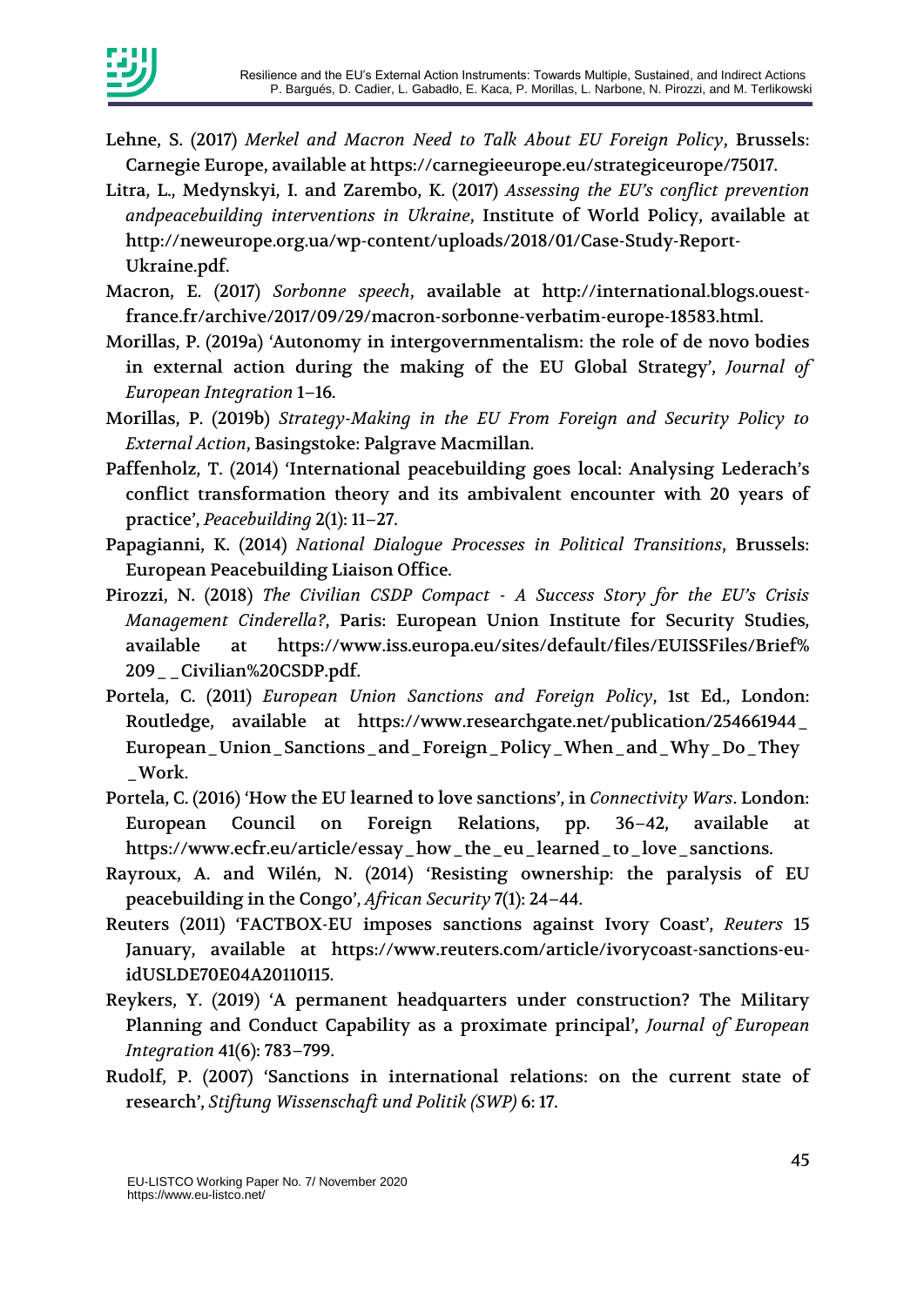Lehne, S. (2017) *Merkel and Macron Need to Talk About EU Foreign Policy*, Brussels: Carnegie Europe, available at https://carnegieeurope.eu/strategiceurope/75017.

Litra, L., Medynskyi, I. and Zarembo, K. (2017) *Assessing the EU's conflict prevention andpeacebuilding interventions in Ukraine*, Institute of World Policy, available at http://neweurope.org.ua/wp-content/uploads/2018/01/Case-Study-Report-Ukraine.pdf.

Macron, E. (2017) *Sorbonne speech*, available at http://international.blogs.ouest-france.fr/archive/2017/09/29/macron-sorbonne-verbatim-europe-18583.html.

Morillas, P. (2019a) 'Autonomy in intergovernmentalism: the role of de novo bodies in external action during the making of the EU Global Strategy', *Journal of European Integration* 1–16.

Morillas, P. (2019b) *Strategy-Making in the EU From Foreign and Security Policy to External Action*, Basingstoke: Palgrave Macmillan.

Paffenholz, T. (2014) 'International peacebuilding goes local: Analysing Lederach's conflict transformation theory and its ambivalent encounter with 20 years of practice', *Peacebuilding* 2(1): 11–27.

Papagianni, K. (2014) *National Dialogue Processes in Political Transitions*, Brussels: European Peacebuilding Liaison Office.

Pirozzi, N. (2018) *The Civilian CSDP Compact - A Success Story for the EU's Crisis Management Cinderella?*, Paris: European Union Institute for Security Studies, available at https://www.iss.europa.eu/sites/default/files/EUISSFiles/Brief%209_ _Civilian%20CSDP.pdf.

Portela, C. (2011) *European Union Sanctions and Foreign Policy*, 1st Ed., London: Routledge, available at https://www.researchgate.net/publication/254661944_European_Union_Sanctions_and_Foreign_Policy_When_and_Why_Do_They_Work.

Portela, C. (2016) 'How the EU learned to love sanctions', in *Connectivity Wars*. London: European Council on Foreign Relations, pp. 36–42, available at https://www.ecfr.eu/article/essay_how_the_eu_learned_to_love_sanctions.

Rayroux, A. and Wilén, N. (2014) 'Resisting ownership: the paralysis of EU peacebuilding in the Congo', *African Security* 7(1): 24–44.

Reuters (2011) 'FACTBOX-EU imposes sanctions against Ivory Coast', *Reuters* 15 January, available at https://www.reuters.com/article/ivorycoast-sanctions-eu-idUSLDE70E04A20110115.

Reykers, Y. (2019) 'A permanent headquarters under construction? The Military Planning and Conduct Capability as a proximate principal', *Journal of European Integration* 41(6): 783–799.

Rudolf, P. (2007) 'Sanctions in international relations: on the current state of research', *Stiftung Wissenschaft und Politik (SWP)* 6: 17.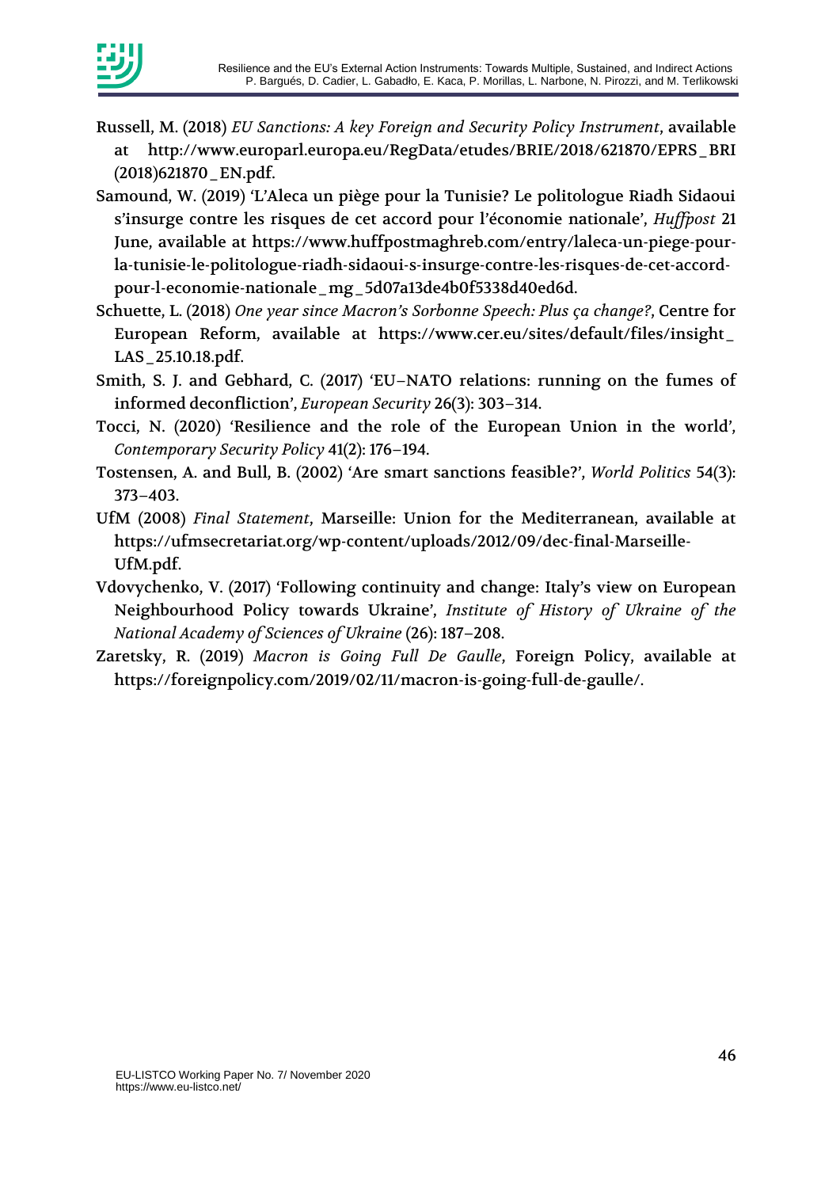Russell, M. (2018) *EU Sanctions: A key Foreign and Security Policy Instrument*, available at http://www.europarl.europa.eu/RegData/etudes/BRIE/2018/621870/EPRS_BRI(2018)621870_EN.pdf.

Samound, W. (2019) 'L'Aleca un piège pour la Tunisie? Le politologue Riadh Sidaoui s'insurge contre les risques de cet accord pour l'économie nationale', *Huffpost* 21 June, available at https://www.huffpostmaghreb.com/entry/laleca-un-piege-pour-la-tunisie-le-politologue-riadh-sidaoui-s-insurge-contre-les-risques-de-cet-accord-pour-l-economie-nationale_mg_5d07a13de4b0f5338d40ed6d.

Schuette, L. (2018) *One year since Macron's Sorbonne Speech: Plus ça change?*, Centre for European Reform, available at https://www.cer.eu/sites/default/files/insight_LAS_25.10.18.pdf.

Smith, S. J. and Gebhard, C. (2017) 'EU–NATO relations: running on the fumes of informed deconfliction', *European Security* 26(3): 303–314.

Tocci, N. (2020) 'Resilience and the role of the European Union in the world', *Contemporary Security Policy* 41(2): 176–194.

Tostensen, A. and Bull, B. (2002) 'Are smart sanctions feasible?', *World Politics* 54(3): 373–403.

UfM (2008) *Final Statement*, Marseille: Union for the Mediterranean, available at https://ufmsecretariat.org/wp-content/uploads/2012/09/dec-final-Marseille-UfM.pdf.

Vdovychenko, V. (2017) 'Following continuity and change: Italy's view on European Neighbourhood Policy towards Ukraine', *Institute of History of Ukraine of the National Academy of Sciences of Ukraine* (26): 187–208.

Zaretsky, R. (2019) *Macron is Going Full De Gaulle*, Foreign Policy, available at https://foreignpolicy.com/2019/02/11/macron-is-going-full-de-gaulle/.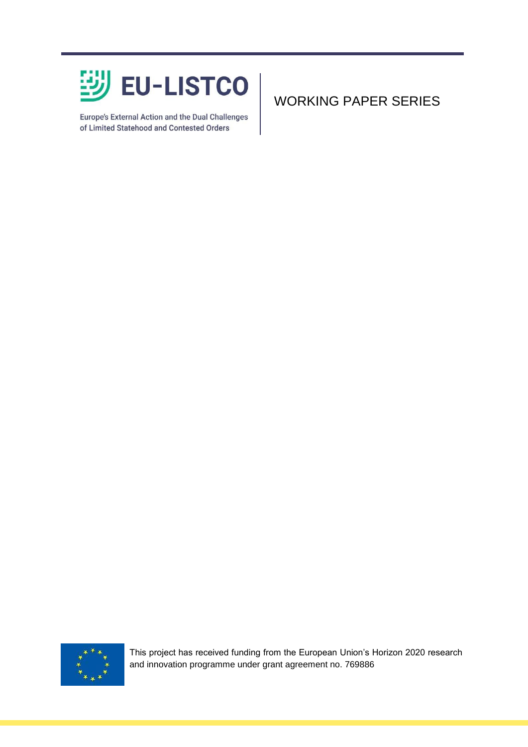EU-LISTCO

Europe's External Action and the Dual Challenges of Limited Statehood and Contested Orders

WORKING PAPER SERIES

This project has received funding from the European Union's Horizon 2020 research and innovation programme under grant agreement no. 769886